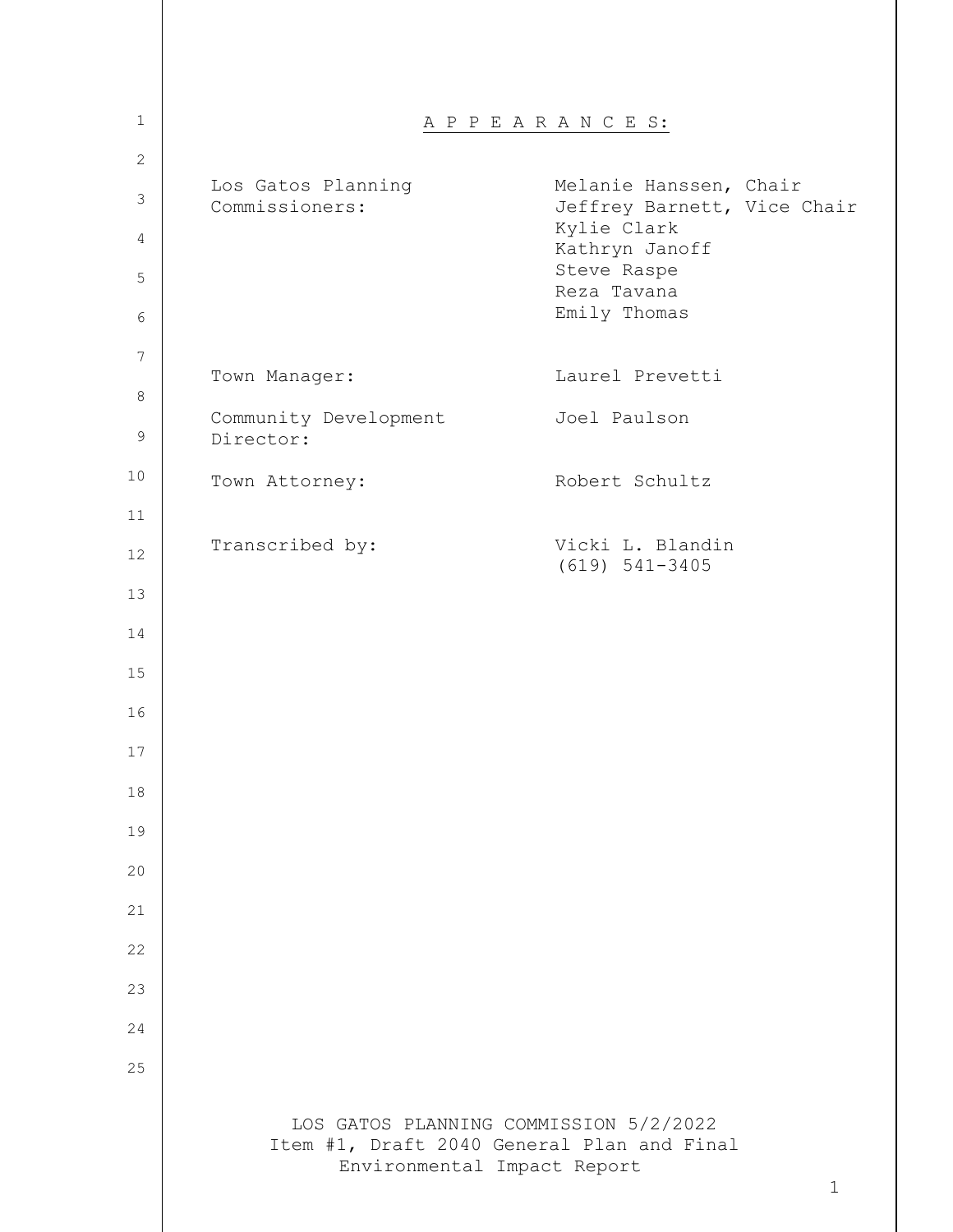# A P P E A R A N C E S:

| | |
|---|---|
| Los Gatos Planning Commissioners: | Melanie Hanssen, Chair<br>Jeffrey Barnett, Vice Chair<br>Kylie Clark<br>Kathryn Janoff<br>Steve Raspe<br>Reza Tavana<br>Emily Thomas |
| Town Manager: | Laurel Prevetti |
| Community Development Director: | Joel Paulson |
| Town Attorney: | Robert Schultz |
| Transcribed by: | Vicki L. Blandin<br>(619) 541-3405 |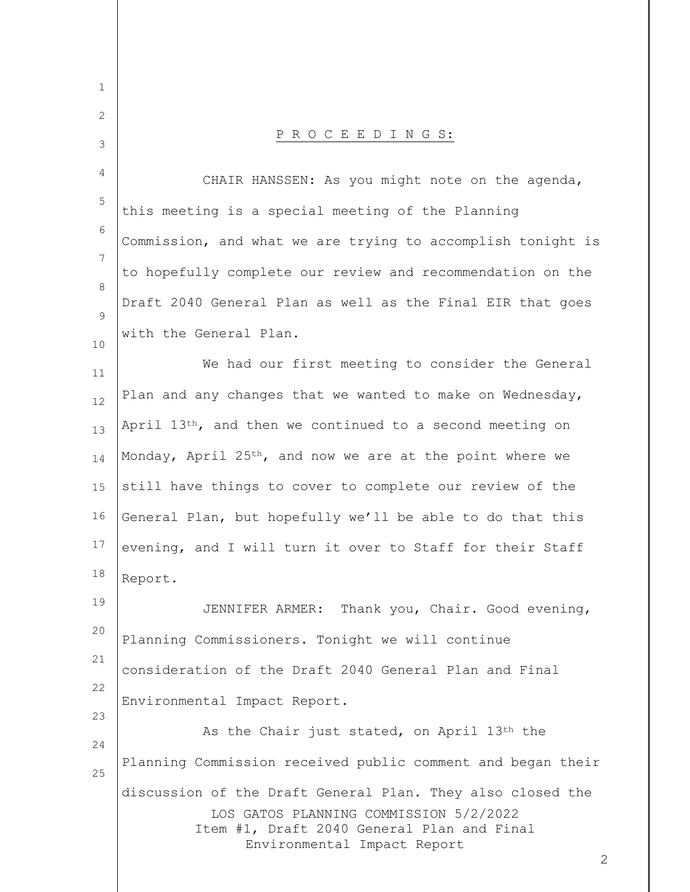P R O C E E D I N G S:

CHAIR HANSSEN: As you might note on the agenda, this meeting is a special meeting of the Planning Commission, and what we are trying to accomplish tonight is to hopefully complete our review and recommendation on the Draft 2040 General Plan as well as the Final EIR that goes with the General Plan.

We had our first meeting to consider the General Plan and any changes that we wanted to make on Wednesday, April 13th, and then we continued to a second meeting on Monday, April 25th, and now we are at the point where we still have things to cover to complete our review of the General Plan, but hopefully we'll be able to do that this evening, and I will turn it over to Staff for their Staff Report.

JENNIFER ARMER: Thank you, Chair. Good evening, Planning Commissioners. Tonight we will continue consideration of the Draft 2040 General Plan and Final Environmental Impact Report.

As the Chair just stated, on April 13th the Planning Commission received public comment and began their discussion of the Draft General Plan. They also closed the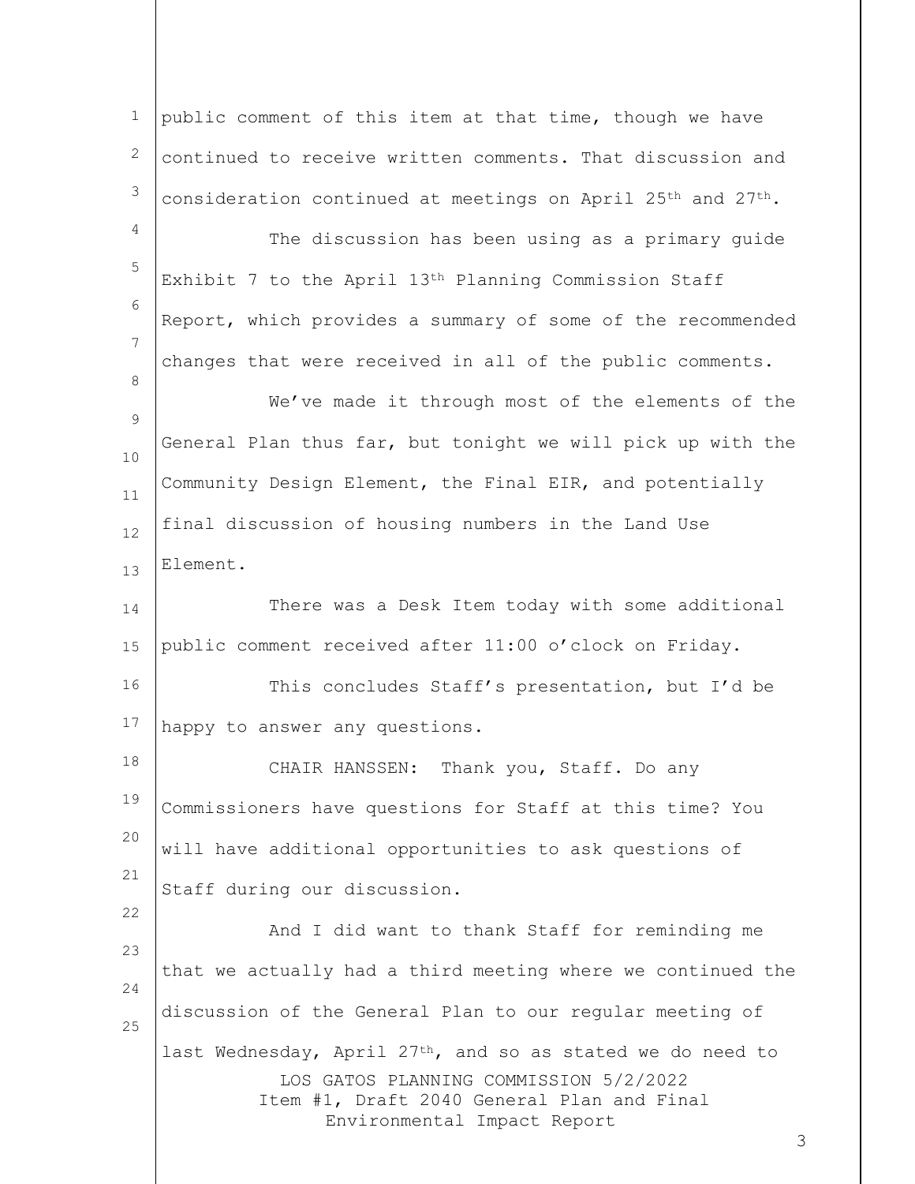public comment of this item at that time, though we have continued to receive written comments. That discussion and consideration continued at meetings on April 25th and 27th.

The discussion has been using as a primary guide Exhibit 7 to the April 13th Planning Commission Staff Report, which provides a summary of some of the recommended changes that were received in all of the public comments.

We've made it through most of the elements of the General Plan thus far, but tonight we will pick up with the Community Design Element, the Final EIR, and potentially final discussion of housing numbers in the Land Use Element.

There was a Desk Item today with some additional public comment received after 11:00 o'clock on Friday.

This concludes Staff's presentation, but I'd be happy to answer any questions.

CHAIR HANSSEN: Thank you, Staff. Do any Commissioners have questions for Staff at this time? You will have additional opportunities to ask questions of Staff during our discussion.

And I did want to thank Staff for reminding me that we actually had a third meeting where we continued the discussion of the General Plan to our regular meeting of last Wednesday, April 27th, and so as stated we do need to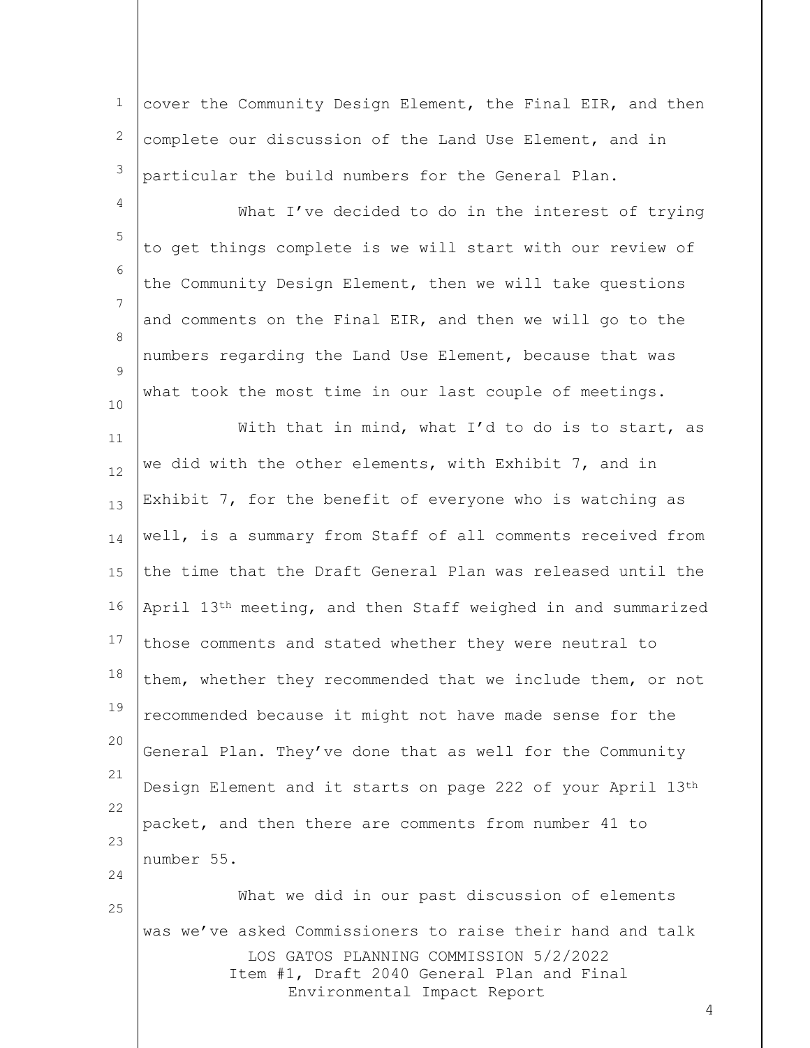cover the Community Design Element, the Final EIR, and then complete our discussion of the Land Use Element, and in particular the build numbers for the General Plan.

What I've decided to do in the interest of trying to get things complete is we will start with our review of the Community Design Element, then we will take questions and comments on the Final EIR, and then we will go to the numbers regarding the Land Use Element, because that was what took the most time in our last couple of meetings.

With that in mind, what I'd to do is to start, as we did with the other elements, with Exhibit 7, and in Exhibit 7, for the benefit of everyone who is watching as well, is a summary from Staff of all comments received from the time that the Draft General Plan was released until the April 13th meeting, and then Staff weighed in and summarized those comments and stated whether they were neutral to them, whether they recommended that we include them, or not recommended because it might not have made sense for the General Plan. They've done that as well for the Community Design Element and it starts on page 222 of your April 13th packet, and then there are comments from number 41 to number 55.

What we did in our past discussion of elements was we've asked Commissioners to raise their hand and talk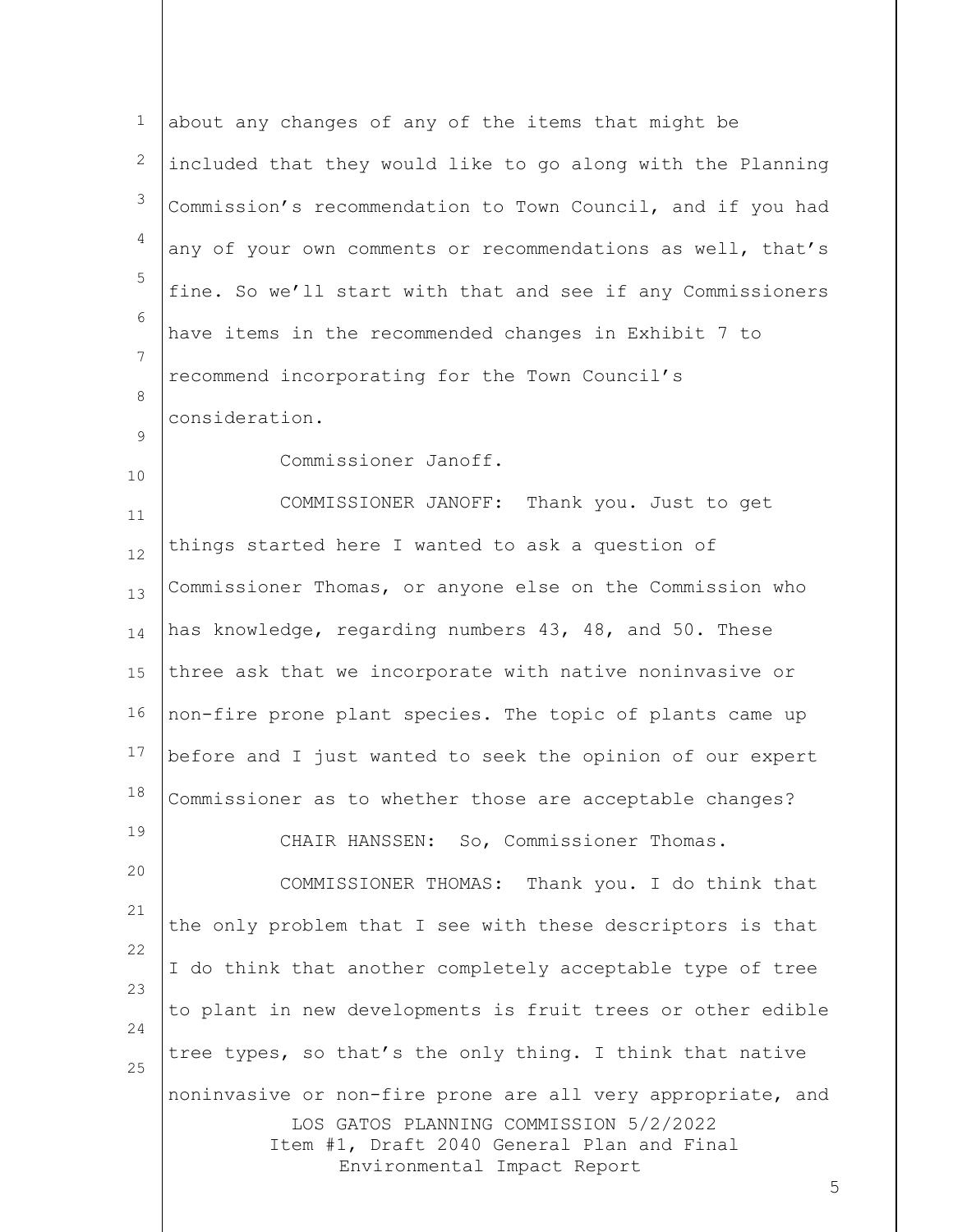about any changes of any of the items that might be included that they would like to go along with the Planning Commission's recommendation to Town Council, and if you had any of your own comments or recommendations as well, that's fine. So we'll start with that and see if any Commissioners have items in the recommended changes in Exhibit 7 to recommend incorporating for the Town Council's consideration.

Commissioner Janoff.

COMMISSIONER JANOFF: Thank you. Just to get things started here I wanted to ask a question of Commissioner Thomas, or anyone else on the Commission who has knowledge, regarding numbers 43, 48, and 50. These three ask that we incorporate with native noninvasive or non-fire prone plant species. The topic of plants came up before and I just wanted to seek the opinion of our expert Commissioner as to whether those are acceptable changes?

CHAIR HANSSEN: So, Commissioner Thomas.

COMMISSIONER THOMAS: Thank you. I do think that the only problem that I see with these descriptors is that I do think that another completely acceptable type of tree to plant in new developments is fruit trees or other edible tree types, so that's the only thing. I think that native noninvasive or non-fire prone are all very appropriate, and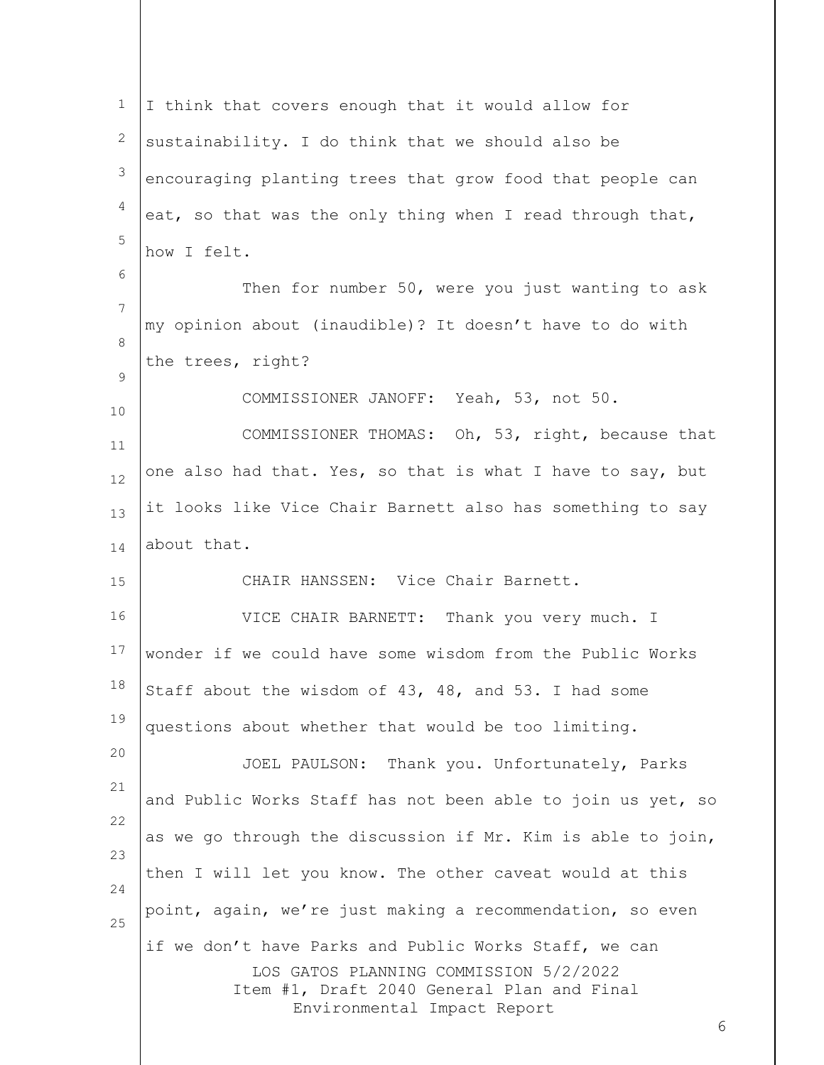I think that covers enough that it would allow for sustainability. I do think that we should also be encouraging planting trees that grow food that people can eat, so that was the only thing when I read through that, how I felt.

Then for number 50, were you just wanting to ask my opinion about (inaudible)? It doesn't have to do with the trees, right?

COMMISSIONER JANOFF: Yeah, 53, not 50.

COMMISSIONER THOMAS: Oh, 53, right, because that one also had that. Yes, so that is what I have to say, but it looks like Vice Chair Barnett also has something to say about that.

CHAIR HANSSEN: Vice Chair Barnett.

VICE CHAIR BARNETT: Thank you very much. I wonder if we could have some wisdom from the Public Works Staff about the wisdom of 43, 48, and 53. I had some questions about whether that would be too limiting.

JOEL PAULSON: Thank you. Unfortunately, Parks and Public Works Staff has not been able to join us yet, so as we go through the discussion if Mr. Kim is able to join, then I will let you know. The other caveat would at this point, again, we're just making a recommendation, so even if we don't have Parks and Public Works Staff, we can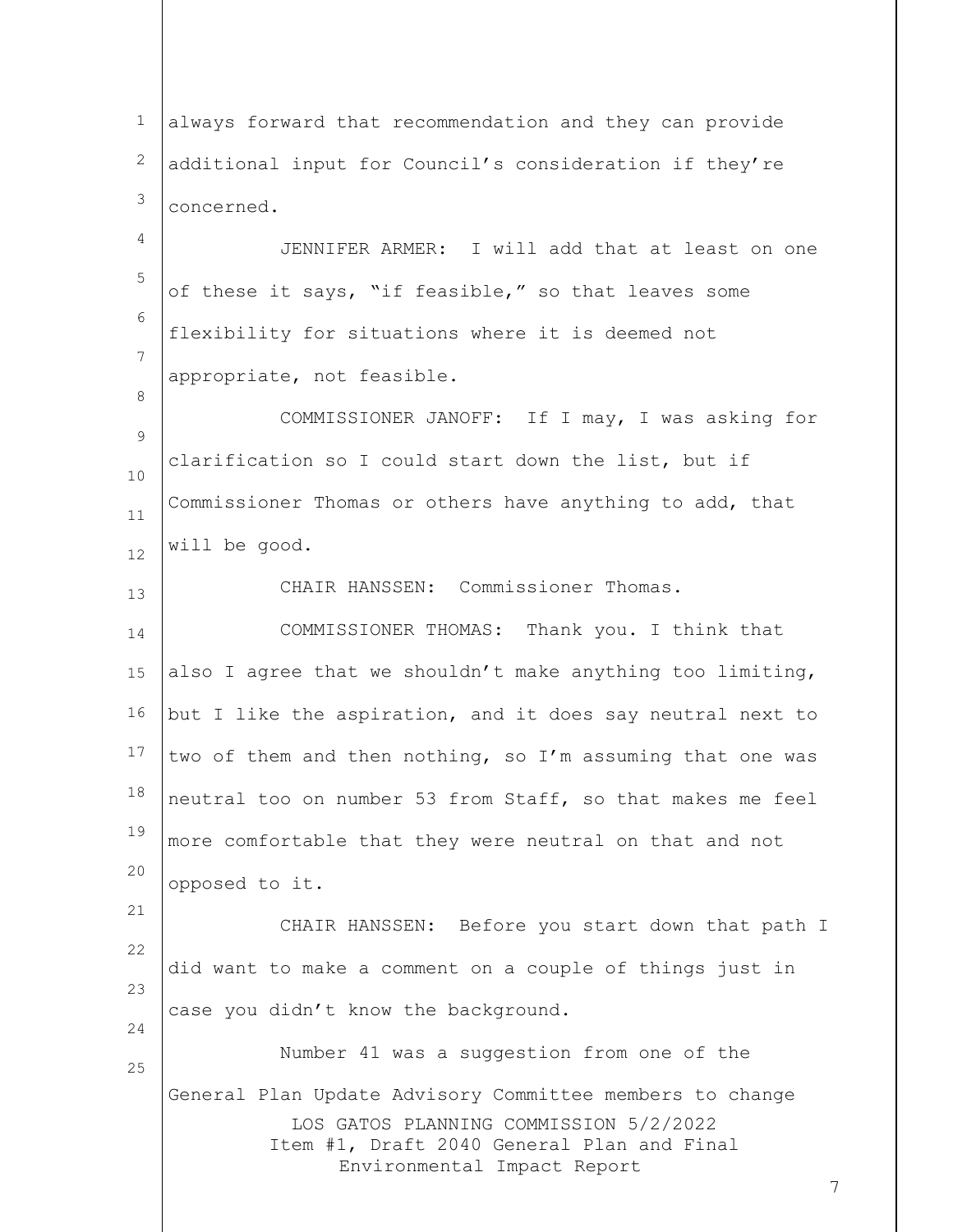always forward that recommendation and they can provide additional input for Council's consideration if they're concerned.

JENNIFER ARMER: I will add that at least on one of these it says, "if feasible," so that leaves some flexibility for situations where it is deemed not appropriate, not feasible.

COMMISSIONER JANOFF: If I may, I was asking for clarification so I could start down the list, but if Commissioner Thomas or others have anything to add, that will be good.

CHAIR HANSSEN: Commissioner Thomas.

COMMISSIONER THOMAS: Thank you. I think that also I agree that we shouldn't make anything too limiting, but I like the aspiration, and it does say neutral next to two of them and then nothing, so I'm assuming that one was neutral too on number 53 from Staff, so that makes me feel more comfortable that they were neutral on that and not opposed to it.

CHAIR HANSSEN: Before you start down that path I did want to make a comment on a couple of things just in case you didn't know the background.

Number 41 was a suggestion from one of the General Plan Update Advisory Committee members to change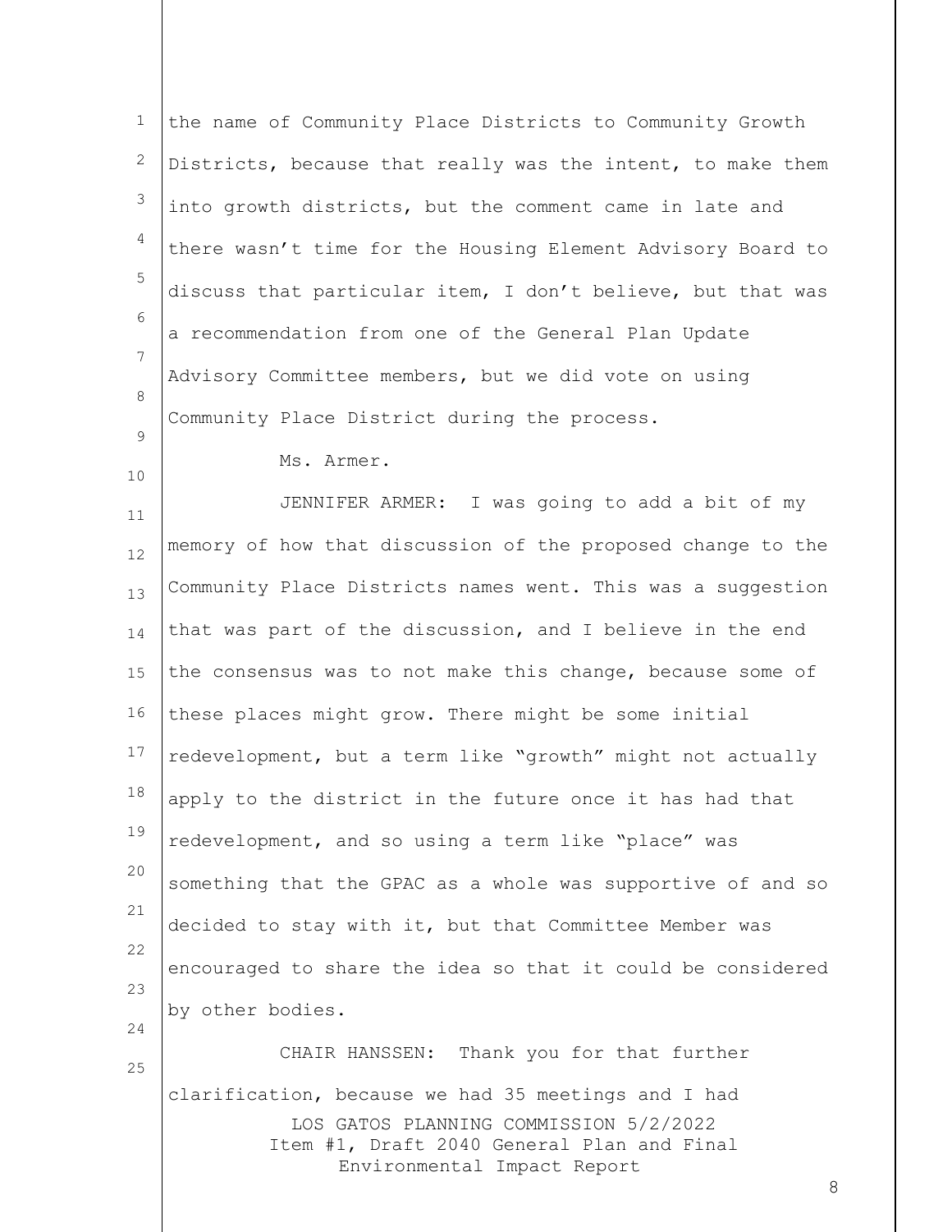the name of Community Place Districts to Community Growth Districts, because that really was the intent, to make them into growth districts, but the comment came in late and there wasn't time for the Housing Element Advisory Board to discuss that particular item, I don't believe, but that was a recommendation from one of the General Plan Update Advisory Committee members, but we did vote on using Community Place District during the process.

Ms. Armer.

JENNIFER ARMER: I was going to add a bit of my memory of how that discussion of the proposed change to the Community Place Districts names went. This was a suggestion that was part of the discussion, and I believe in the end the consensus was to not make this change, because some of these places might grow. There might be some initial redevelopment, but a term like "growth" might not actually apply to the district in the future once it has had that redevelopment, and so using a term like "place" was something that the GPAC as a whole was supportive of and so decided to stay with it, but that Committee Member was encouraged to share the idea so that it could be considered by other bodies.

CHAIR HANSSEN: Thank you for that further clarification, because we had 35 meetings and I had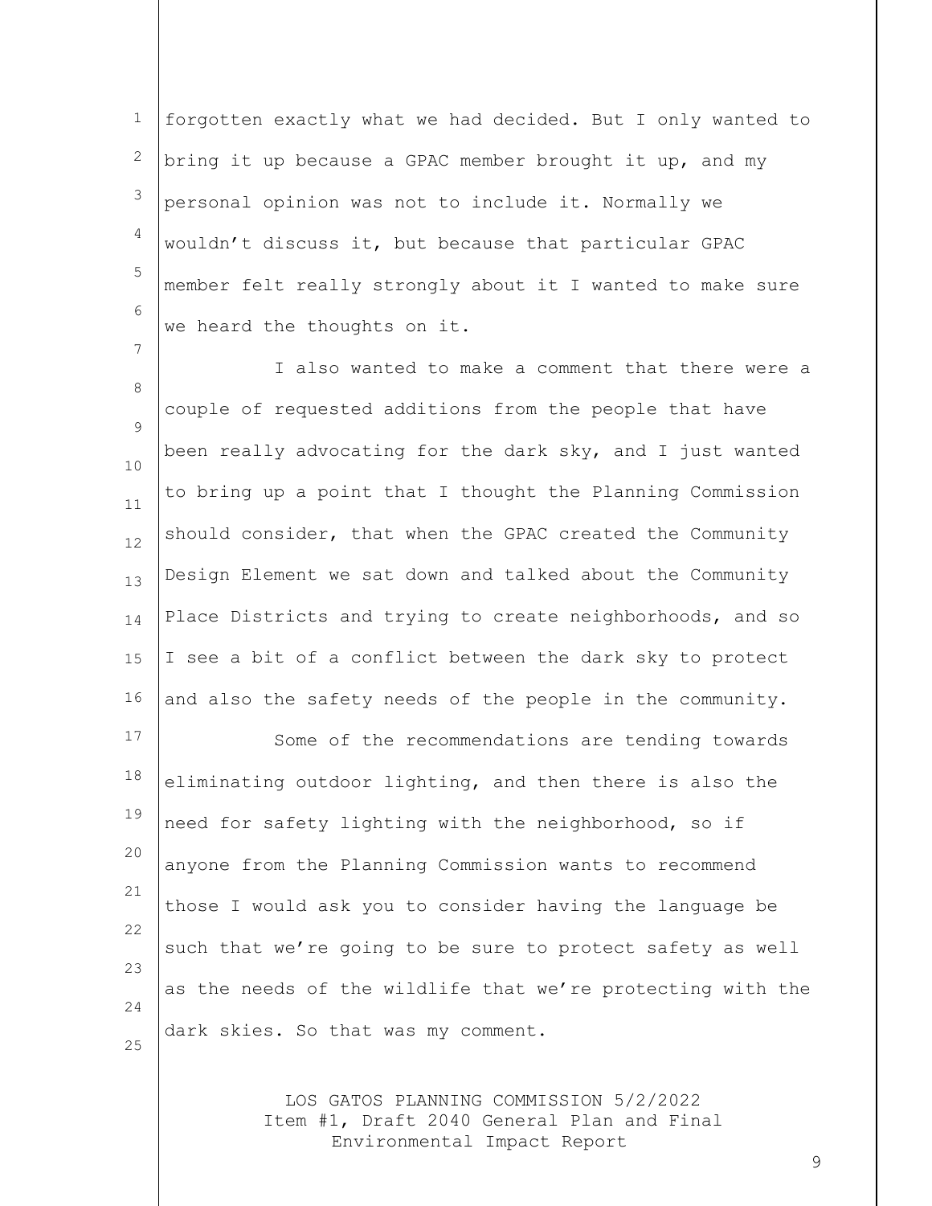forgotten exactly what we had decided. But I only wanted to bring it up because a GPAC member brought it up, and my personal opinion was not to include it. Normally we wouldn't discuss it, but because that particular GPAC member felt really strongly about it I wanted to make sure we heard the thoughts on it.

I also wanted to make a comment that there were a couple of requested additions from the people that have been really advocating for the dark sky, and I just wanted to bring up a point that I thought the Planning Commission should consider, that when the GPAC created the Community Design Element we sat down and talked about the Community Place Districts and trying to create neighborhoods, and so I see a bit of a conflict between the dark sky to protect and also the safety needs of the people in the community.

Some of the recommendations are tending towards eliminating outdoor lighting, and then there is also the need for safety lighting with the neighborhood, so if anyone from the Planning Commission wants to recommend those I would ask you to consider having the language be such that we're going to be sure to protect safety as well as the needs of the wildlife that we're protecting with the dark skies. So that was my comment.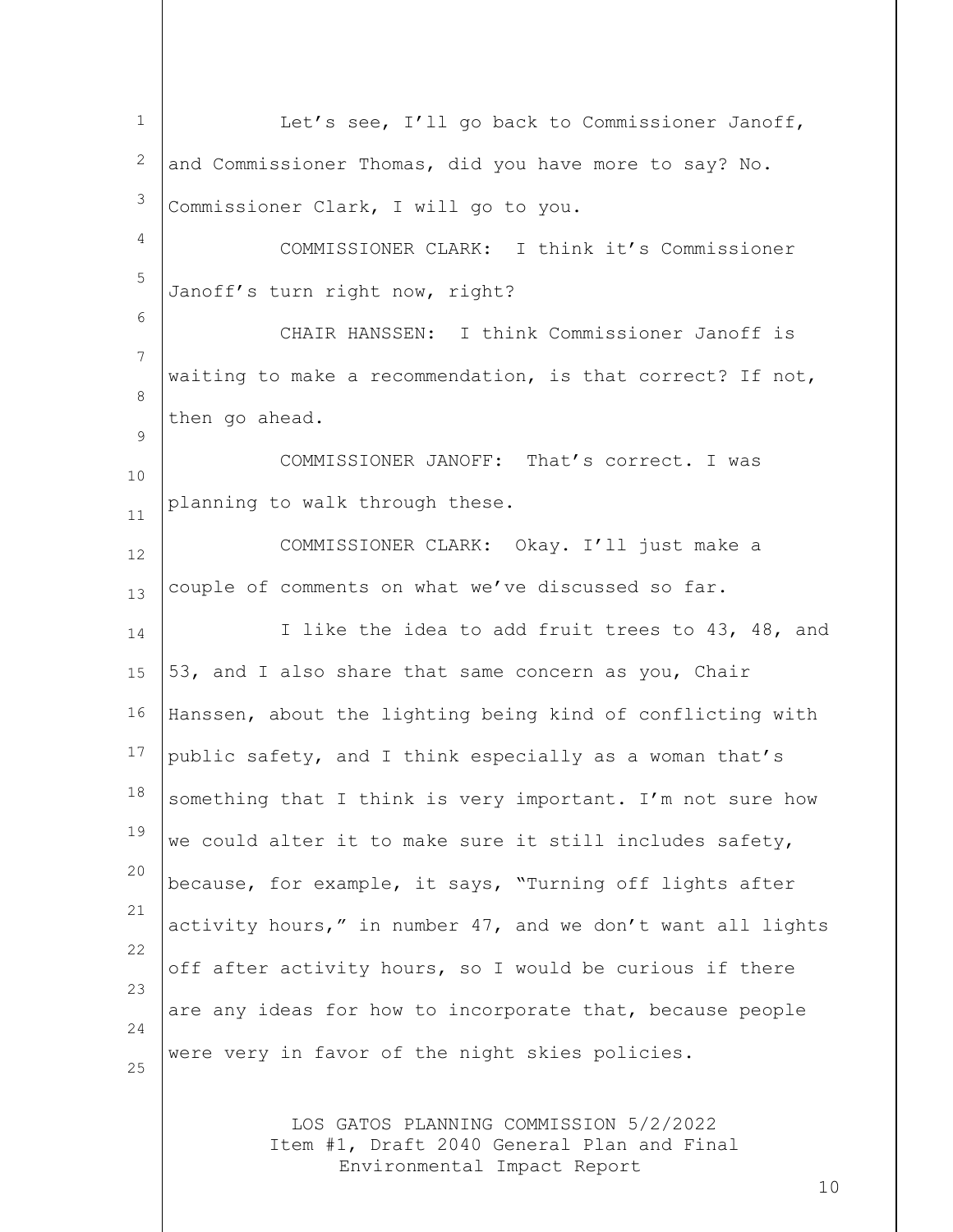Let's see, I'll go back to Commissioner Janoff, and Commissioner Thomas, did you have more to say? No. Commissioner Clark, I will go to you.

COMMISSIONER CLARK: I think it's Commissioner Janoff's turn right now, right?

CHAIR HANSSEN: I think Commissioner Janoff is waiting to make a recommendation, is that correct? If not, then go ahead.

COMMISSIONER JANOFF: That's correct. I was planning to walk through these.

COMMISSIONER CLARK: Okay. I'll just make a couple of comments on what we've discussed so far.

I like the idea to add fruit trees to 43, 48, and 53, and I also share that same concern as you, Chair Hanssen, about the lighting being kind of conflicting with public safety, and I think especially as a woman that's something that I think is very important. I'm not sure how we could alter it to make sure it still includes safety, because, for example, it says, "Turning off lights after activity hours," in number 47, and we don't want all lights off after activity hours, so I would be curious if there are any ideas for how to incorporate that, because people were very in favor of the night skies policies.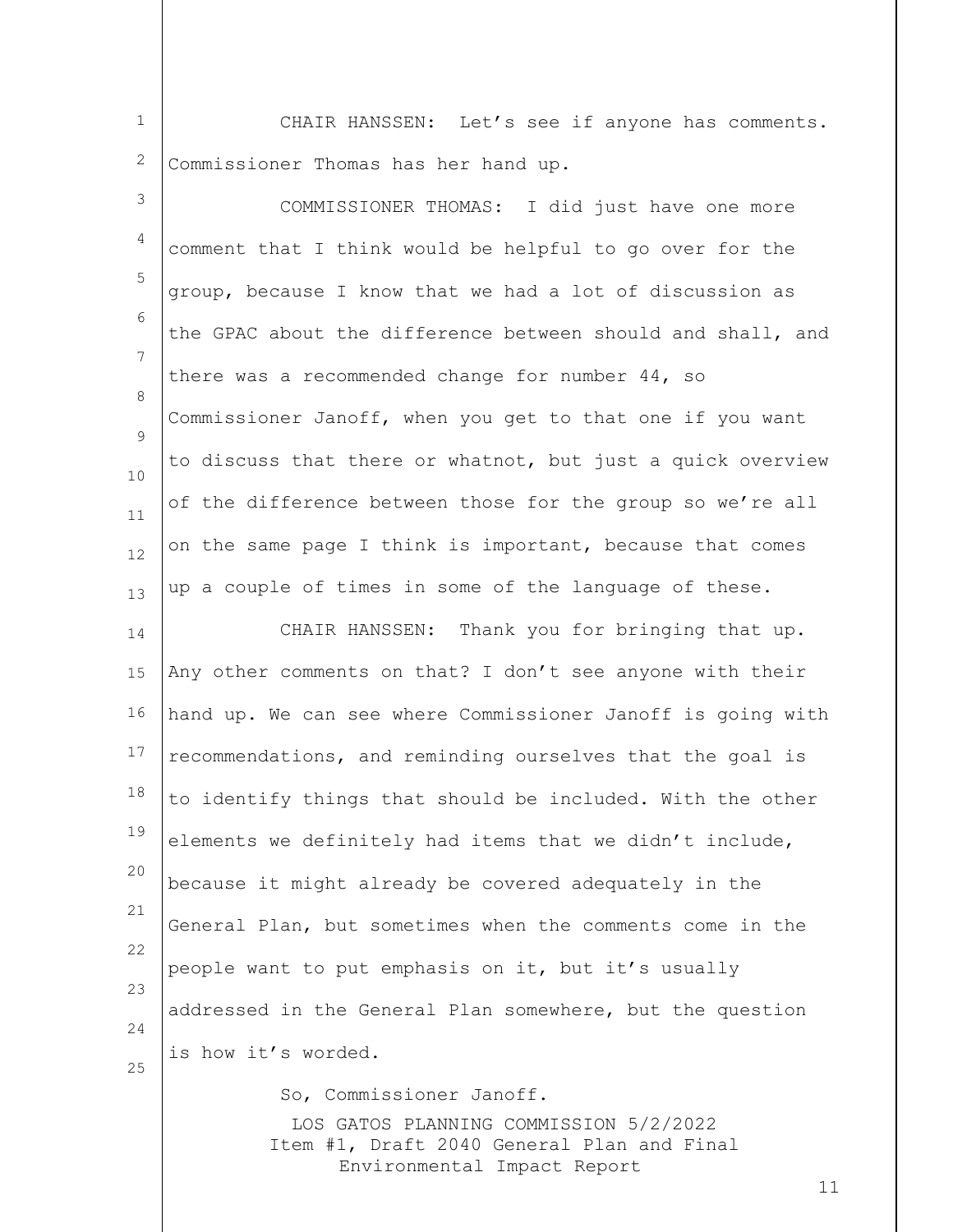CHAIR HANSSEN: Let's see if anyone has comments. Commissioner Thomas has her hand up.

COMMISSIONER THOMAS: I did just have one more comment that I think would be helpful to go over for the group, because I know that we had a lot of discussion as the GPAC about the difference between should and shall, and there was a recommended change for number 44, so Commissioner Janoff, when you get to that one if you want to discuss that there or whatnot, but just a quick overview of the difference between those for the group so we're all on the same page I think is important, because that comes up a couple of times in some of the language of these.

CHAIR HANSSEN: Thank you for bringing that up. Any other comments on that? I don't see anyone with their hand up. We can see where Commissioner Janoff is going with recommendations, and reminding ourselves that the goal is to identify things that should be included. With the other elements we definitely had items that we didn't include, because it might already be covered adequately in the General Plan, but sometimes when the comments come in the people want to put emphasis on it, but it's usually addressed in the General Plan somewhere, but the question is how it's worded.

So, Commissioner Janoff.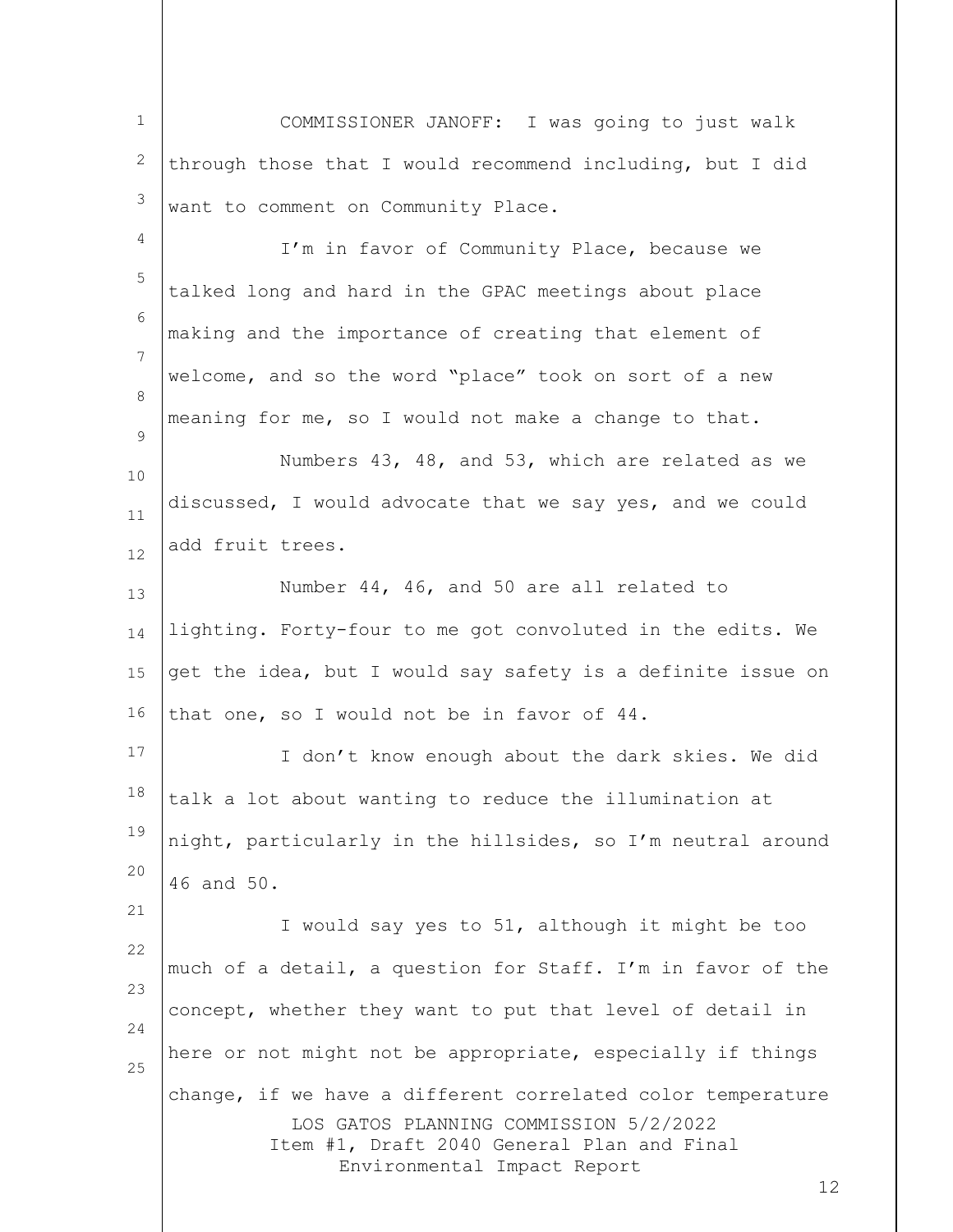COMMISSIONER JANOFF: I was going to just walk through those that I would recommend including, but I did want to comment on Community Place.

I'm in favor of Community Place, because we talked long and hard in the GPAC meetings about place making and the importance of creating that element of welcome, and so the word "place" took on sort of a new meaning for me, so I would not make a change to that.

Numbers 43, 48, and 53, which are related as we discussed, I would advocate that we say yes, and we could add fruit trees.

Number 44, 46, and 50 are all related to lighting. Forty-four to me got convoluted in the edits. We get the idea, but I would say safety is a definite issue on that one, so I would not be in favor of 44.

I don't know enough about the dark skies. We did talk a lot about wanting to reduce the illumination at night, particularly in the hillsides, so I'm neutral around 46 and 50.

I would say yes to 51, although it might be too much of a detail, a question for Staff. I'm in favor of the concept, whether they want to put that level of detail in here or not might not be appropriate, especially if things change, if we have a different correlated color temperature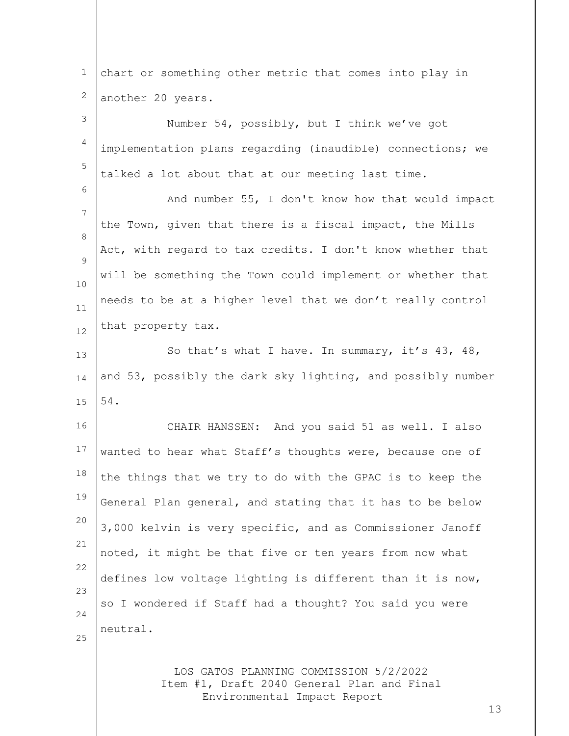chart or something other metric that comes into play in another 20 years.

Number 54, possibly, but I think we've got implementation plans regarding (inaudible) connections; we talked a lot about that at our meeting last time.

And number 55, I don't know how that would impact the Town, given that there is a fiscal impact, the Mills Act, with regard to tax credits. I don't know whether that will be something the Town could implement or whether that needs to be at a higher level that we don't really control that property tax.

So that's what I have. In summary, it's 43, 48, and 53, possibly the dark sky lighting, and possibly number 54.

CHAIR HANSSEN: And you said 51 as well. I also wanted to hear what Staff's thoughts were, because one of the things that we try to do with the GPAC is to keep the General Plan general, and stating that it has to be below 3,000 kelvin is very specific, and as Commissioner Janoff noted, it might be that five or ten years from now what defines low voltage lighting is different than it is now, so I wondered if Staff had a thought? You said you were neutral.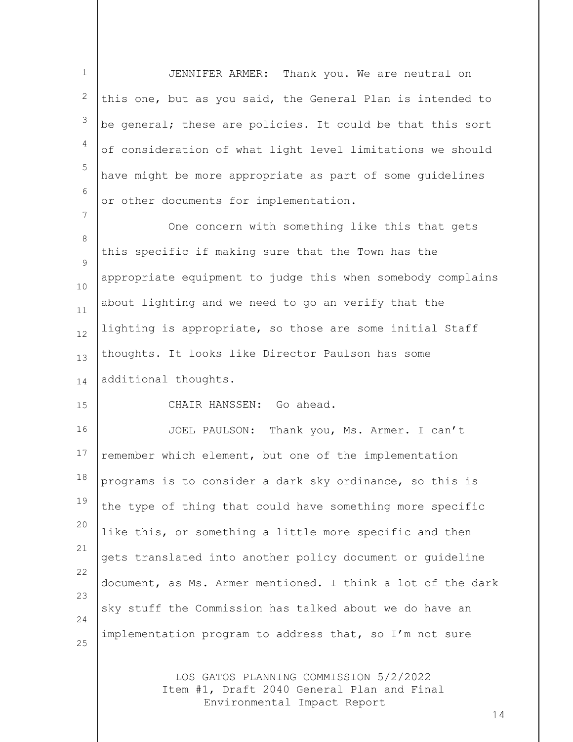JENNIFER ARMER: Thank you. We are neutral on this one, but as you said, the General Plan is intended to be general; these are policies. It could be that this sort of consideration of what light level limitations we should have might be more appropriate as part of some guidelines or other documents for implementation.

One concern with something like this that gets this specific if making sure that the Town has the appropriate equipment to judge this when somebody complains about lighting and we need to go an verify that the lighting is appropriate, so those are some initial Staff thoughts. It looks like Director Paulson has some additional thoughts.

CHAIR HANSSEN: Go ahead.

JOEL PAULSON: Thank you, Ms. Armer. I can't remember which element, but one of the implementation programs is to consider a dark sky ordinance, so this is the type of thing that could have something more specific like this, or something a little more specific and then gets translated into another policy document or guideline document, as Ms. Armer mentioned. I think a lot of the dark sky stuff the Commission has talked about we do have an implementation program to address that, so I'm not sure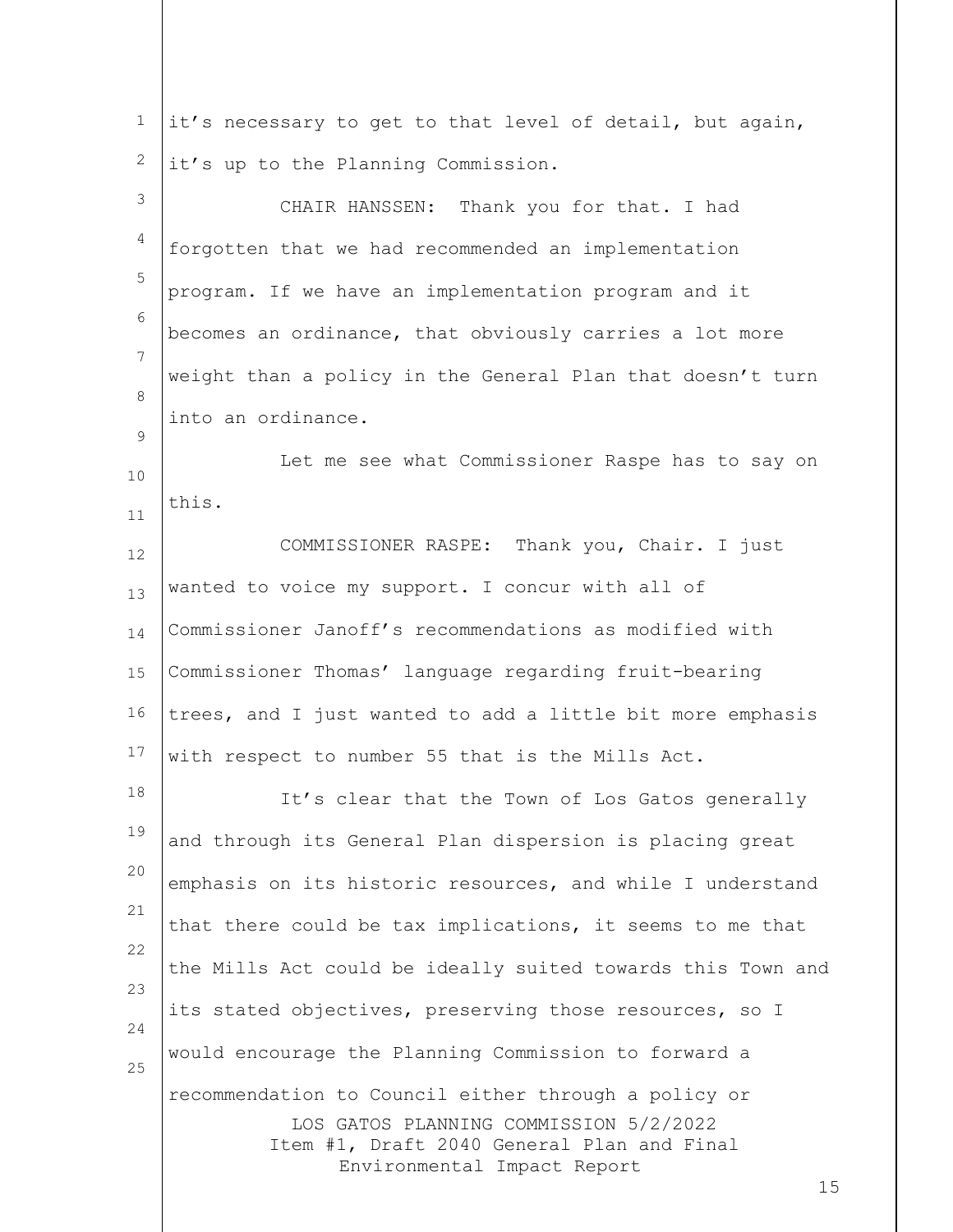it's necessary to get to that level of detail, but again, it's up to the Planning Commission.

CHAIR HANSSEN: Thank you for that. I had forgotten that we had recommended an implementation program. If we have an implementation program and it becomes an ordinance, that obviously carries a lot more weight than a policy in the General Plan that doesn't turn into an ordinance.

Let me see what Commissioner Raspe has to say on this.

COMMISSIONER RASPE: Thank you, Chair. I just wanted to voice my support. I concur with all of Commissioner Janoff's recommendations as modified with Commissioner Thomas' language regarding fruit-bearing trees, and I just wanted to add a little bit more emphasis with respect to number 55 that is the Mills Act.

It's clear that the Town of Los Gatos generally and through its General Plan dispersion is placing great emphasis on its historic resources, and while I understand that there could be tax implications, it seems to me that the Mills Act could be ideally suited towards this Town and its stated objectives, preserving those resources, so I would encourage the Planning Commission to forward a recommendation to Council either through a policy or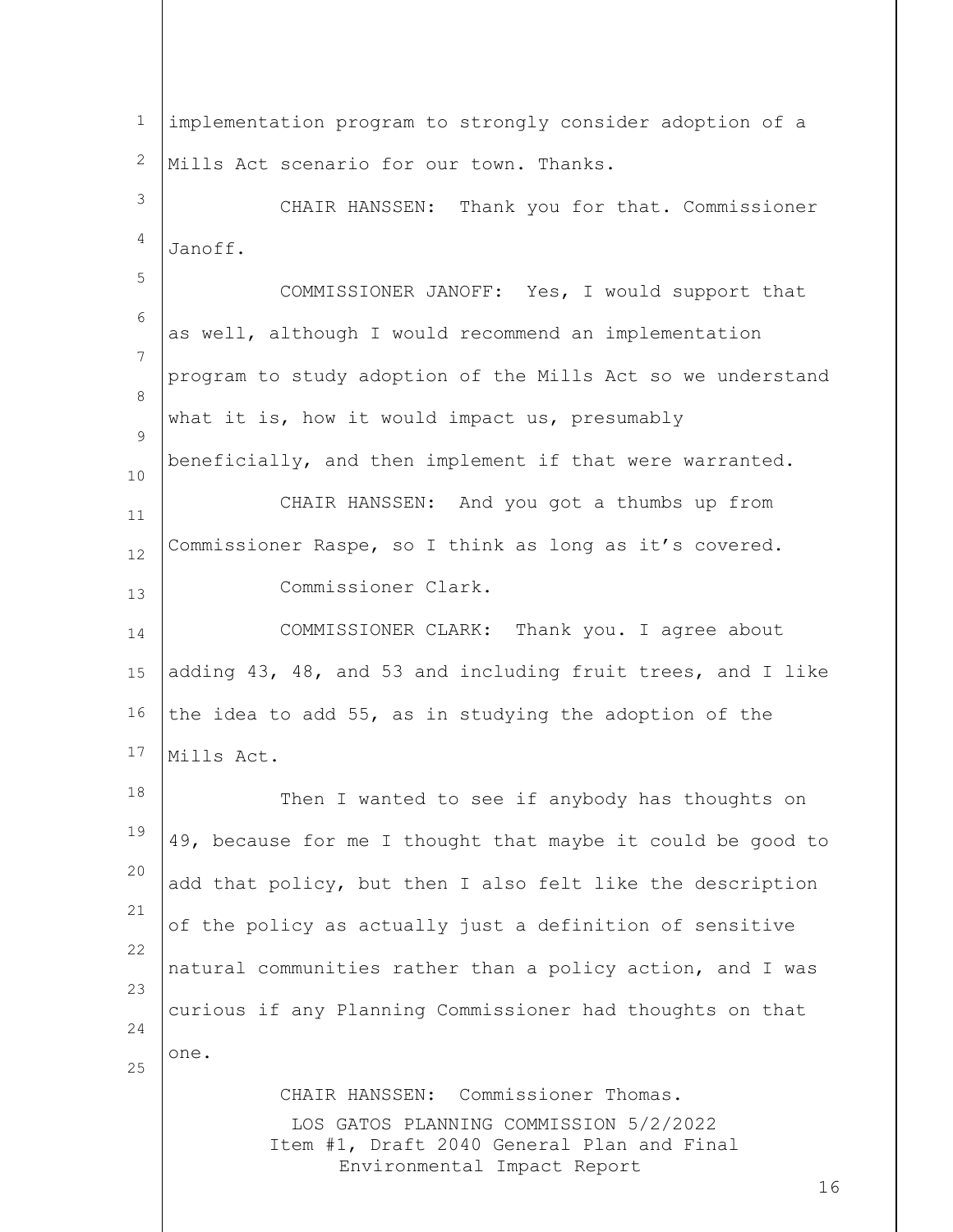implementation program to strongly consider adoption of a Mills Act scenario for our town. Thanks.

CHAIR HANSSEN: Thank you for that. Commissioner Janoff.

COMMISSIONER JANOFF: Yes, I would support that as well, although I would recommend an implementation program to study adoption of the Mills Act so we understand what it is, how it would impact us, presumably beneficially, and then implement if that were warranted.

CHAIR HANSSEN: And you got a thumbs up from Commissioner Raspe, so I think as long as it's covered.

Commissioner Clark.

COMMISSIONER CLARK: Thank you. I agree about adding 43, 48, and 53 and including fruit trees, and I like the idea to add 55, as in studying the adoption of the Mills Act.

Then I wanted to see if anybody has thoughts on 49, because for me I thought that maybe it could be good to add that policy, but then I also felt like the description of the policy as actually just a definition of sensitive natural communities rather than a policy action, and I was curious if any Planning Commissioner had thoughts on that one.

CHAIR HANSSEN: Commissioner Thomas.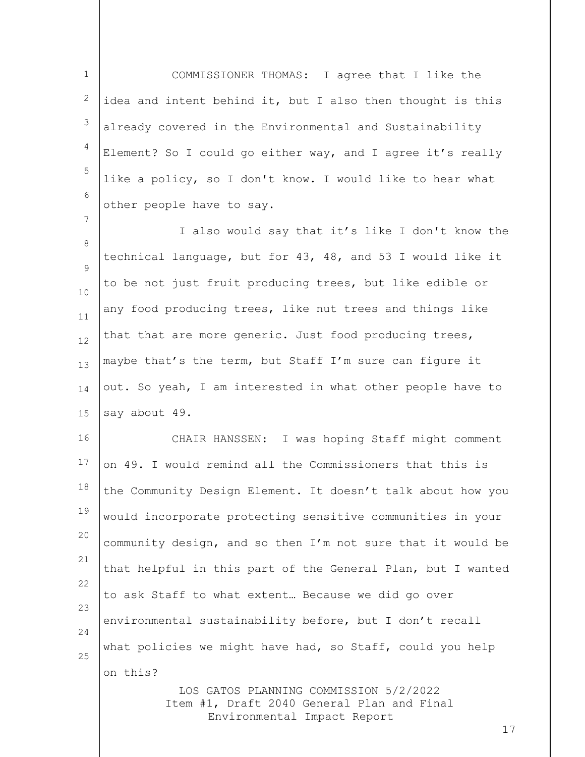COMMISSIONER THOMAS: I agree that I like the idea and intent behind it, but I also then thought is this already covered in the Environmental and Sustainability Element? So I could go either way, and I agree it's really like a policy, so I don't know. I would like to hear what other people have to say.

I also would say that it's like I don't know the technical language, but for 43, 48, and 53 I would like it to be not just fruit producing trees, but like edible or any food producing trees, like nut trees and things like that that are more generic. Just food producing trees, maybe that's the term, but Staff I'm sure can figure it out. So yeah, I am interested in what other people have to say about 49.

CHAIR HANSSEN: I was hoping Staff might comment on 49. I would remind all the Commissioners that this is the Community Design Element. It doesn't talk about how you would incorporate protecting sensitive communities in your community design, and so then I'm not sure that it would be that helpful in this part of the General Plan, but I wanted to ask Staff to what extent… Because we did go over environmental sustainability before, but I don't recall what policies we might have had, so Staff, could you help on this?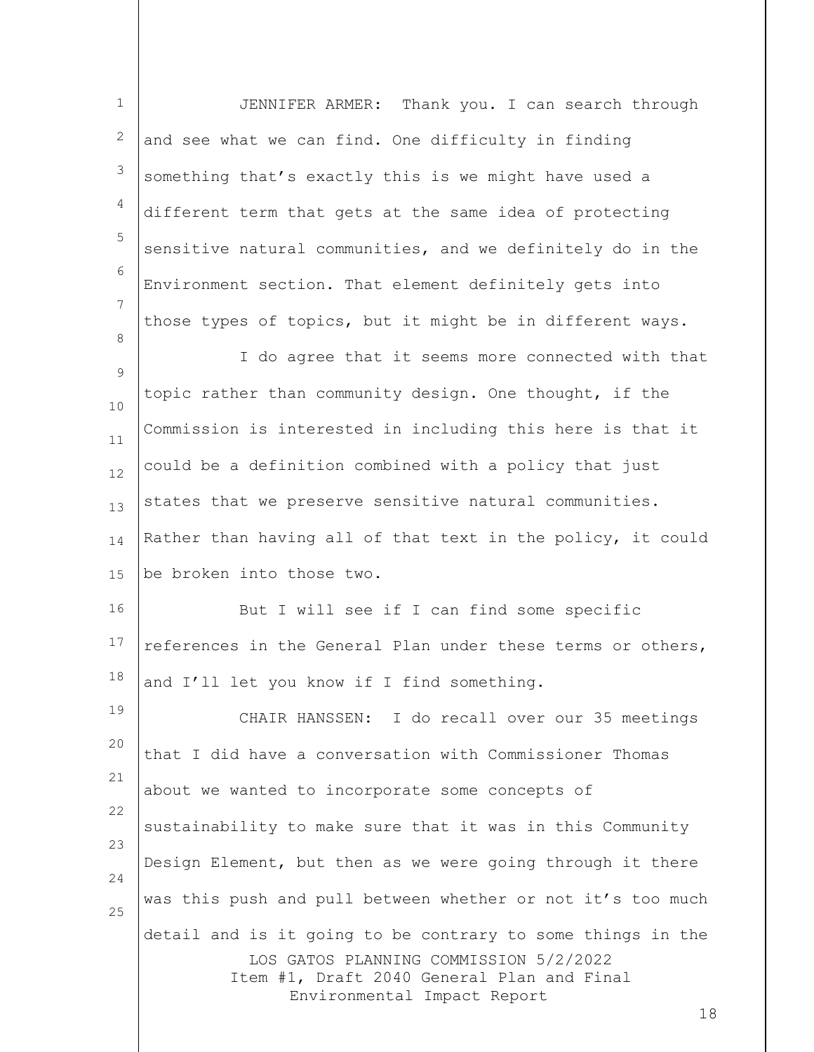JENNIFER ARMER: Thank you. I can search through and see what we can find. One difficulty in finding something that's exactly this is we might have used a different term that gets at the same idea of protecting sensitive natural communities, and we definitely do in the Environment section. That element definitely gets into those types of topics, but it might be in different ways.

I do agree that it seems more connected with that topic rather than community design. One thought, if the Commission is interested in including this here is that it could be a definition combined with a policy that just states that we preserve sensitive natural communities. Rather than having all of that text in the policy, it could be broken into those two.

But I will see if I can find some specific references in the General Plan under these terms or others, and I'll let you know if I find something.

CHAIR HANSSEN: I do recall over our 35 meetings that I did have a conversation with Commissioner Thomas about we wanted to incorporate some concepts of sustainability to make sure that it was in this Community Design Element, but then as we were going through it there was this push and pull between whether or not it's too much detail and is it going to be contrary to some things in the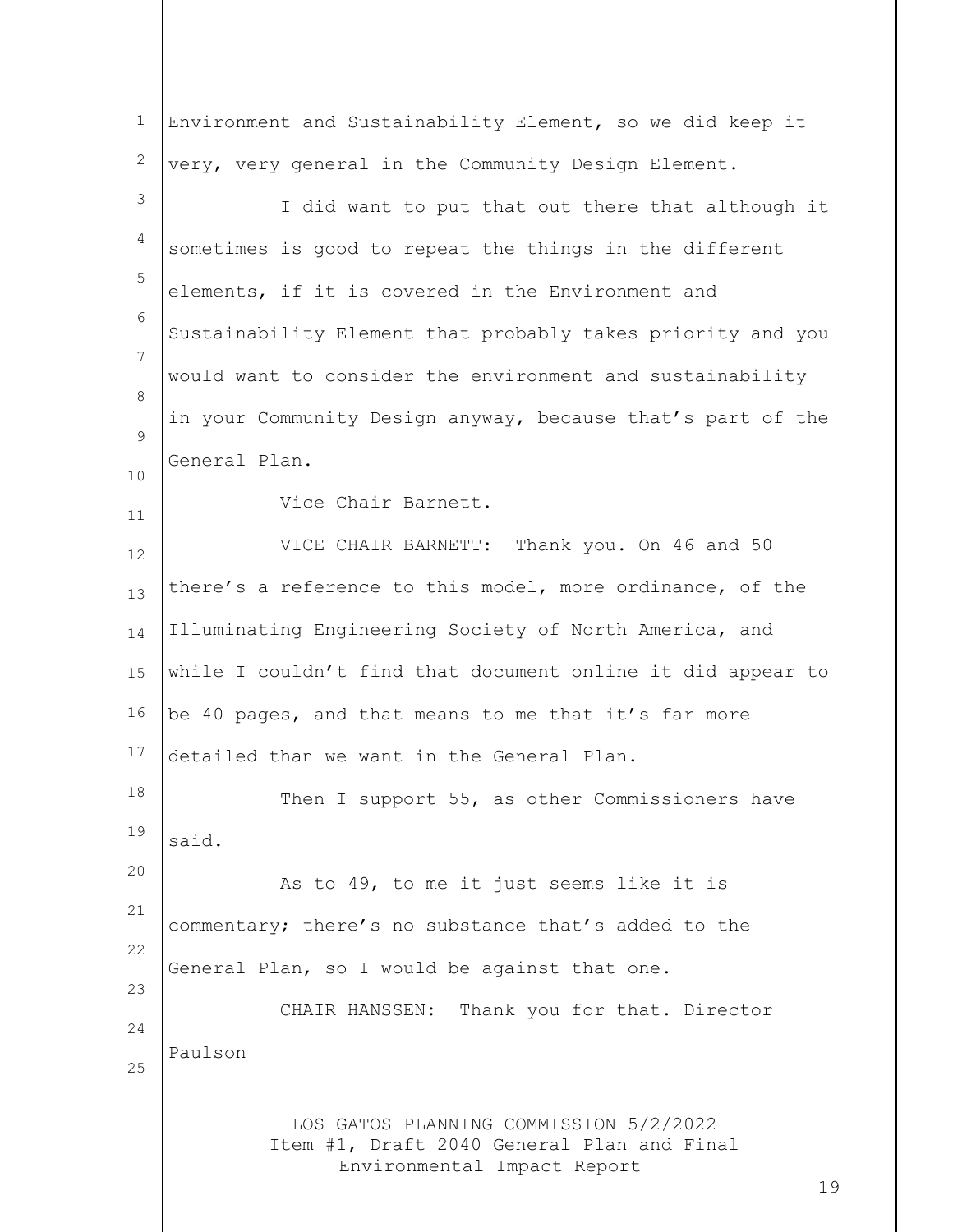Environment and Sustainability Element, so we did keep it very, very general in the Community Design Element.

I did want to put that out there that although it sometimes is good to repeat the things in the different elements, if it is covered in the Environment and Sustainability Element that probably takes priority and you would want to consider the environment and sustainability in your Community Design anyway, because that's part of the General Plan.

Vice Chair Barnett.

VICE CHAIR BARNETT: Thank you. On 46 and 50 there's a reference to this model, more ordinance, of the Illuminating Engineering Society of North America, and while I couldn't find that document online it did appear to be 40 pages, and that means to me that it's far more detailed than we want in the General Plan.

Then I support 55, as other Commissioners have said.

As to 49, to me it just seems like it is commentary; there's no substance that's added to the General Plan, so I would be against that one.

CHAIR HANSSEN: Thank you for that. Director Paulson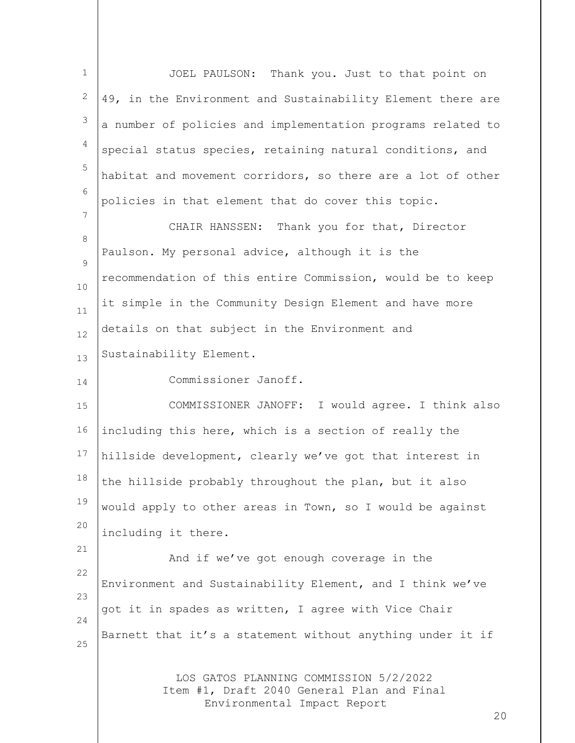JOEL PAULSON: Thank you. Just to that point on 49, in the Environment and Sustainability Element there are a number of policies and implementation programs related to special status species, retaining natural conditions, and habitat and movement corridors, so there are a lot of other policies in that element that do cover this topic.

CHAIR HANSSEN: Thank you for that, Director Paulson. My personal advice, although it is the recommendation of this entire Commission, would be to keep it simple in the Community Design Element and have more details on that subject in the Environment and Sustainability Element.

Commissioner Janoff.

COMMISSIONER JANOFF: I would agree. I think also including this here, which is a section of really the hillside development, clearly we've got that interest in the hillside probably throughout the plan, but it also would apply to other areas in Town, so I would be against including it there.

And if we've got enough coverage in the Environment and Sustainability Element, and I think we've got it in spades as written, I agree with Vice Chair Barnett that it's a statement without anything under it if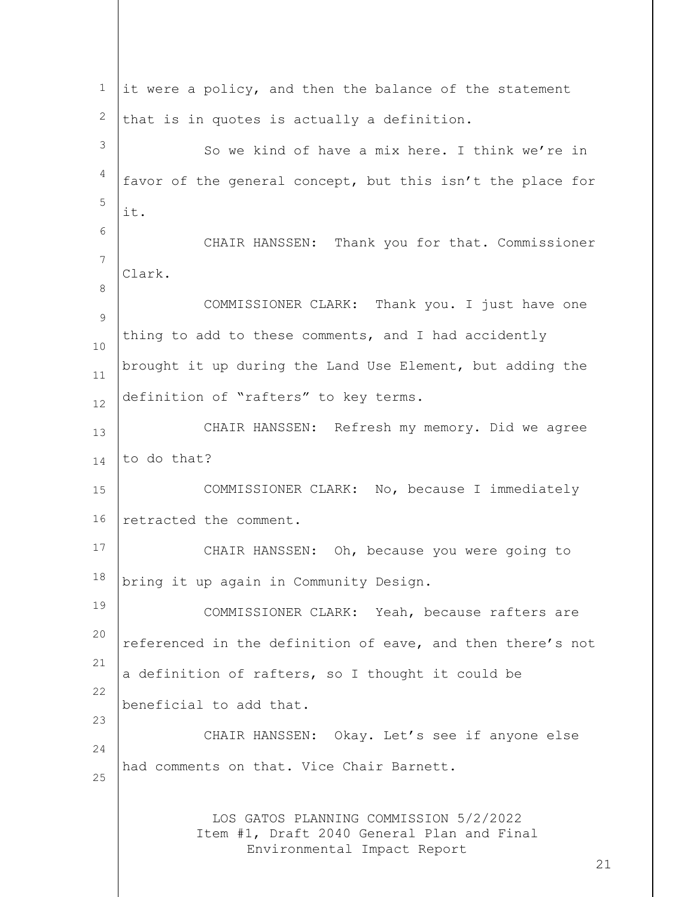it were a policy, and then the balance of the statement that is in quotes is actually a definition.

So we kind of have a mix here. I think we're in favor of the general concept, but this isn't the place for it.

CHAIR HANSSEN: Thank you for that. Commissioner Clark.

COMMISSIONER CLARK: Thank you. I just have one thing to add to these comments, and I had accidently brought it up during the Land Use Element, but adding the definition of "rafters" to key terms.

CHAIR HANSSEN: Refresh my memory. Did we agree to do that?

COMMISSIONER CLARK: No, because I immediately retracted the comment.

CHAIR HANSSEN: Oh, because you were going to bring it up again in Community Design.

COMMISSIONER CLARK: Yeah, because rafters are referenced in the definition of eave, and then there's not a definition of rafters, so I thought it could be beneficial to add that.

CHAIR HANSSEN: Okay. Let's see if anyone else had comments on that. Vice Chair Barnett.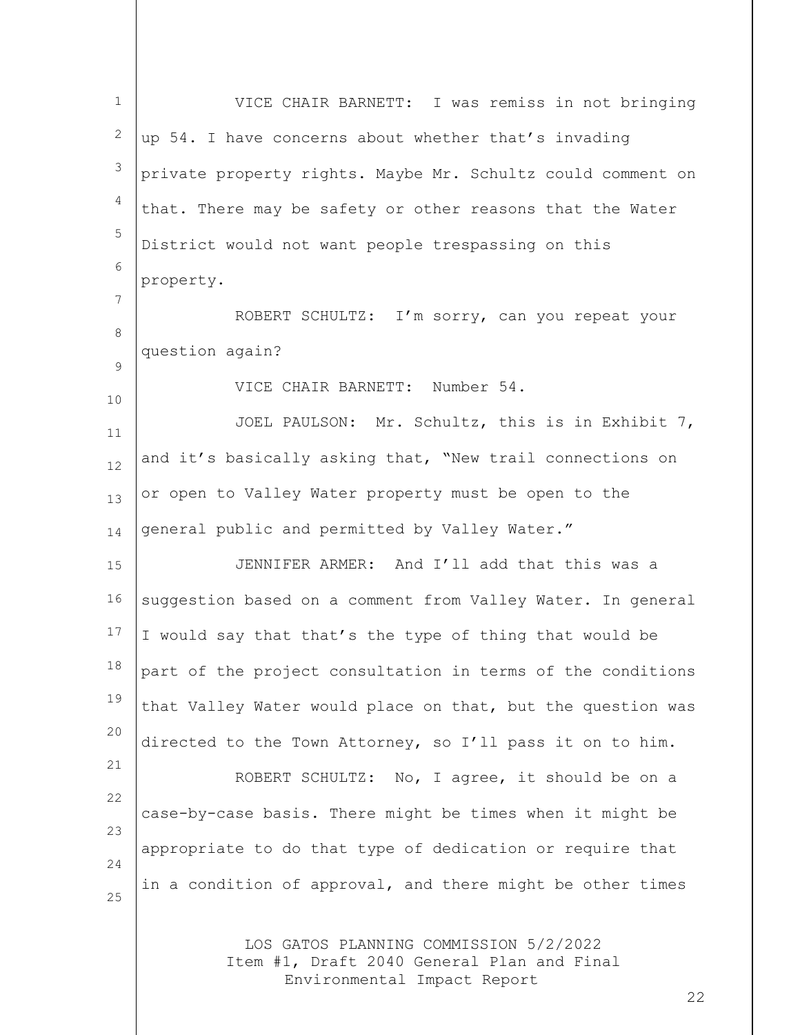VICE CHAIR BARNETT: I was remiss in not bringing up 54. I have concerns about whether that's invading private property rights. Maybe Mr. Schultz could comment on that. There may be safety or other reasons that the Water District would not want people trespassing on this property.

ROBERT SCHULTZ: I'm sorry, can you repeat your question again?

VICE CHAIR BARNETT: Number 54.

JOEL PAULSON: Mr. Schultz, this is in Exhibit 7, and it's basically asking that, "New trail connections on or open to Valley Water property must be open to the general public and permitted by Valley Water."

JENNIFER ARMER: And I'll add that this was a suggestion based on a comment from Valley Water. In general I would say that that's the type of thing that would be part of the project consultation in terms of the conditions that Valley Water would place on that, but the question was directed to the Town Attorney, so I'll pass it on to him.

ROBERT SCHULTZ: No, I agree, it should be on a case-by-case basis. There might be times when it might be appropriate to do that type of dedication or require that in a condition of approval, and there might be other times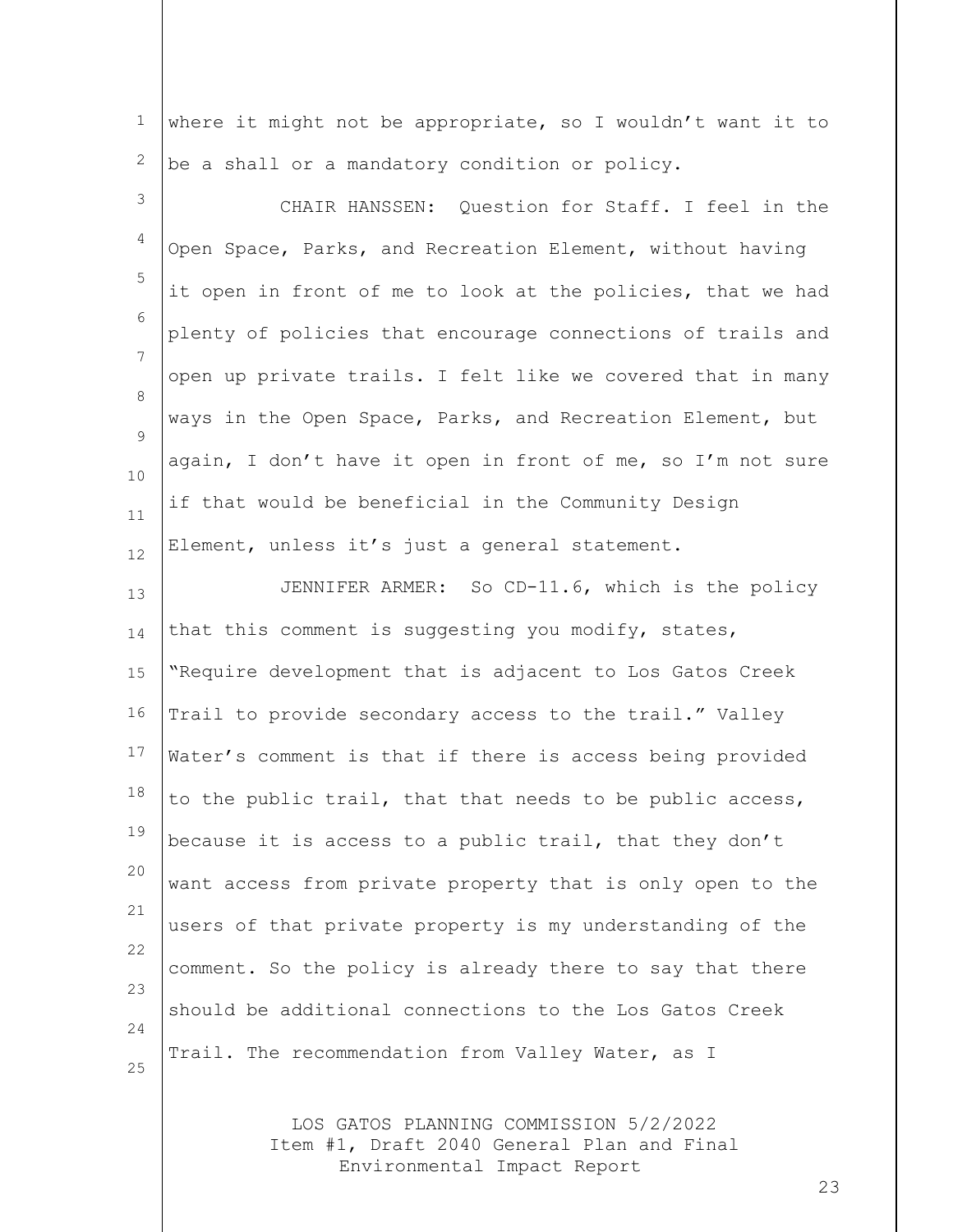where it might not be appropriate, so I wouldn't want it to be a shall or a mandatory condition or policy.

CHAIR HANSSEN: Question for Staff. I feel in the Open Space, Parks, and Recreation Element, without having it open in front of me to look at the policies, that we had plenty of policies that encourage connections of trails and open up private trails. I felt like we covered that in many ways in the Open Space, Parks, and Recreation Element, but again, I don't have it open in front of me, so I'm not sure if that would be beneficial in the Community Design Element, unless it's just a general statement.

JENNIFER ARMER: So CD-11.6, which is the policy that this comment is suggesting you modify, states, "Require development that is adjacent to Los Gatos Creek Trail to provide secondary access to the trail." Valley Water's comment is that if there is access being provided to the public trail, that that needs to be public access, because it is access to a public trail, that they don't want access from private property that is only open to the users of that private property is my understanding of the comment. So the policy is already there to say that there should be additional connections to the Los Gatos Creek Trail. The recommendation from Valley Water, as I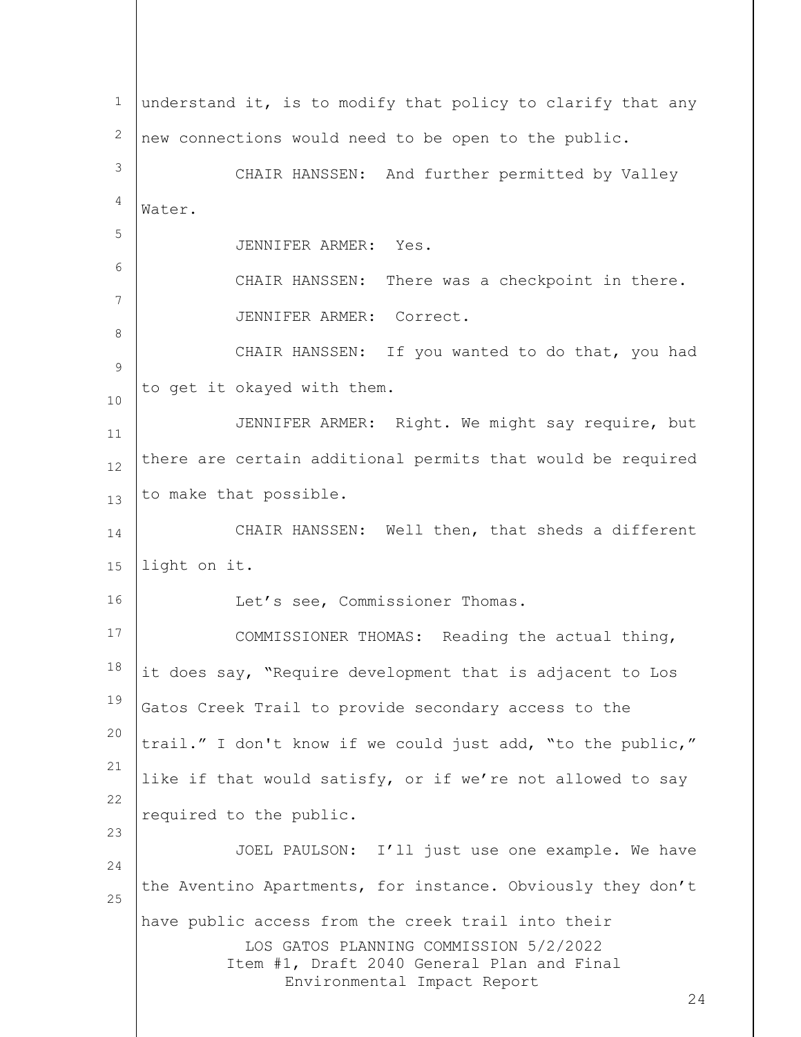understand it, is to modify that policy to clarify that any new connections would need to be open to the public.

CHAIR HANSSEN: And further permitted by Valley Water.

JENNIFER ARMER: Yes.

CHAIR HANSSEN: There was a checkpoint in there.

JENNIFER ARMER: Correct.

CHAIR HANSSEN: If you wanted to do that, you had to get it okayed with them.

JENNIFER ARMER: Right. We might say require, but there are certain additional permits that would be required to make that possible.

CHAIR HANSSEN: Well then, that sheds a different light on it.

Let's see, Commissioner Thomas.

COMMISSIONER THOMAS: Reading the actual thing, it does say, "Require development that is adjacent to Los Gatos Creek Trail to provide secondary access to the trail." I don't know if we could just add, "to the public," like if that would satisfy, or if we're not allowed to say required to the public.

JOEL PAULSON: I'll just use one example. We have the Aventino Apartments, for instance. Obviously they don't have public access from the creek trail into their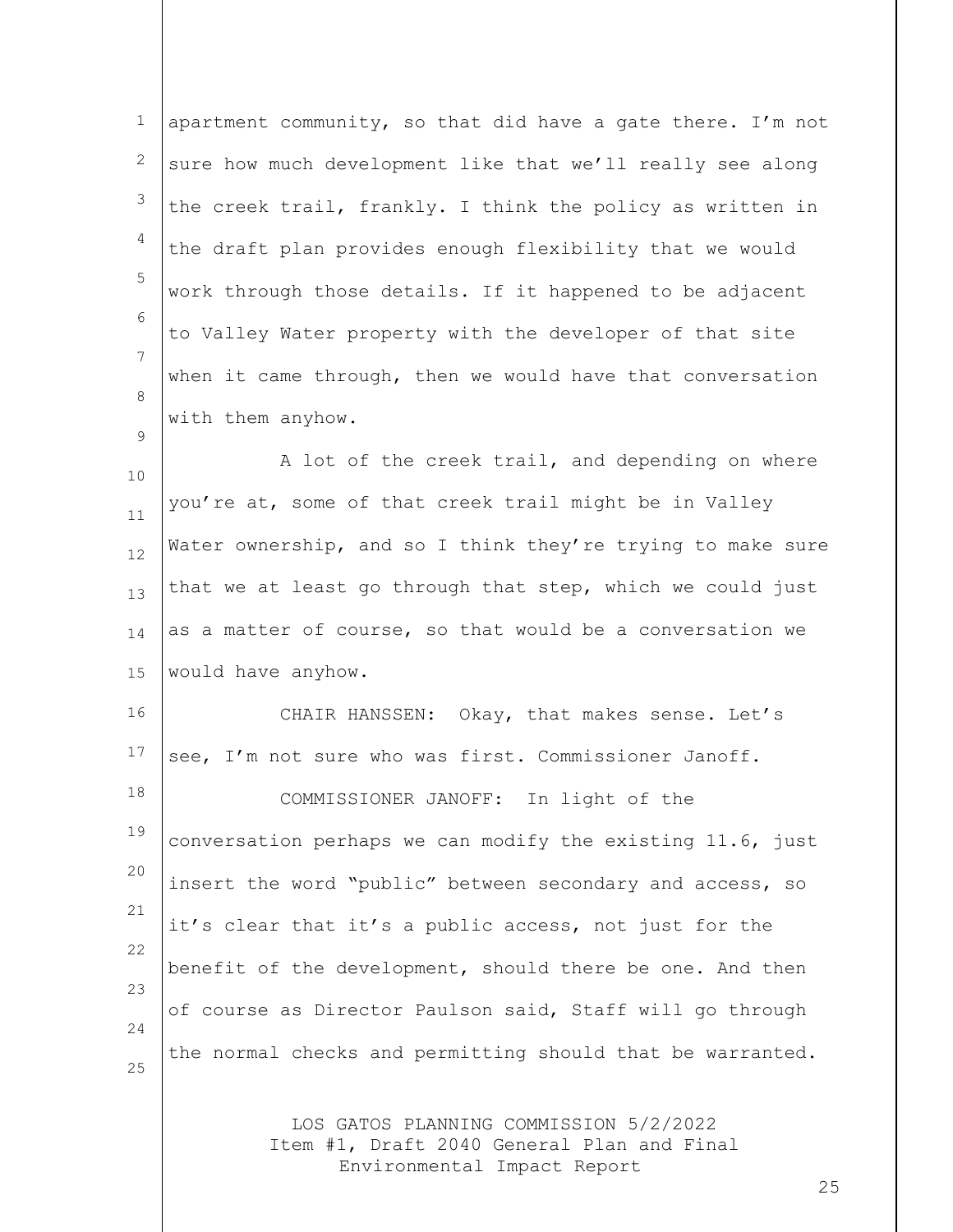apartment community, so that did have a gate there. I'm not sure how much development like that we'll really see along the creek trail, frankly. I think the policy as written in the draft plan provides enough flexibility that we would work through those details. If it happened to be adjacent to Valley Water property with the developer of that site when it came through, then we would have that conversation with them anyhow.

A lot of the creek trail, and depending on where you're at, some of that creek trail might be in Valley Water ownership, and so I think they're trying to make sure that we at least go through that step, which we could just as a matter of course, so that would be a conversation we would have anyhow.

CHAIR HANSSEN: Okay, that makes sense. Let's see, I'm not sure who was first. Commissioner Janoff.

COMMISSIONER JANOFF: In light of the conversation perhaps we can modify the existing 11.6, just insert the word "public" between secondary and access, so it's clear that it's a public access, not just for the benefit of the development, should there be one. And then of course as Director Paulson said, Staff will go through the normal checks and permitting should that be warranted.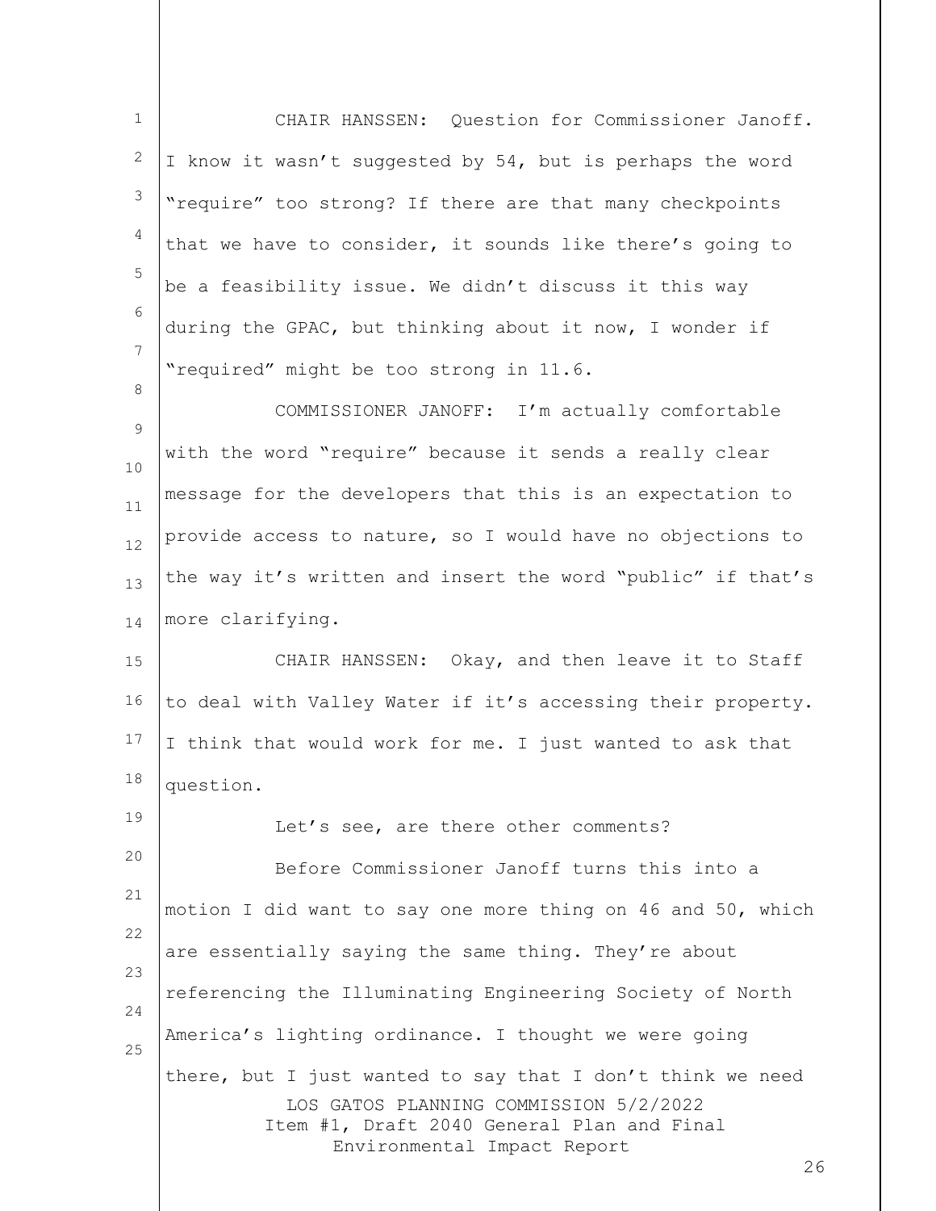CHAIR HANSSEN: Question for Commissioner Janoff. I know it wasn't suggested by 54, but is perhaps the word "require" too strong? If there are that many checkpoints that we have to consider, it sounds like there's going to be a feasibility issue. We didn't discuss it this way during the GPAC, but thinking about it now, I wonder if "required" might be too strong in 11.6.

COMMISSIONER JANOFF: I'm actually comfortable with the word "require" because it sends a really clear message for the developers that this is an expectation to provide access to nature, so I would have no objections to the way it's written and insert the word "public" if that's more clarifying.

CHAIR HANSSEN: Okay, and then leave it to Staff to deal with Valley Water if it's accessing their property. I think that would work for me. I just wanted to ask that question.

Let's see, are there other comments?

Before Commissioner Janoff turns this into a motion I did want to say one more thing on 46 and 50, which are essentially saying the same thing. They're about referencing the Illuminating Engineering Society of North America's lighting ordinance. I thought we were going there, but I just wanted to say that I don't think we need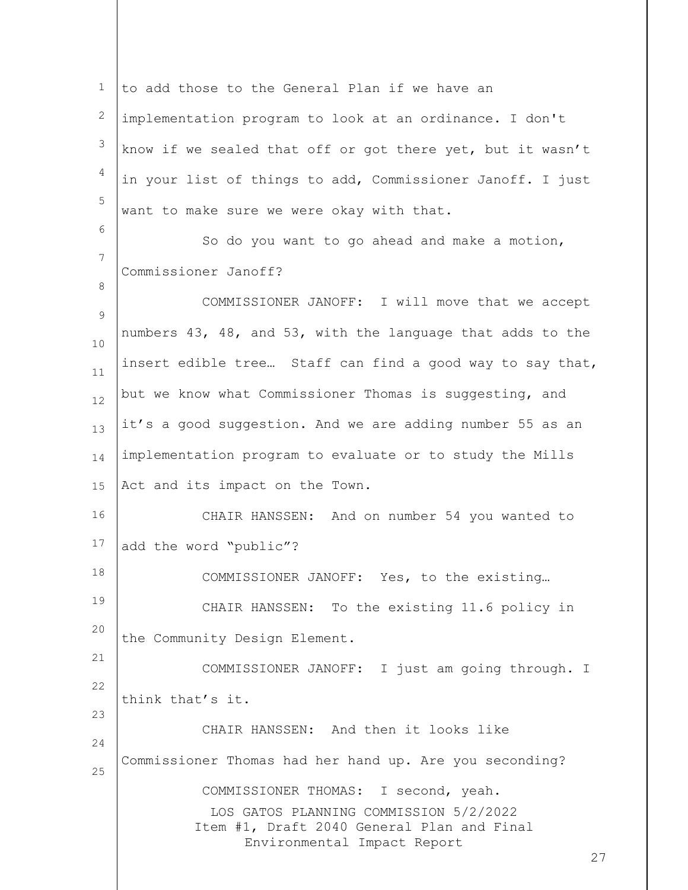to add those to the General Plan if we have an implementation program to look at an ordinance. I don't know if we sealed that off or got there yet, but it wasn't in your list of things to add, Commissioner Janoff. I just want to make sure we were okay with that.

So do you want to go ahead and make a motion, Commissioner Janoff?

COMMISSIONER JANOFF: I will move that we accept numbers 43, 48, and 53, with the language that adds to the insert edible tree… Staff can find a good way to say that, but we know what Commissioner Thomas is suggesting, and it's a good suggestion. And we are adding number 55 as an implementation program to evaluate or to study the Mills Act and its impact on the Town.

CHAIR HANSSEN: And on number 54 you wanted to add the word "public"?

COMMISSIONER JANOFF: Yes, to the existing…

CHAIR HANSSEN: To the existing 11.6 policy in the Community Design Element.

COMMISSIONER JANOFF: I just am going through. I think that's it.

CHAIR HANSSEN: And then it looks like Commissioner Thomas had her hand up. Are you seconding?

COMMISSIONER THOMAS: I second, yeah.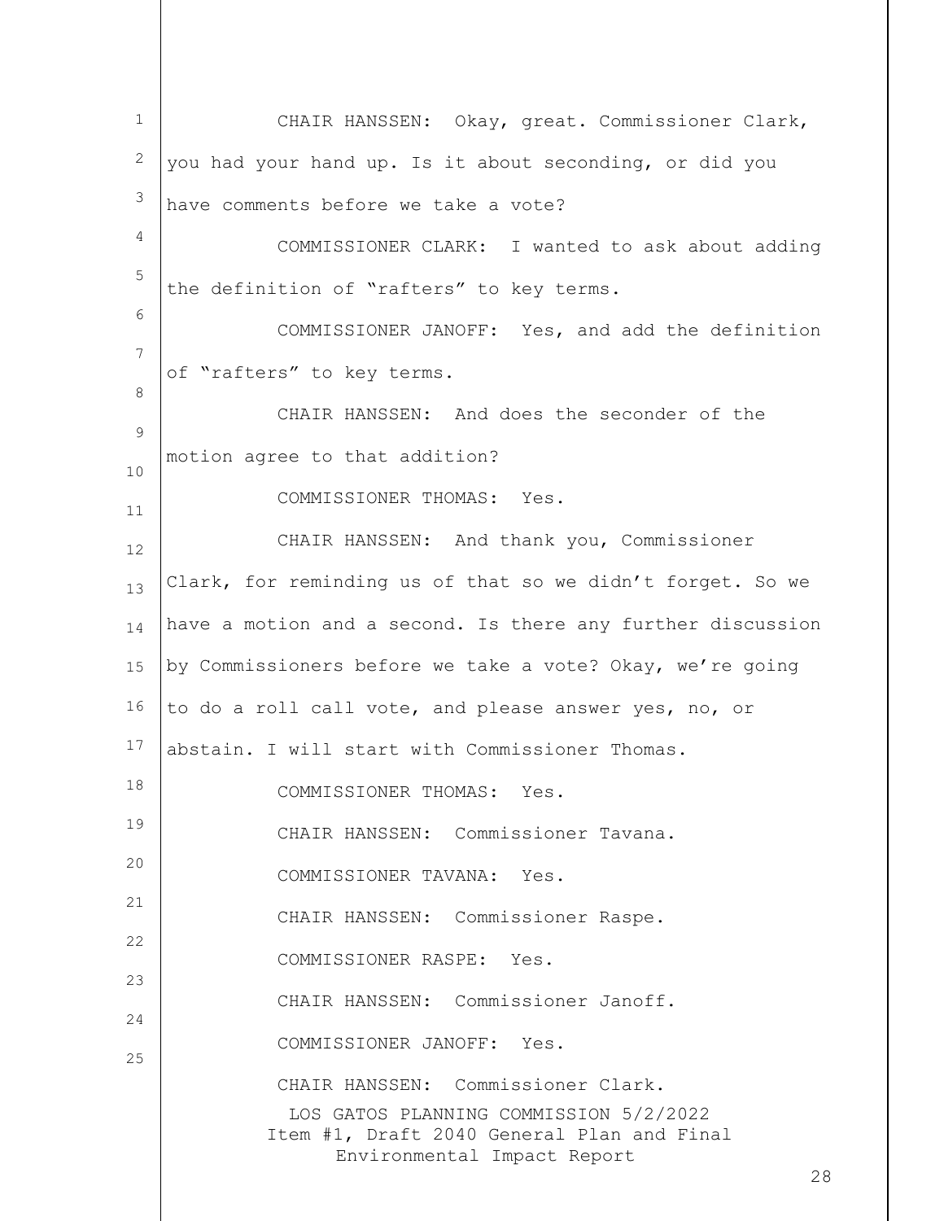CHAIR HANSSEN: Okay, great. Commissioner Clark, you had your hand up. Is it about seconding, or did you have comments before we take a vote?

COMMISSIONER CLARK: I wanted to ask about adding the definition of "rafters" to key terms.

COMMISSIONER JANOFF: Yes, and add the definition of "rafters" to key terms.

CHAIR HANSSEN: And does the seconder of the motion agree to that addition?

COMMISSIONER THOMAS: Yes.

CHAIR HANSSEN: And thank you, Commissioner Clark, for reminding us of that so we didn't forget. So we have a motion and a second. Is there any further discussion by Commissioners before we take a vote? Okay, we're going to do a roll call vote, and please answer yes, no, or abstain. I will start with Commissioner Thomas.

COMMISSIONER THOMAS: Yes.

CHAIR HANSSEN: Commissioner Tavana.

COMMISSIONER TAVANA: Yes.

CHAIR HANSSEN: Commissioner Raspe.

COMMISSIONER RASPE: Yes.

CHAIR HANSSEN: Commissioner Janoff.

COMMISSIONER JANOFF: Yes.

CHAIR HANSSEN: Commissioner Clark.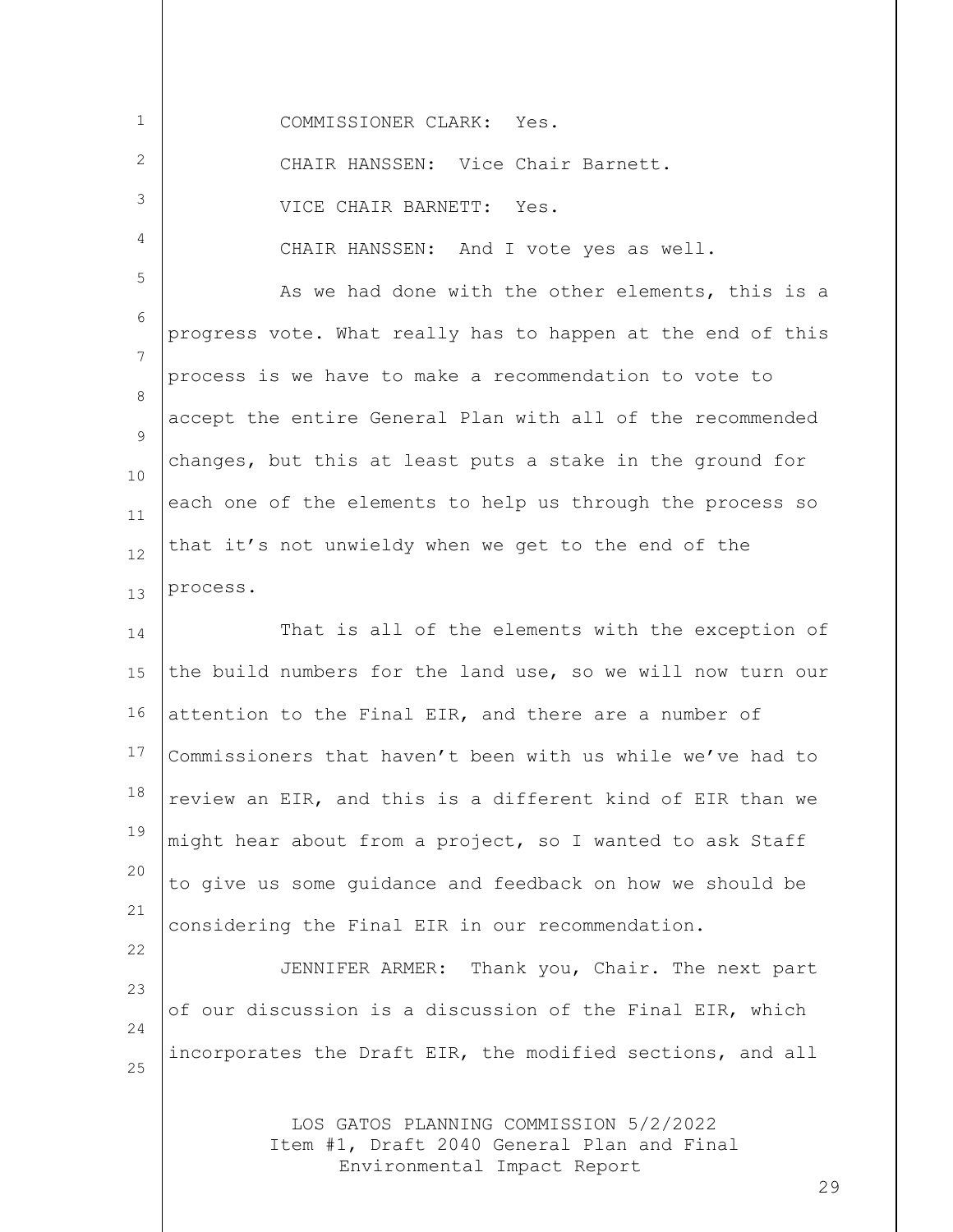COMMISSIONER CLARK: Yes.

CHAIR HANSSEN: Vice Chair Barnett.

VICE CHAIR BARNETT: Yes.

CHAIR HANSSEN: And I vote yes as well.

As we had done with the other elements, this is a progress vote. What really has to happen at the end of this process is we have to make a recommendation to vote to accept the entire General Plan with all of the recommended changes, but this at least puts a stake in the ground for each one of the elements to help us through the process so that it's not unwieldy when we get to the end of the process.

That is all of the elements with the exception of the build numbers for the land use, so we will now turn our attention to the Final EIR, and there are a number of Commissioners that haven't been with us while we've had to review an EIR, and this is a different kind of EIR than we might hear about from a project, so I wanted to ask Staff to give us some guidance and feedback on how we should be considering the Final EIR in our recommendation.

JENNIFER ARMER: Thank you, Chair. The next part of our discussion is a discussion of the Final EIR, which incorporates the Draft EIR, the modified sections, and all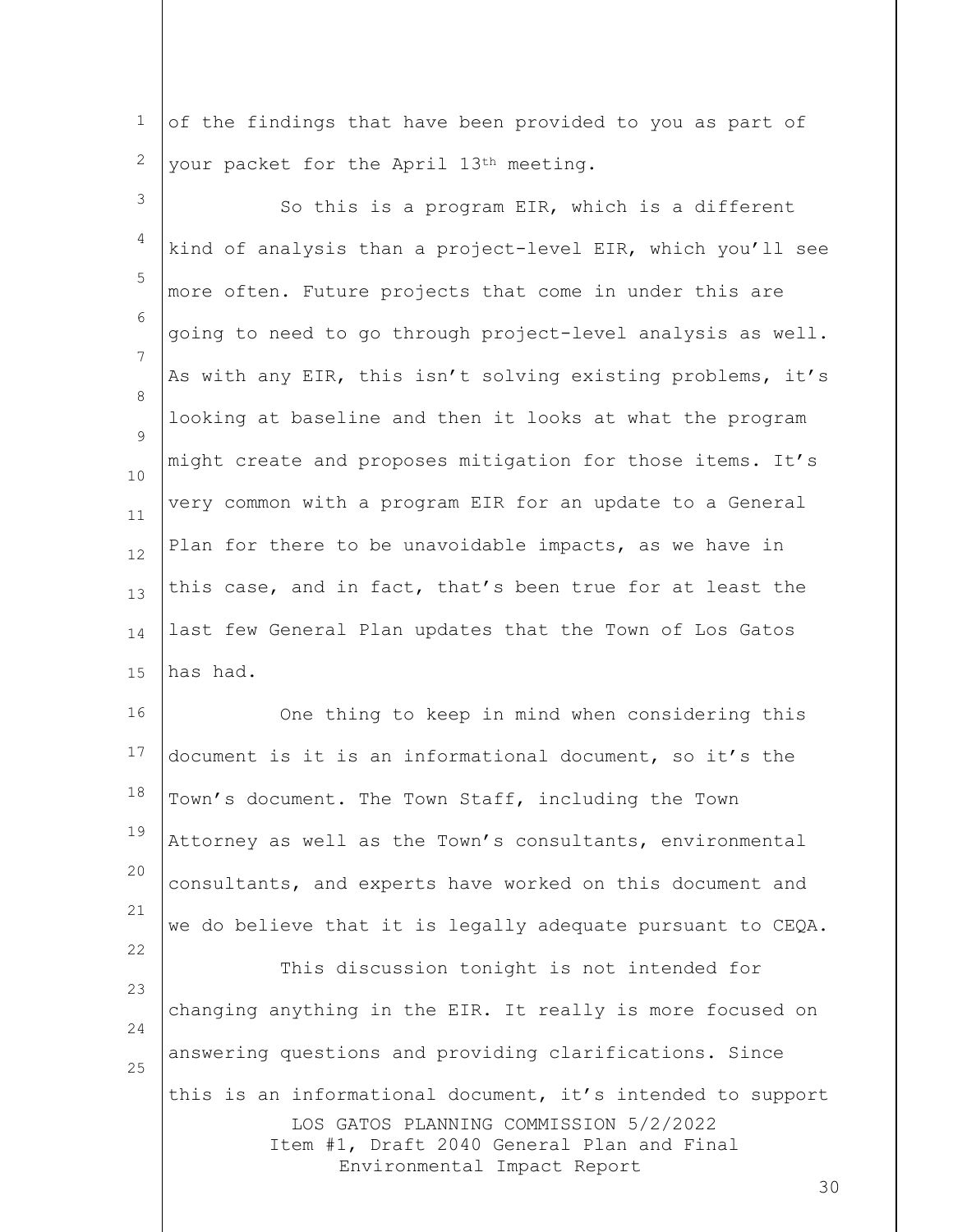of the findings that have been provided to you as part of your packet for the April 13th meeting.

So this is a program EIR, which is a different kind of analysis than a project-level EIR, which you'll see more often. Future projects that come in under this are going to need to go through project-level analysis as well. As with any EIR, this isn't solving existing problems, it's looking at baseline and then it looks at what the program might create and proposes mitigation for those items. It's very common with a program EIR for an update to a General Plan for there to be unavoidable impacts, as we have in this case, and in fact, that's been true for at least the last few General Plan updates that the Town of Los Gatos has had.

One thing to keep in mind when considering this document is it is an informational document, so it's the Town's document. The Town Staff, including the Town Attorney as well as the Town's consultants, environmental consultants, and experts have worked on this document and we do believe that it is legally adequate pursuant to CEQA.

This discussion tonight is not intended for changing anything in the EIR. It really is more focused on answering questions and providing clarifications. Since this is an informational document, it's intended to support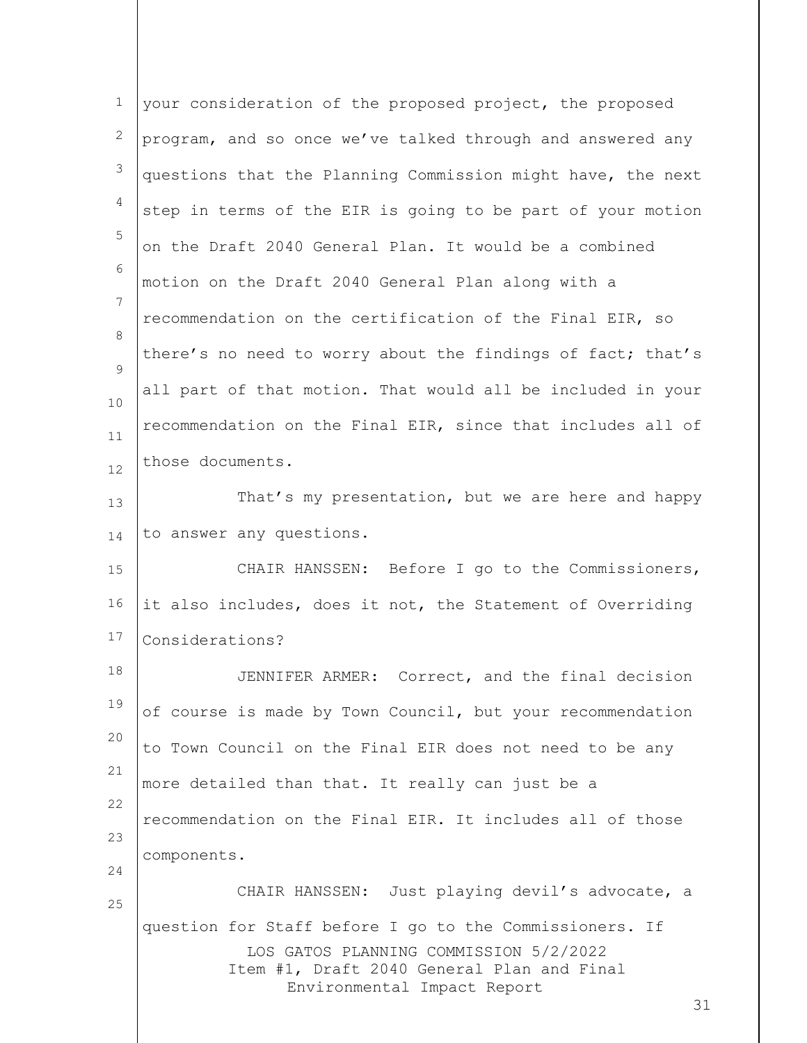your consideration of the proposed project, the proposed program, and so once we've talked through and answered any questions that the Planning Commission might have, the next step in terms of the EIR is going to be part of your motion on the Draft 2040 General Plan. It would be a combined motion on the Draft 2040 General Plan along with a recommendation on the certification of the Final EIR, so there's no need to worry about the findings of fact; that's all part of that motion. That would all be included in your recommendation on the Final EIR, since that includes all of those documents.

That's my presentation, but we are here and happy to answer any questions.

CHAIR HANSSEN: Before I go to the Commissioners, it also includes, does it not, the Statement of Overriding Considerations?

JENNIFER ARMER: Correct, and the final decision of course is made by Town Council, but your recommendation to Town Council on the Final EIR does not need to be any more detailed than that. It really can just be a recommendation on the Final EIR. It includes all of those components.

CHAIR HANSSEN: Just playing devil's advocate, a question for Staff before I go to the Commissioners. If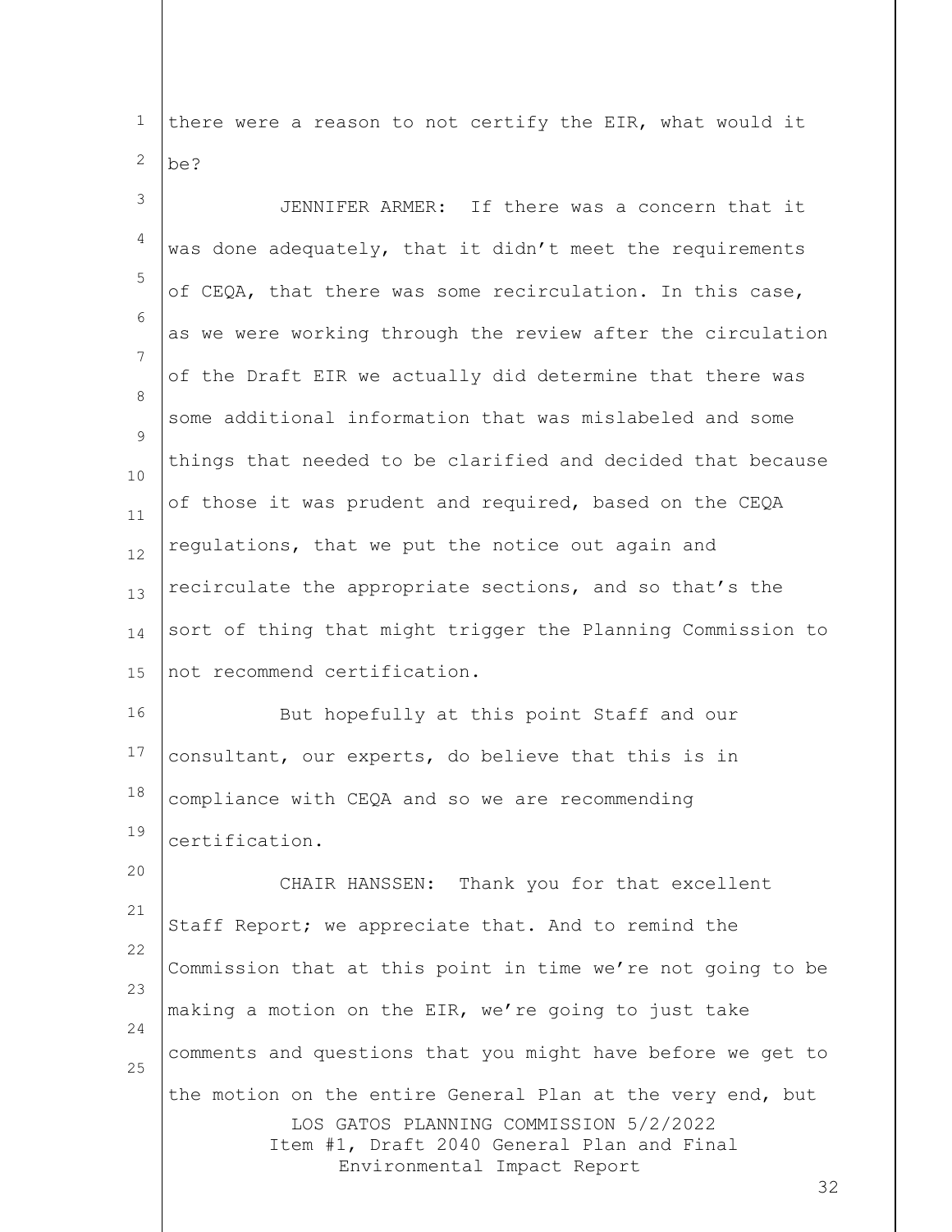there were a reason to not certify the EIR, what would it be?

JENNIFER ARMER: If there was a concern that it was done adequately, that it didn't meet the requirements of CEQA, that there was some recirculation. In this case, as we were working through the review after the circulation of the Draft EIR we actually did determine that there was some additional information that was mislabeled and some things that needed to be clarified and decided that because of those it was prudent and required, based on the CEQA regulations, that we put the notice out again and recirculate the appropriate sections, and so that's the sort of thing that might trigger the Planning Commission to not recommend certification.

But hopefully at this point Staff and our consultant, our experts, do believe that this is in compliance with CEQA and so we are recommending certification.

CHAIR HANSSEN: Thank you for that excellent Staff Report; we appreciate that. And to remind the Commission that at this point in time we're not going to be making a motion on the EIR, we're going to just take comments and questions that you might have before we get to the motion on the entire General Plan at the very end, but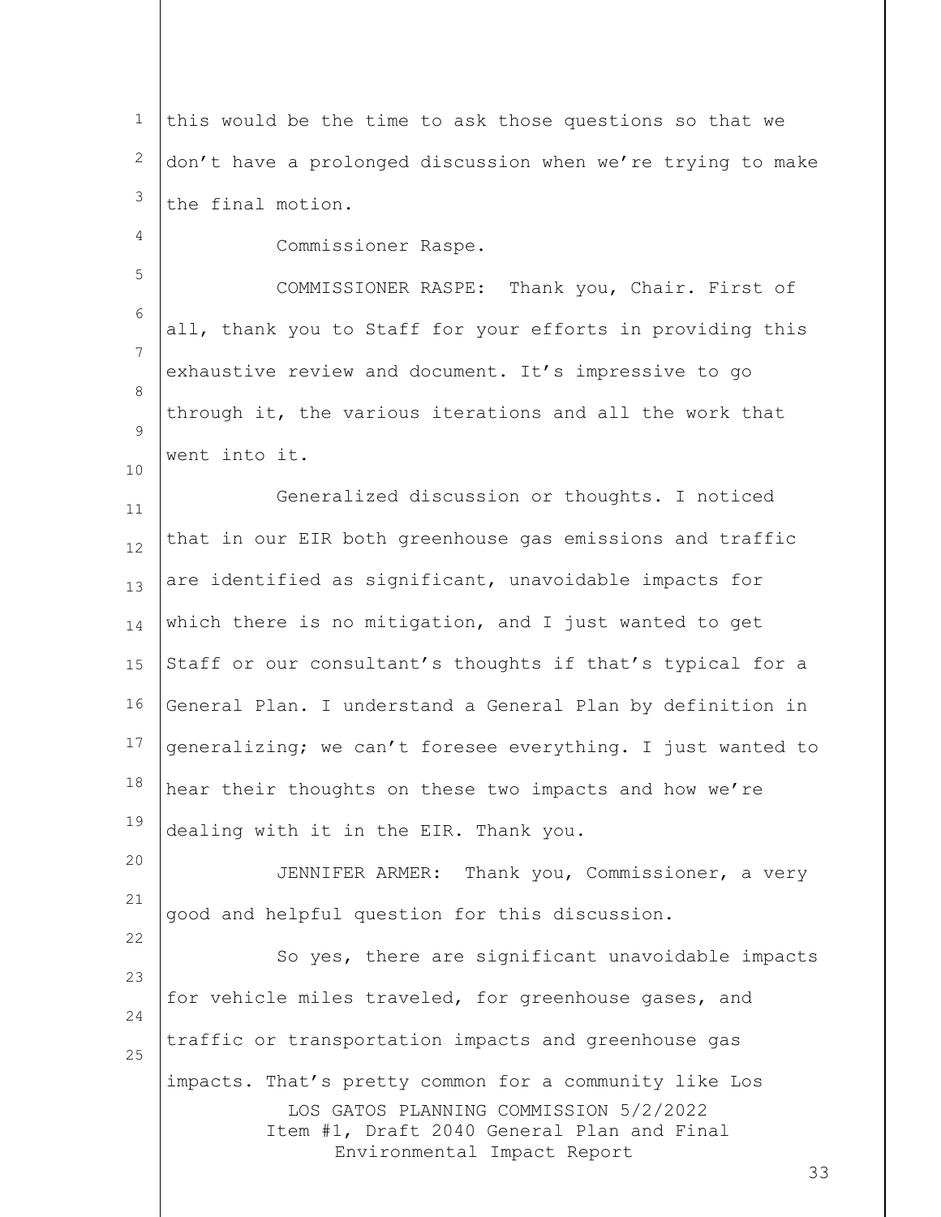this would be the time to ask those questions so that we don't have a prolonged discussion when we're trying to make the final motion.

Commissioner Raspe.

COMMISSIONER RASPE: Thank you, Chair. First of all, thank you to Staff for your efforts in providing this exhaustive review and document. It's impressive to go through it, the various iterations and all the work that went into it.

Generalized discussion or thoughts. I noticed that in our EIR both greenhouse gas emissions and traffic are identified as significant, unavoidable impacts for which there is no mitigation, and I just wanted to get Staff or our consultant's thoughts if that's typical for a General Plan. I understand a General Plan by definition in generalizing; we can't foresee everything. I just wanted to hear their thoughts on these two impacts and how we're dealing with it in the EIR. Thank you.

JENNIFER ARMER: Thank you, Commissioner, a very good and helpful question for this discussion.

So yes, there are significant unavoidable impacts for vehicle miles traveled, for greenhouse gases, and traffic or transportation impacts and greenhouse gas impacts. That's pretty common for a community like Los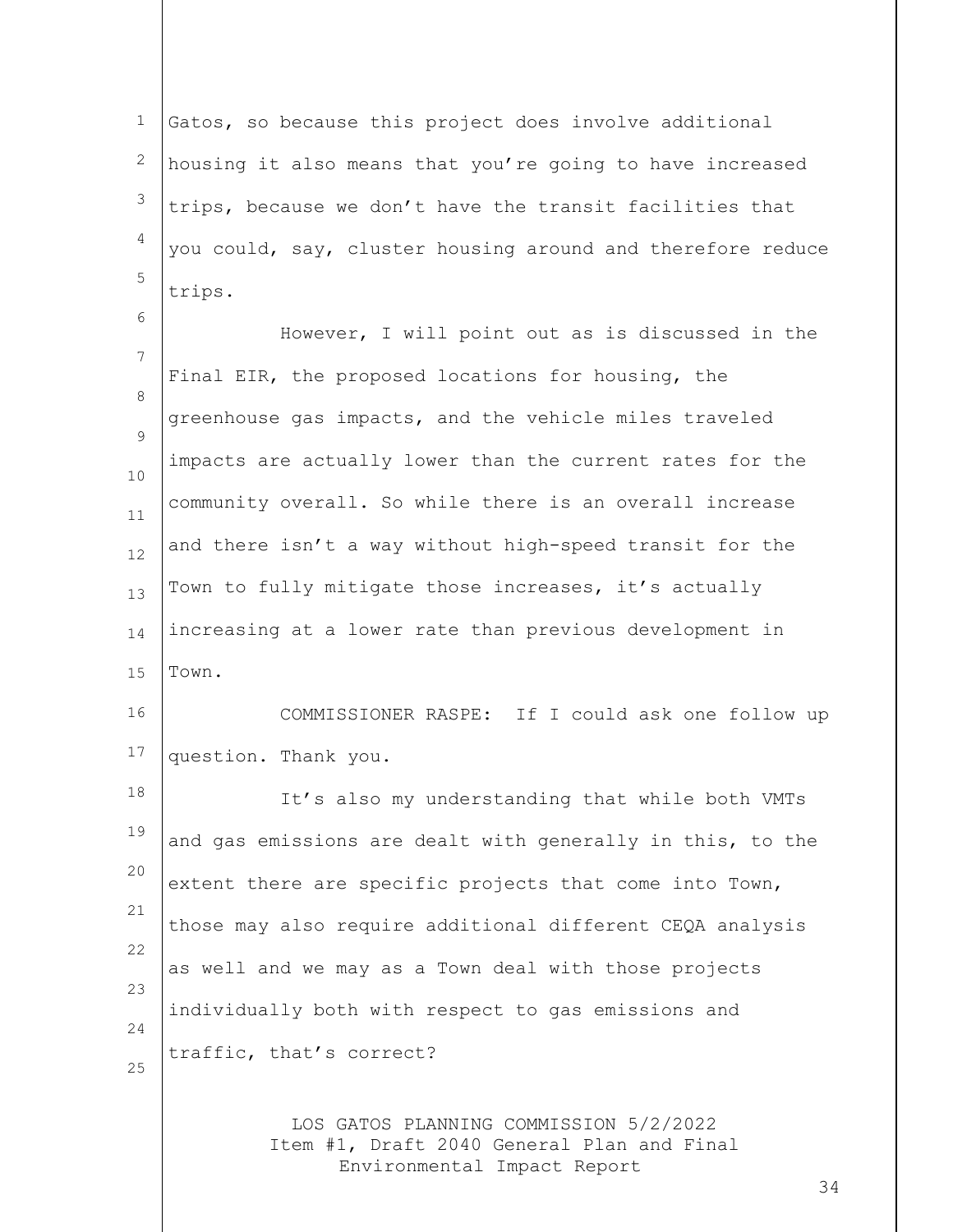Gatos, so because this project does involve additional housing it also means that you're going to have increased trips, because we don't have the transit facilities that you could, say, cluster housing around and therefore reduce trips.

However, I will point out as is discussed in the Final EIR, the proposed locations for housing, the greenhouse gas impacts, and the vehicle miles traveled impacts are actually lower than the current rates for the community overall. So while there is an overall increase and there isn't a way without high-speed transit for the Town to fully mitigate those increases, it's actually increasing at a lower rate than previous development in Town.

COMMISSIONER RASPE: If I could ask one follow up question. Thank you.

It's also my understanding that while both VMTs and gas emissions are dealt with generally in this, to the extent there are specific projects that come into Town, those may also require additional different CEQA analysis as well and we may as a Town deal with those projects individually both with respect to gas emissions and traffic, that's correct?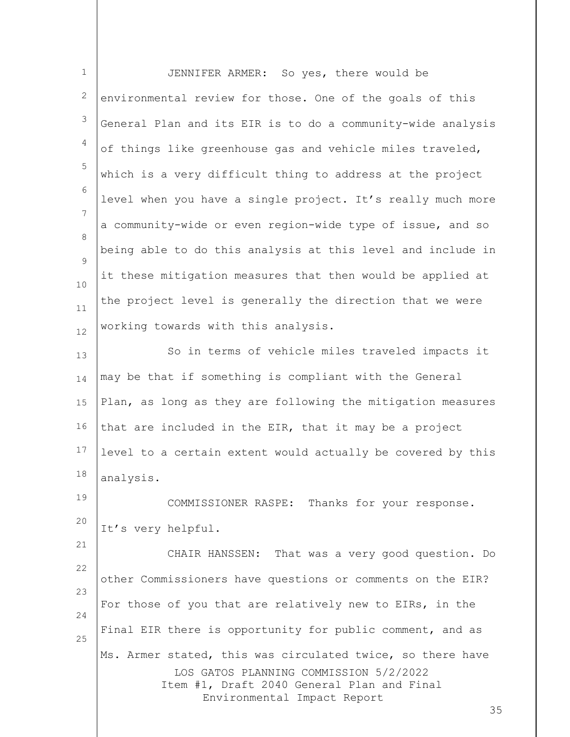JENNIFER ARMER: So yes, there would be environmental review for those. One of the goals of this General Plan and its EIR is to do a community-wide analysis of things like greenhouse gas and vehicle miles traveled, which is a very difficult thing to address at the project level when you have a single project. It's really much more a community-wide or even region-wide type of issue, and so being able to do this analysis at this level and include in it these mitigation measures that then would be applied at the project level is generally the direction that we were working towards with this analysis.

So in terms of vehicle miles traveled impacts it may be that if something is compliant with the General Plan, as long as they are following the mitigation measures that are included in the EIR, that it may be a project level to a certain extent would actually be covered by this analysis.

COMMISSIONER RASPE: Thanks for your response. It's very helpful.

CHAIR HANSSEN: That was a very good question. Do other Commissioners have questions or comments on the EIR? For those of you that are relatively new to EIRs, in the Final EIR there is opportunity for public comment, and as Ms. Armer stated, this was circulated twice, so there have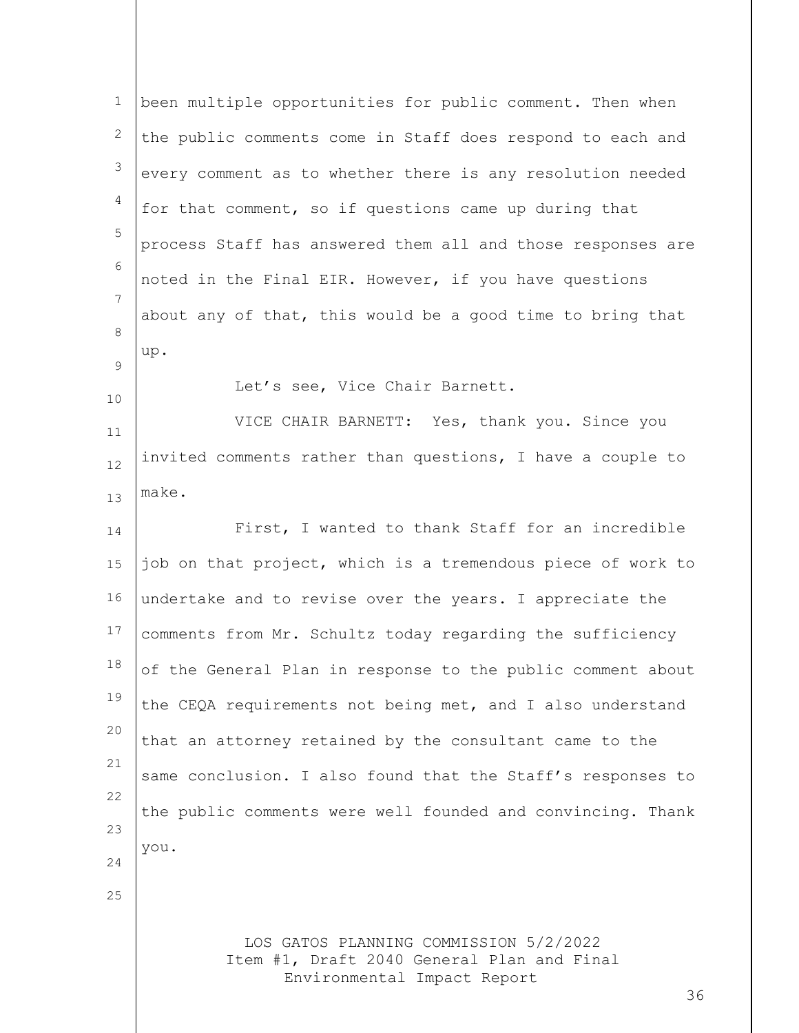been multiple opportunities for public comment. Then when the public comments come in Staff does respond to each and every comment as to whether there is any resolution needed for that comment, so if questions came up during that process Staff has answered them all and those responses are noted in the Final EIR. However, if you have questions about any of that, this would be a good time to bring that up.

Let's see, Vice Chair Barnett.

VICE CHAIR BARNETT: Yes, thank you. Since you invited comments rather than questions, I have a couple to make.

First, I wanted to thank Staff for an incredible job on that project, which is a tremendous piece of work to undertake and to revise over the years. I appreciate the comments from Mr. Schultz today regarding the sufficiency of the General Plan in response to the public comment about the CEQA requirements not being met, and I also understand that an attorney retained by the consultant came to the same conclusion. I also found that the Staff's responses to the public comments were well founded and convincing. Thank you.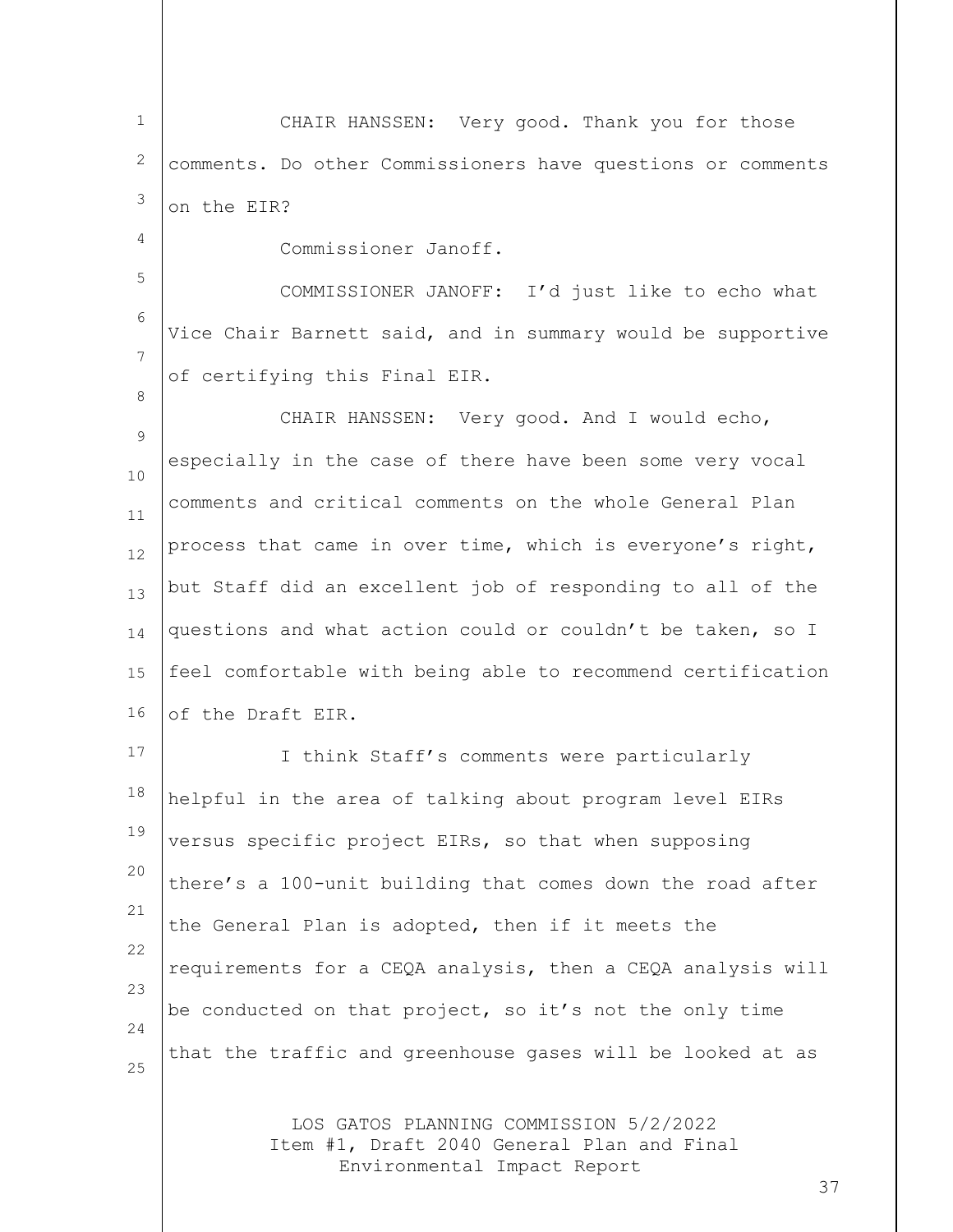CHAIR HANSSEN: Very good. Thank you for those comments. Do other Commissioners have questions or comments on the EIR?

Commissioner Janoff.

COMMISSIONER JANOFF: I'd just like to echo what Vice Chair Barnett said, and in summary would be supportive of certifying this Final EIR.

CHAIR HANSSEN: Very good. And I would echo, especially in the case of there have been some very vocal comments and critical comments on the whole General Plan process that came in over time, which is everyone's right, but Staff did an excellent job of responding to all of the questions and what action could or couldn't be taken, so I feel comfortable with being able to recommend certification of the Draft EIR.

I think Staff's comments were particularly helpful in the area of talking about program level EIRs versus specific project EIRs, so that when supposing there's a 100-unit building that comes down the road after the General Plan is adopted, then if it meets the requirements for a CEQA analysis, then a CEQA analysis will be conducted on that project, so it's not the only time that the traffic and greenhouse gases will be looked at as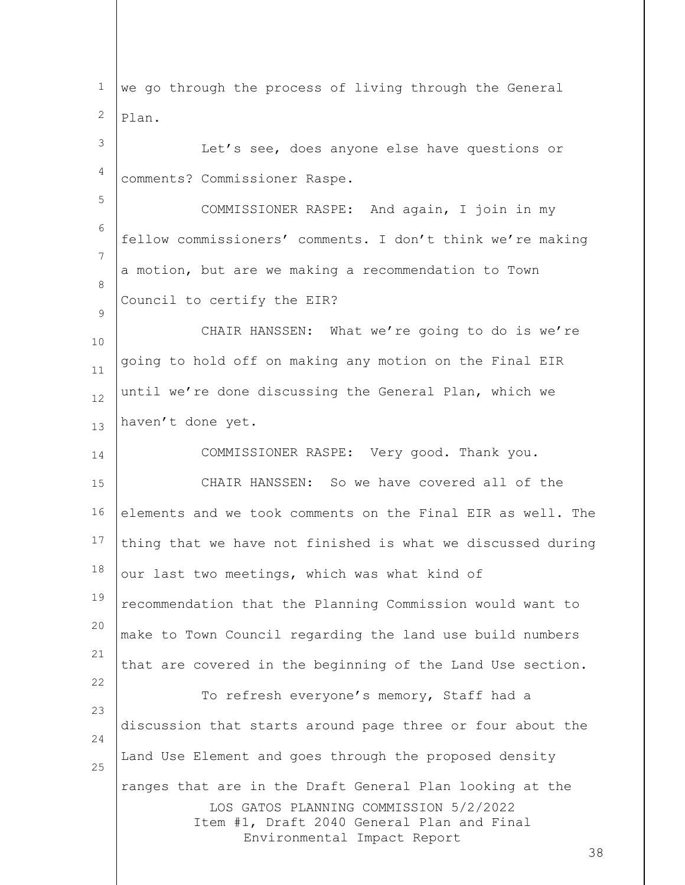we go through the process of living through the General Plan.

Let's see, does anyone else have questions or comments? Commissioner Raspe.

COMMISSIONER RASPE: And again, I join in my fellow commissioners' comments. I don't think we're making a motion, but are we making a recommendation to Town Council to certify the EIR?

CHAIR HANSSEN: What we're going to do is we're going to hold off on making any motion on the Final EIR until we're done discussing the General Plan, which we haven't done yet.

COMMISSIONER RASPE: Very good. Thank you.

CHAIR HANSSEN: So we have covered all of the elements and we took comments on the Final EIR as well. The thing that we have not finished is what we discussed during our last two meetings, which was what kind of recommendation that the Planning Commission would want to make to Town Council regarding the land use build numbers that are covered in the beginning of the Land Use section.

To refresh everyone's memory, Staff had a discussion that starts around page three or four about the Land Use Element and goes through the proposed density ranges that are in the Draft General Plan looking at the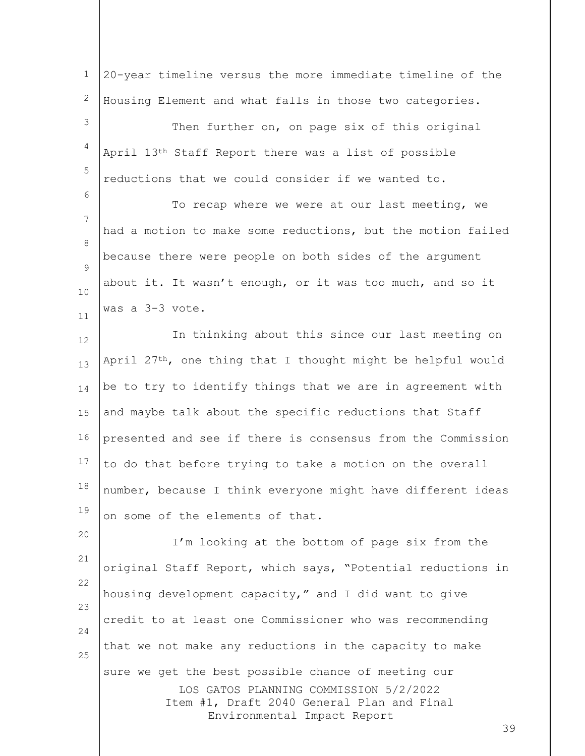20-year timeline versus the more immediate timeline of the Housing Element and what falls in those two categories.

Then further on, on page six of this original April 13th Staff Report there was a list of possible reductions that we could consider if we wanted to.

To recap where we were at our last meeting, we had a motion to make some reductions, but the motion failed because there were people on both sides of the argument about it. It wasn't enough, or it was too much, and so it was a 3-3 vote.

In thinking about this since our last meeting on April 27th, one thing that I thought might be helpful would be to try to identify things that we are in agreement with and maybe talk about the specific reductions that Staff presented and see if there is consensus from the Commission to do that before trying to take a motion on the overall number, because I think everyone might have different ideas on some of the elements of that.

I'm looking at the bottom of page six from the original Staff Report, which says, "Potential reductions in housing development capacity," and I did want to give credit to at least one Commissioner who was recommending that we not make any reductions in the capacity to make sure we get the best possible chance of meeting our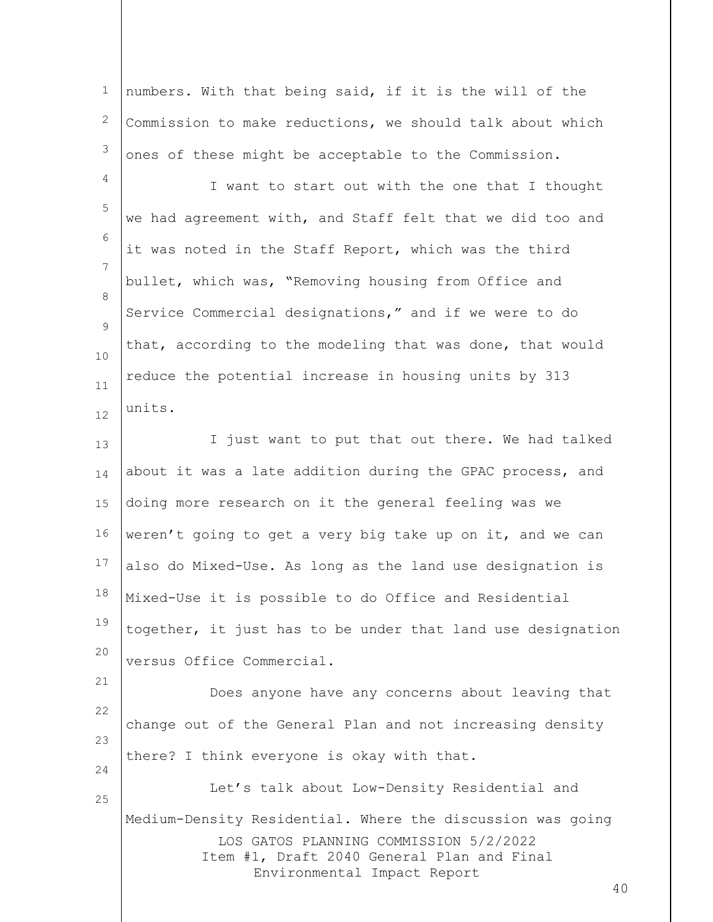numbers. With that being said, if it is the will of the Commission to make reductions, we should talk about which ones of these might be acceptable to the Commission.

I want to start out with the one that I thought we had agreement with, and Staff felt that we did too and it was noted in the Staff Report, which was the third bullet, which was, "Removing housing from Office and Service Commercial designations," and if we were to do that, according to the modeling that was done, that would reduce the potential increase in housing units by 313 units.

I just want to put that out there. We had talked about it was a late addition during the GPAC process, and doing more research on it the general feeling was we weren't going to get a very big take up on it, and we can also do Mixed-Use. As long as the land use designation is Mixed-Use it is possible to do Office and Residential together, it just has to be under that land use designation versus Office Commercial.

Does anyone have any concerns about leaving that change out of the General Plan and not increasing density there? I think everyone is okay with that.

Let's talk about Low-Density Residential and Medium-Density Residential. Where the discussion was going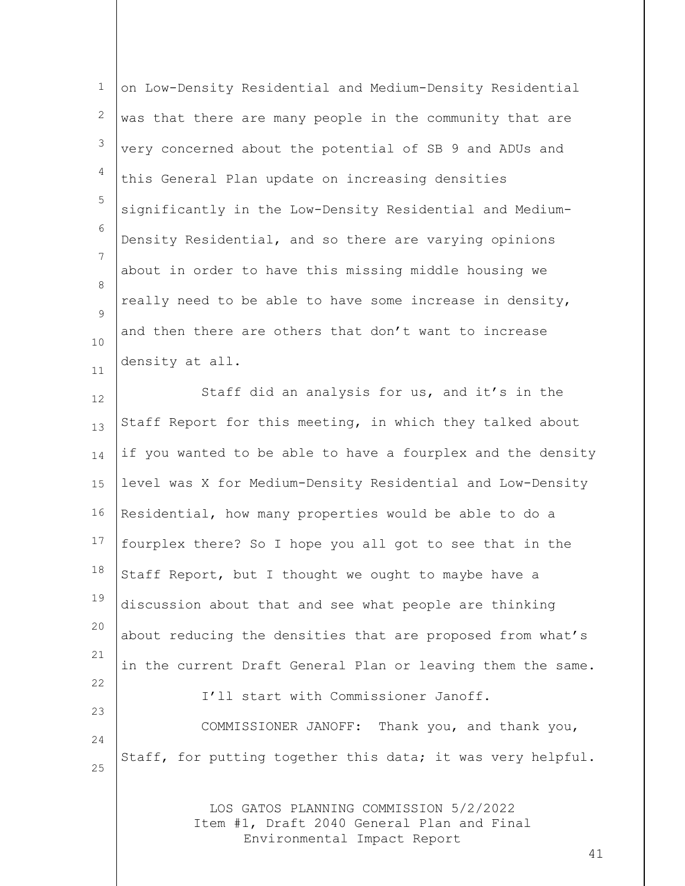on Low-Density Residential and Medium-Density Residential was that there are many people in the community that are very concerned about the potential of SB 9 and ADUs and this General Plan update on increasing densities significantly in the Low-Density Residential and Medium-Density Residential, and so there are varying opinions about in order to have this missing middle housing we really need to be able to have some increase in density, and then there are others that don't want to increase density at all.

Staff did an analysis for us, and it's in the Staff Report for this meeting, in which they talked about if you wanted to be able to have a fourplex and the density level was X for Medium-Density Residential and Low-Density Residential, how many properties would be able to do a fourplex there? So I hope you all got to see that in the Staff Report, but I thought we ought to maybe have a discussion about that and see what people are thinking about reducing the densities that are proposed from what's in the current Draft General Plan or leaving them the same.

I'll start with Commissioner Janoff.

COMMISSIONER JANOFF: Thank you, and thank you, Staff, for putting together this data; it was very helpful.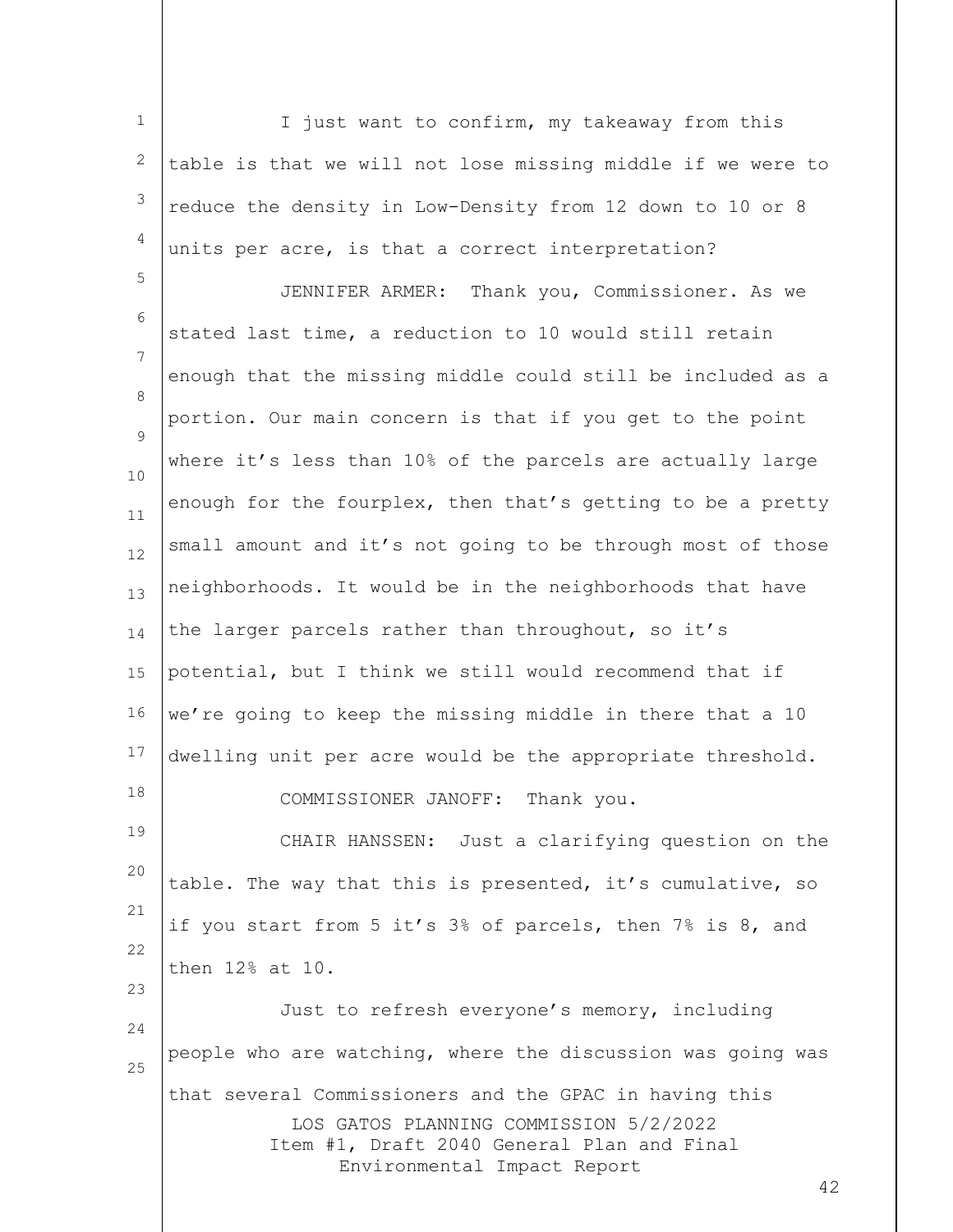I just want to confirm, my takeaway from this table is that we will not lose missing middle if we were to reduce the density in Low-Density from 12 down to 10 or 8 units per acre, is that a correct interpretation?

JENNIFER ARMER: Thank you, Commissioner. As we stated last time, a reduction to 10 would still retain enough that the missing middle could still be included as a portion. Our main concern is that if you get to the point where it's less than 10% of the parcels are actually large enough for the fourplex, then that's getting to be a pretty small amount and it's not going to be through most of those neighborhoods. It would be in the neighborhoods that have the larger parcels rather than throughout, so it's potential, but I think we still would recommend that if we're going to keep the missing middle in there that a 10 dwelling unit per acre would be the appropriate threshold.

COMMISSIONER JANOFF: Thank you.

CHAIR HANSSEN: Just a clarifying question on the table. The way that this is presented, it's cumulative, so if you start from 5 it's 3% of parcels, then 7% is 8, and then 12% at 10.

Just to refresh everyone's memory, including people who are watching, where the discussion was going was that several Commissioners and the GPAC in having this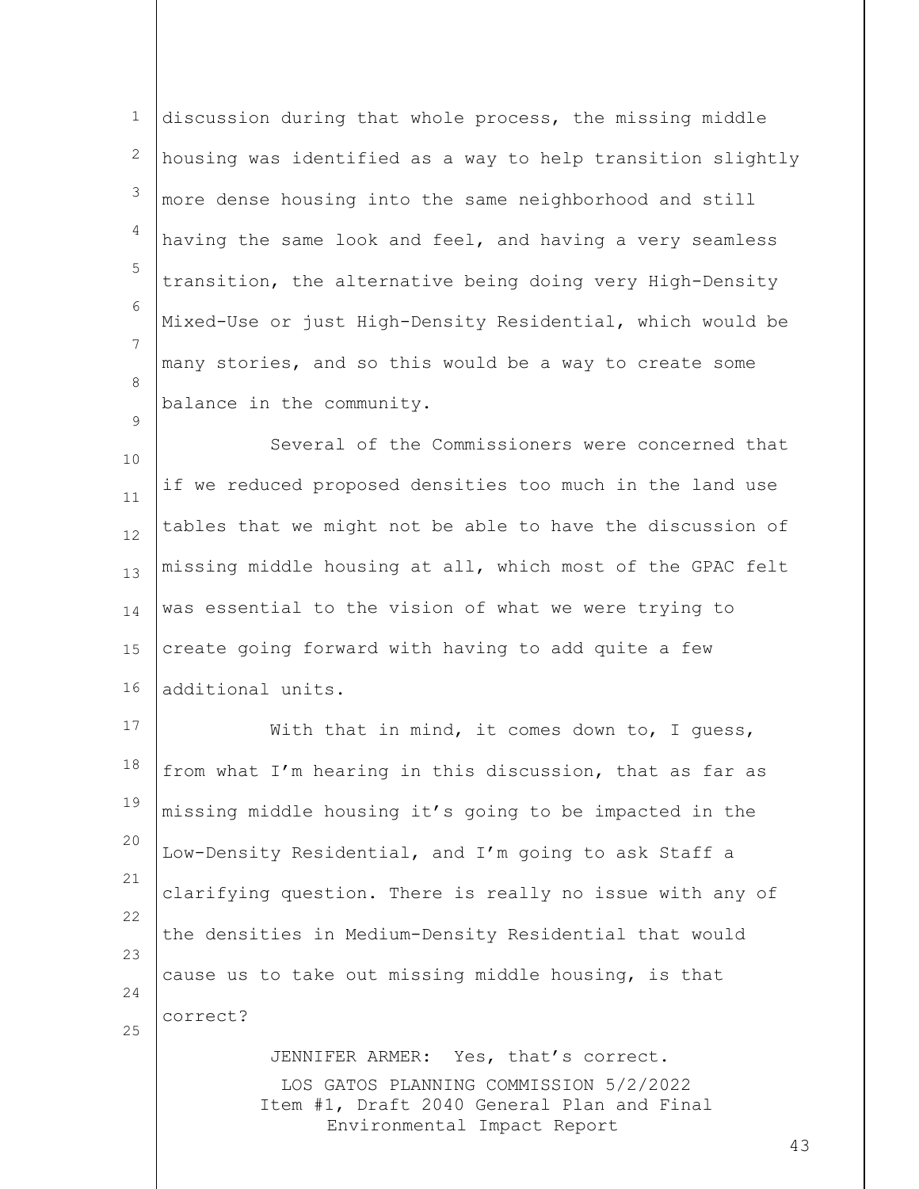discussion during that whole process, the missing middle housing was identified as a way to help transition slightly more dense housing into the same neighborhood and still having the same look and feel, and having a very seamless transition, the alternative being doing very High-Density Mixed-Use or just High-Density Residential, which would be many stories, and so this would be a way to create some balance in the community.

Several of the Commissioners were concerned that if we reduced proposed densities too much in the land use tables that we might not be able to have the discussion of missing middle housing at all, which most of the GPAC felt was essential to the vision of what we were trying to create going forward with having to add quite a few additional units.

With that in mind, it comes down to, I guess, from what I'm hearing in this discussion, that as far as missing middle housing it's going to be impacted in the Low-Density Residential, and I'm going to ask Staff a clarifying question. There is really no issue with any of the densities in Medium-Density Residential that would cause us to take out missing middle housing, is that correct?

JENNIFER ARMER: Yes, that's correct.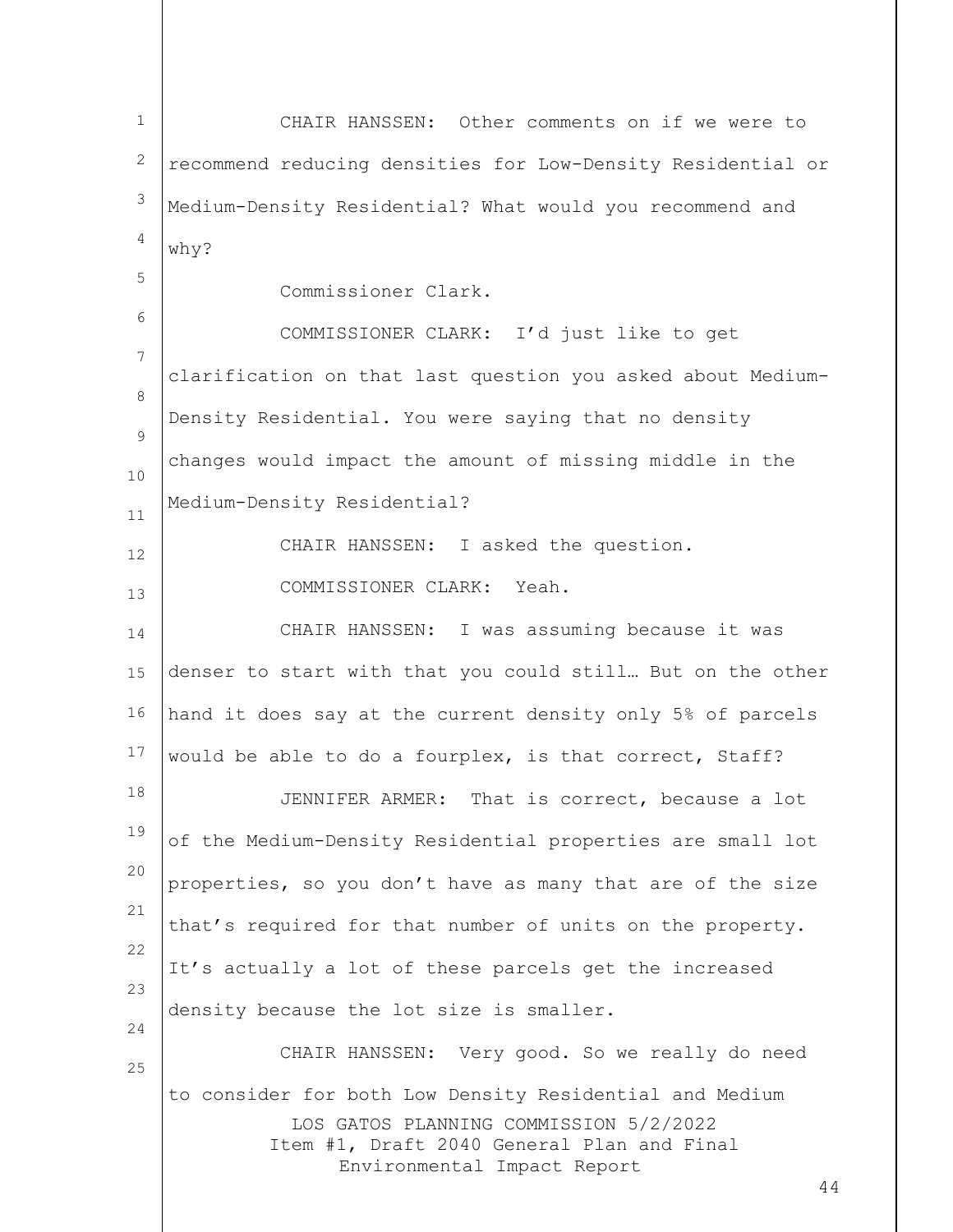CHAIR HANSSEN: Other comments on if we were to recommend reducing densities for Low-Density Residential or Medium-Density Residential? What would you recommend and why?

Commissioner Clark.

COMMISSIONER CLARK: I'd just like to get clarification on that last question you asked about Medium-Density Residential. You were saying that no density changes would impact the amount of missing middle in the Medium-Density Residential?

CHAIR HANSSEN: I asked the question.

COMMISSIONER CLARK: Yeah.

CHAIR HANSSEN: I was assuming because it was denser to start with that you could still… But on the other hand it does say at the current density only 5% of parcels would be able to do a fourplex, is that correct, Staff?

JENNIFER ARMER: That is correct, because a lot of the Medium-Density Residential properties are small lot properties, so you don't have as many that are of the size that's required for that number of units on the property. It's actually a lot of these parcels get the increased density because the lot size is smaller.

CHAIR HANSSEN: Very good. So we really do need to consider for both Low Density Residential and Medium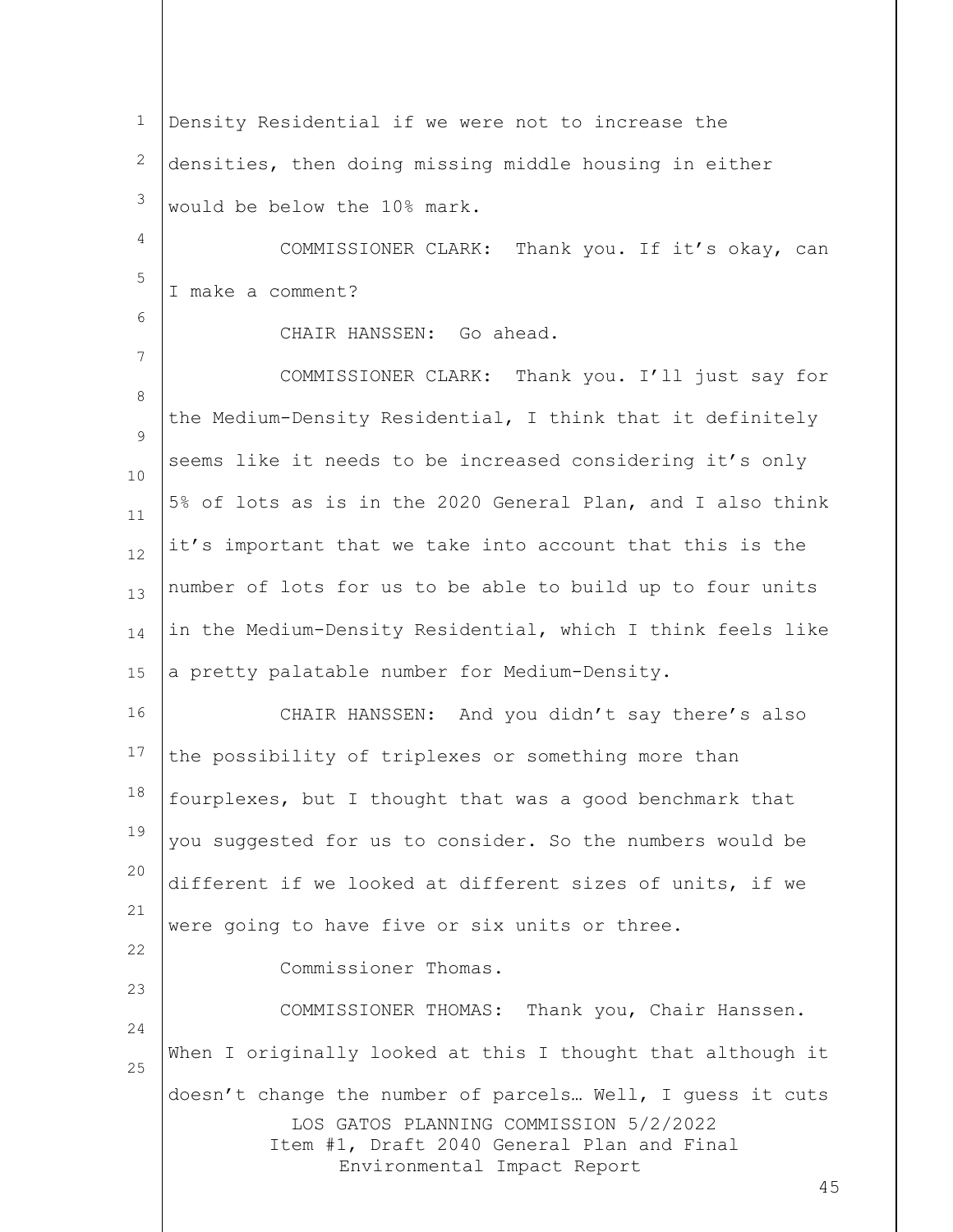Density Residential if we were not to increase the densities, then doing missing middle housing in either would be below the 10% mark.

COMMISSIONER CLARK: Thank you. If it's okay, can I make a comment?

CHAIR HANSSEN: Go ahead.

COMMISSIONER CLARK: Thank you. I'll just say for the Medium-Density Residential, I think that it definitely seems like it needs to be increased considering it's only 5% of lots as is in the 2020 General Plan, and I also think it's important that we take into account that this is the number of lots for us to be able to build up to four units in the Medium-Density Residential, which I think feels like a pretty palatable number for Medium-Density.

CHAIR HANSSEN: And you didn't say there's also the possibility of triplexes or something more than fourplexes, but I thought that was a good benchmark that you suggested for us to consider. So the numbers would be different if we looked at different sizes of units, if we were going to have five or six units or three.

Commissioner Thomas.

COMMISSIONER THOMAS: Thank you, Chair Hanssen. When I originally looked at this I thought that although it doesn't change the number of parcels… Well, I guess it cuts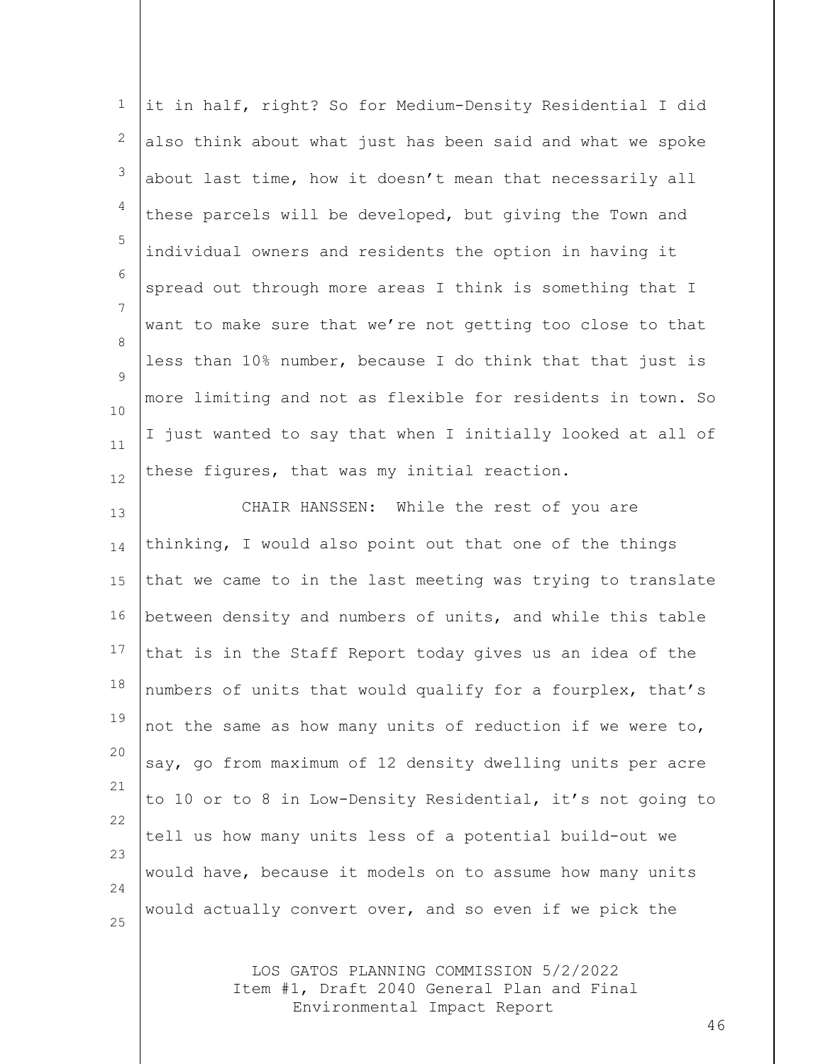it in half, right? So for Medium-Density Residential I did also think about what just has been said and what we spoke about last time, how it doesn't mean that necessarily all these parcels will be developed, but giving the Town and individual owners and residents the option in having it spread out through more areas I think is something that I want to make sure that we're not getting too close to that less than 10% number, because I do think that that just is more limiting and not as flexible for residents in town. So I just wanted to say that when I initially looked at all of these figures, that was my initial reaction.

CHAIR HANSSEN: While the rest of you are thinking, I would also point out that one of the things that we came to in the last meeting was trying to translate between density and numbers of units, and while this table that is in the Staff Report today gives us an idea of the numbers of units that would qualify for a fourplex, that's not the same as how many units of reduction if we were to, say, go from maximum of 12 density dwelling units per acre to 10 or to 8 in Low-Density Residential, it's not going to tell us how many units less of a potential build-out we would have, because it models on to assume how many units would actually convert over, and so even if we pick the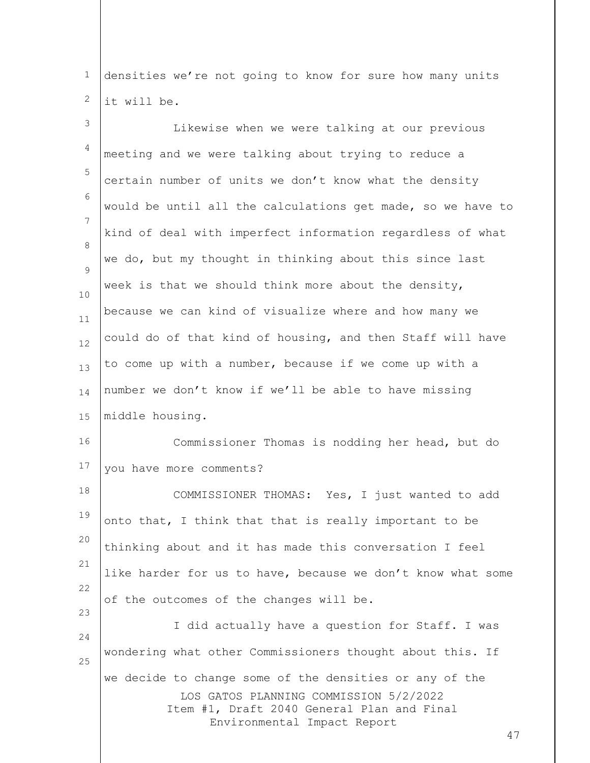densities we're not going to know for sure how many units it will be.

Likewise when we were talking at our previous meeting and we were talking about trying to reduce a certain number of units we don't know what the density would be until all the calculations get made, so we have to kind of deal with imperfect information regardless of what we do, but my thought in thinking about this since last week is that we should think more about the density, because we can kind of visualize where and how many we could do of that kind of housing, and then Staff will have to come up with a number, because if we come up with a number we don't know if we'll be able to have missing middle housing.

Commissioner Thomas is nodding her head, but do you have more comments?

COMMISSIONER THOMAS: Yes, I just wanted to add onto that, I think that that is really important to be thinking about and it has made this conversation I feel like harder for us to have, because we don't know what some of the outcomes of the changes will be.

I did actually have a question for Staff. I was wondering what other Commissioners thought about this. If we decide to change some of the densities or any of the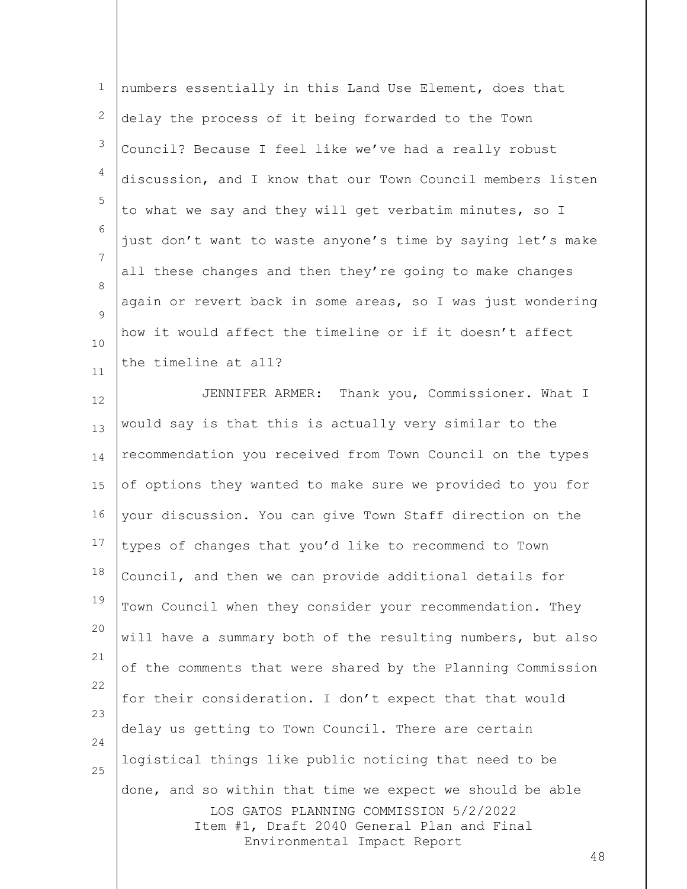numbers essentially in this Land Use Element, does that delay the process of it being forwarded to the Town Council? Because I feel like we've had a really robust discussion, and I know that our Town Council members listen to what we say and they will get verbatim minutes, so I just don't want to waste anyone's time by saying let's make all these changes and then they're going to make changes again or revert back in some areas, so I was just wondering how it would affect the timeline or if it doesn't affect the timeline at all?

JENNIFER ARMER: Thank you, Commissioner. What I would say is that this is actually very similar to the recommendation you received from Town Council on the types of options they wanted to make sure we provided to you for your discussion. You can give Town Staff direction on the types of changes that you'd like to recommend to Town Council, and then we can provide additional details for Town Council when they consider your recommendation. They will have a summary both of the resulting numbers, but also of the comments that were shared by the Planning Commission for their consideration. I don't expect that that would delay us getting to Town Council. There are certain logistical things like public noticing that need to be done, and so within that time we expect we should be able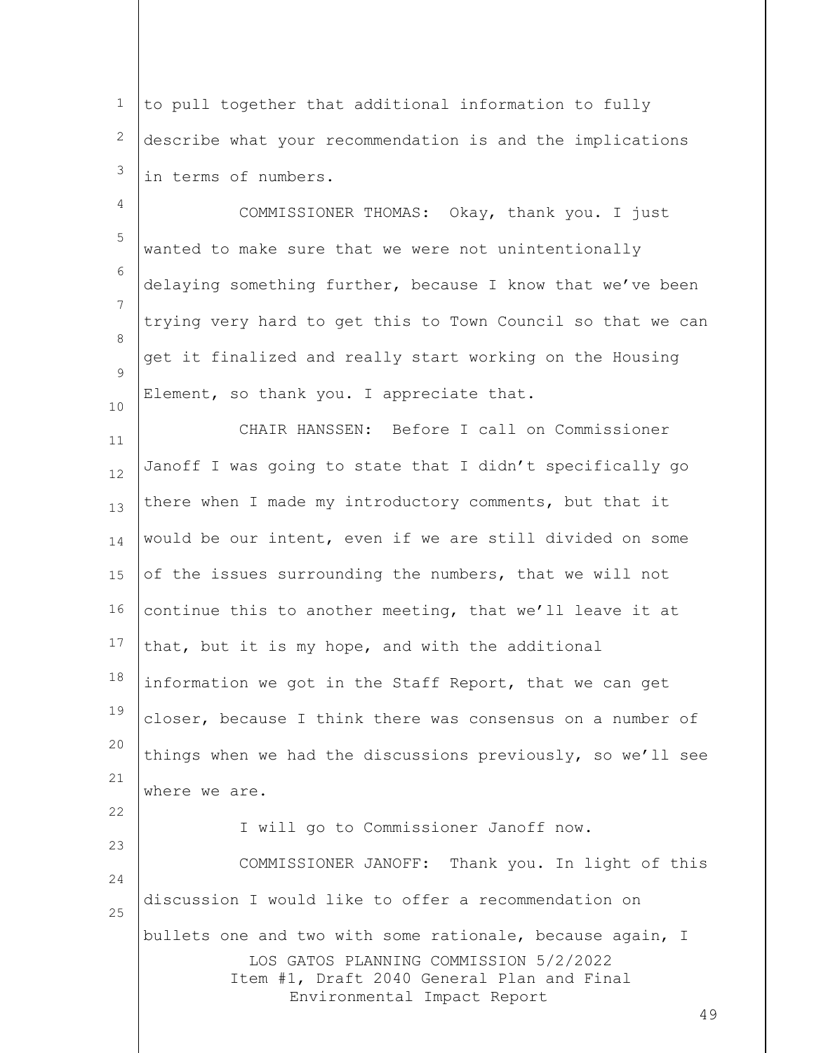to pull together that additional information to fully describe what your recommendation is and the implications in terms of numbers.

COMMISSIONER THOMAS: Okay, thank you. I just wanted to make sure that we were not unintentionally delaying something further, because I know that we've been trying very hard to get this to Town Council so that we can get it finalized and really start working on the Housing Element, so thank you. I appreciate that.

CHAIR HANSSEN: Before I call on Commissioner Janoff I was going to state that I didn't specifically go there when I made my introductory comments, but that it would be our intent, even if we are still divided on some of the issues surrounding the numbers, that we will not continue this to another meeting, that we'll leave it at that, but it is my hope, and with the additional information we got in the Staff Report, that we can get closer, because I think there was consensus on a number of things when we had the discussions previously, so we'll see where we are.

I will go to Commissioner Janoff now.

COMMISSIONER JANOFF: Thank you. In light of this discussion I would like to offer a recommendation on bullets one and two with some rationale, because again, I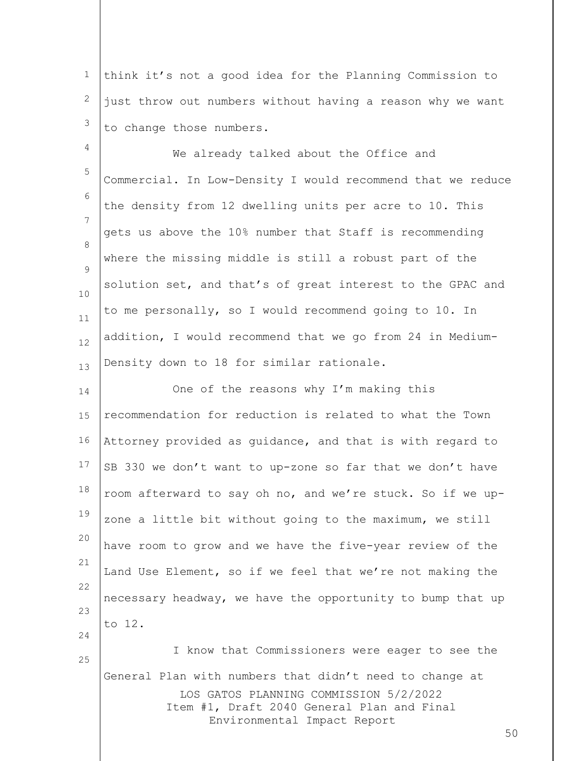think it's not a good idea for the Planning Commission to just throw out numbers without having a reason why we want to change those numbers.

We already talked about the Office and Commercial. In Low-Density I would recommend that we reduce the density from 12 dwelling units per acre to 10. This gets us above the 10% number that Staff is recommending where the missing middle is still a robust part of the solution set, and that's of great interest to the GPAC and to me personally, so I would recommend going to 10. In addition, I would recommend that we go from 24 in Medium-Density down to 18 for similar rationale.

One of the reasons why I'm making this recommendation for reduction is related to what the Town Attorney provided as guidance, and that is with regard to SB 330 we don't want to up-zone so far that we don't have room afterward to say oh no, and we're stuck. So if we up-zone a little bit without going to the maximum, we still have room to grow and we have the five-year review of the Land Use Element, so if we feel that we're not making the necessary headway, we have the opportunity to bump that up to 12.

I know that Commissioners were eager to see the General Plan with numbers that didn't need to change at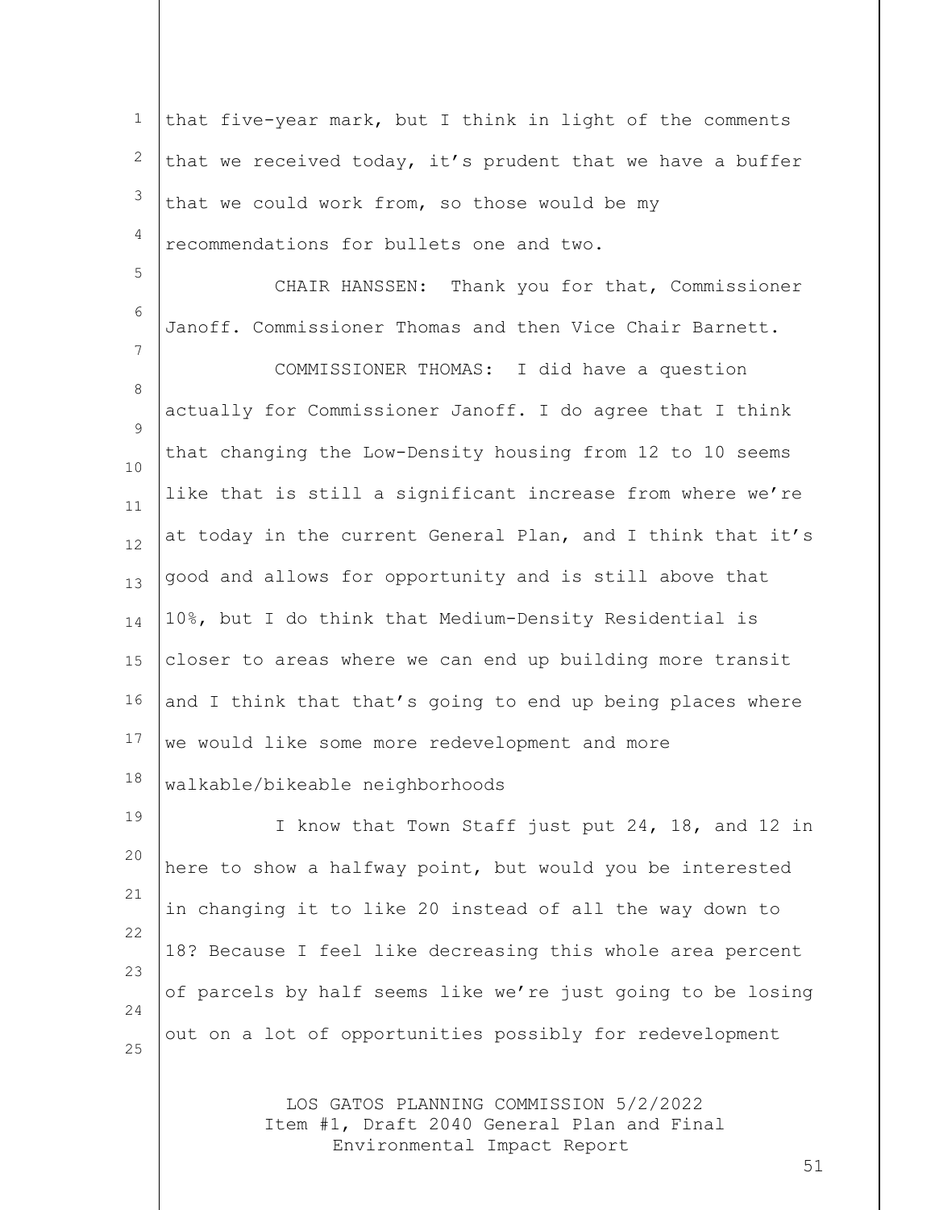that five-year mark, but I think in light of the comments that we received today, it's prudent that we have a buffer that we could work from, so those would be my recommendations for bullets one and two.

CHAIR HANSSEN: Thank you for that, Commissioner Janoff. Commissioner Thomas and then Vice Chair Barnett.

COMMISSIONER THOMAS: I did have a question actually for Commissioner Janoff. I do agree that I think that changing the Low-Density housing from 12 to 10 seems like that is still a significant increase from where we're at today in the current General Plan, and I think that it's good and allows for opportunity and is still above that 10%, but I do think that Medium-Density Residential is closer to areas where we can end up building more transit and I think that that's going to end up being places where we would like some more redevelopment and more walkable/bikeable neighborhoods

I know that Town Staff just put 24, 18, and 12 in here to show a halfway point, but would you be interested in changing it to like 20 instead of all the way down to 18? Because I feel like decreasing this whole area percent of parcels by half seems like we're just going to be losing out on a lot of opportunities possibly for redevelopment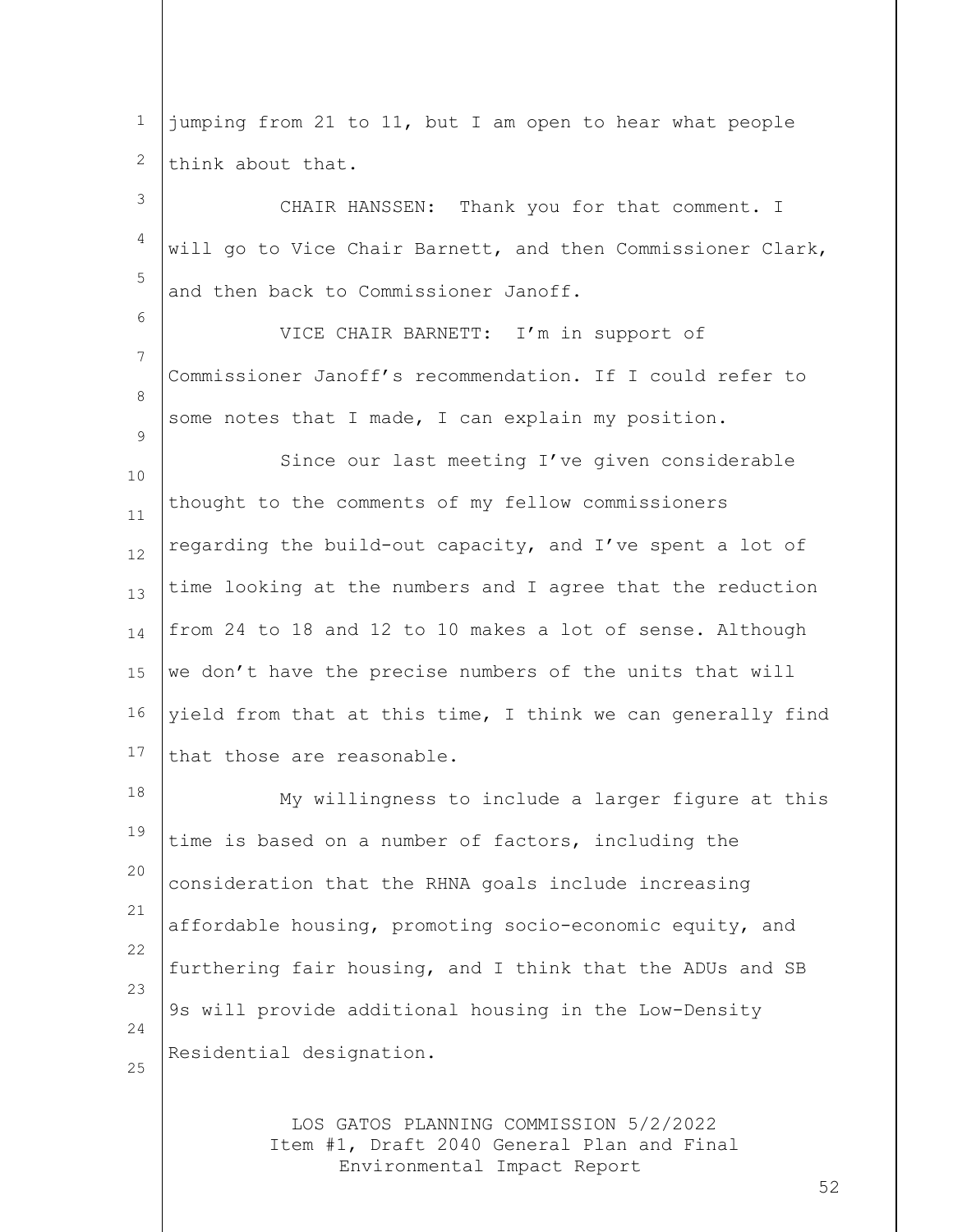jumping from 21 to 11, but I am open to hear what people think about that.

CHAIR HANSSEN: Thank you for that comment. I will go to Vice Chair Barnett, and then Commissioner Clark, and then back to Commissioner Janoff.

VICE CHAIR BARNETT: I'm in support of Commissioner Janoff's recommendation. If I could refer to some notes that I made, I can explain my position.

Since our last meeting I've given considerable thought to the comments of my fellow commissioners regarding the build-out capacity, and I've spent a lot of time looking at the numbers and I agree that the reduction from 24 to 18 and 12 to 10 makes a lot of sense. Although we don't have the precise numbers of the units that will yield from that at this time, I think we can generally find that those are reasonable.

My willingness to include a larger figure at this time is based on a number of factors, including the consideration that the RHNA goals include increasing affordable housing, promoting socio-economic equity, and furthering fair housing, and I think that the ADUs and SB 9s will provide additional housing in the Low-Density Residential designation.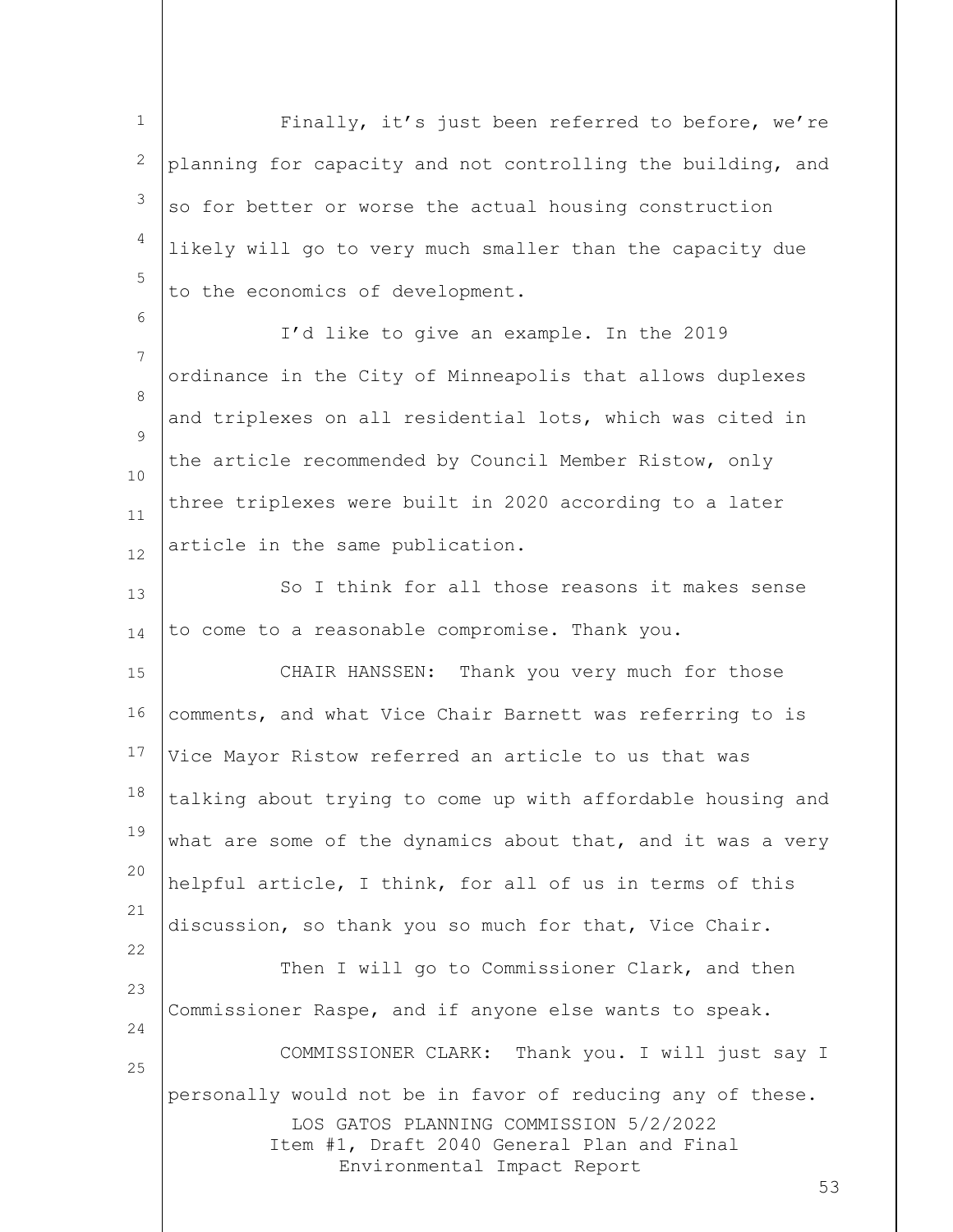Finally, it's just been referred to before, we're planning for capacity and not controlling the building, and so for better or worse the actual housing construction likely will go to very much smaller than the capacity due to the economics of development.

I'd like to give an example. In the 2019 ordinance in the City of Minneapolis that allows duplexes and triplexes on all residential lots, which was cited in the article recommended by Council Member Ristow, only three triplexes were built in 2020 according to a later article in the same publication.

So I think for all those reasons it makes sense to come to a reasonable compromise. Thank you.

CHAIR HANSSEN: Thank you very much for those comments, and what Vice Chair Barnett was referring to is Vice Mayor Ristow referred an article to us that was talking about trying to come up with affordable housing and what are some of the dynamics about that, and it was a very helpful article, I think, for all of us in terms of this discussion, so thank you so much for that, Vice Chair.

Then I will go to Commissioner Clark, and then Commissioner Raspe, and if anyone else wants to speak.

COMMISSIONER CLARK: Thank you. I will just say I personally would not be in favor of reducing any of these.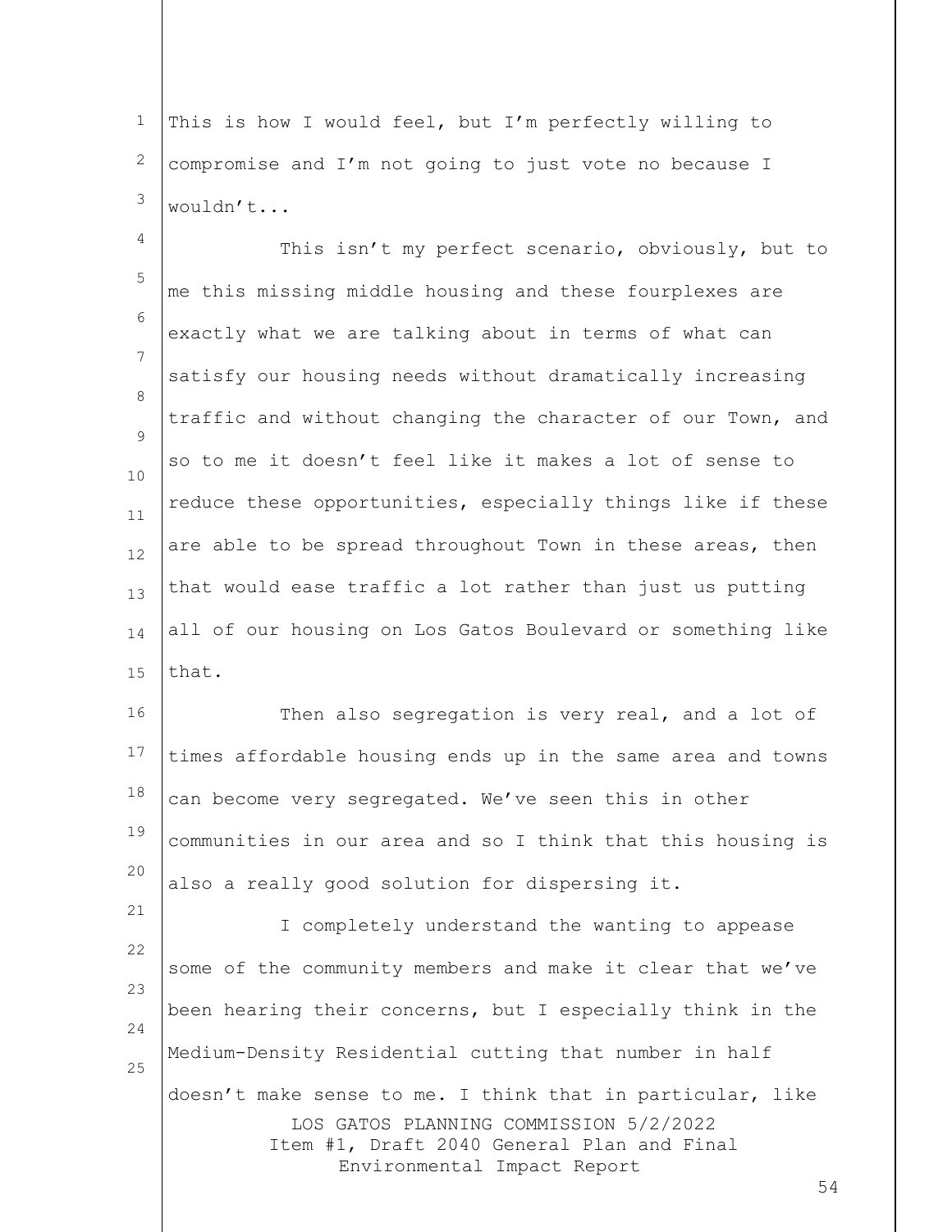This is how I would feel, but I'm perfectly willing to compromise and I'm not going to just vote no because I wouldn't...

This isn't my perfect scenario, obviously, but to me this missing middle housing and these fourplexes are exactly what we are talking about in terms of what can satisfy our housing needs without dramatically increasing traffic and without changing the character of our Town, and so to me it doesn't feel like it makes a lot of sense to reduce these opportunities, especially things like if these are able to be spread throughout Town in these areas, then that would ease traffic a lot rather than just us putting all of our housing on Los Gatos Boulevard or something like that.

Then also segregation is very real, and a lot of times affordable housing ends up in the same area and towns can become very segregated. We've seen this in other communities in our area and so I think that this housing is also a really good solution for dispersing it.

I completely understand the wanting to appease some of the community members and make it clear that we've been hearing their concerns, but I especially think in the Medium-Density Residential cutting that number in half doesn't make sense to me. I think that in particular, like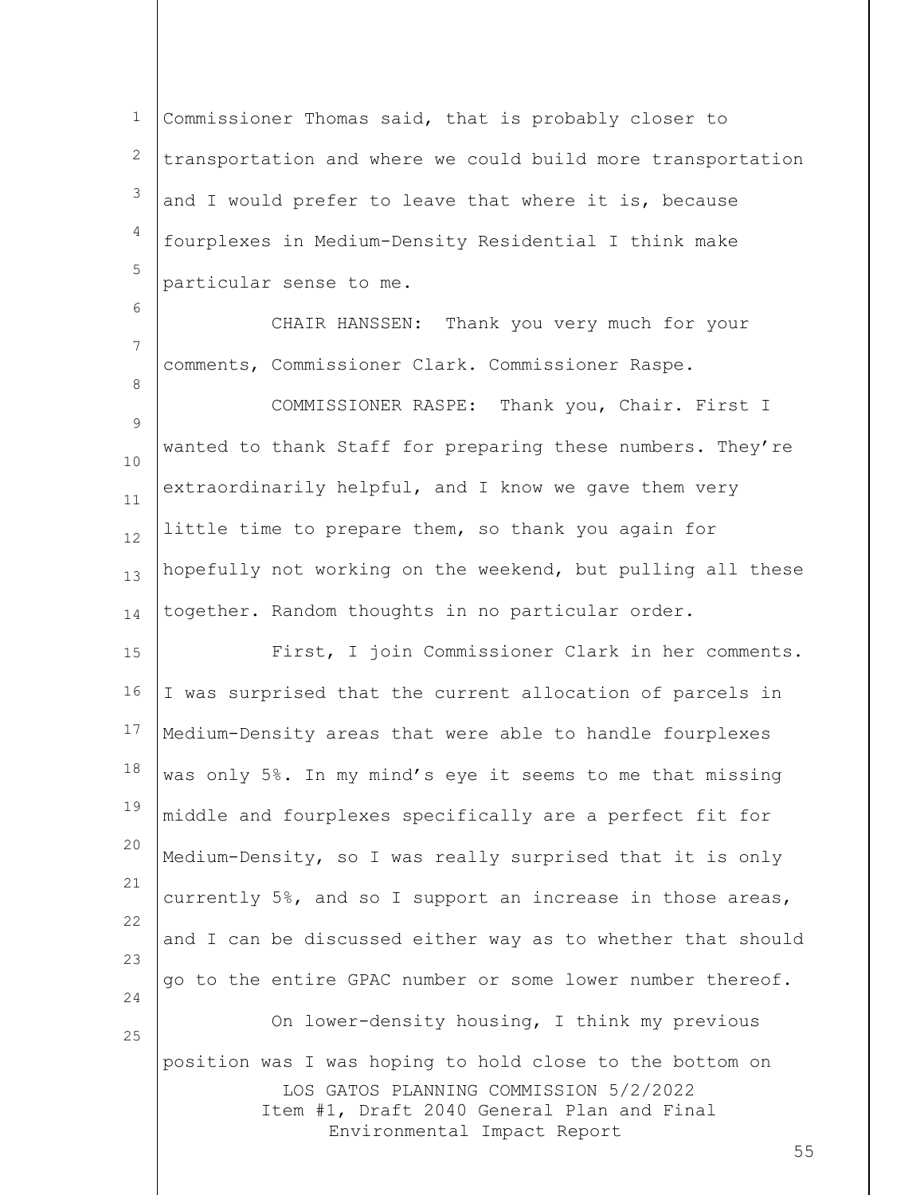Commissioner Thomas said, that is probably closer to transportation and where we could build more transportation and I would prefer to leave that where it is, because fourplexes in Medium-Density Residential I think make particular sense to me.

CHAIR HANSSEN: Thank you very much for your comments, Commissioner Clark. Commissioner Raspe.

COMMISSIONER RASPE: Thank you, Chair. First I wanted to thank Staff for preparing these numbers. They're extraordinarily helpful, and I know we gave them very little time to prepare them, so thank you again for hopefully not working on the weekend, but pulling all these together. Random thoughts in no particular order.

First, I join Commissioner Clark in her comments. I was surprised that the current allocation of parcels in Medium-Density areas that were able to handle fourplexes was only 5%. In my mind's eye it seems to me that missing middle and fourplexes specifically are a perfect fit for Medium-Density, so I was really surprised that it is only currently 5%, and so I support an increase in those areas, and I can be discussed either way as to whether that should go to the entire GPAC number or some lower number thereof.

On lower-density housing, I think my previous position was I was hoping to hold close to the bottom on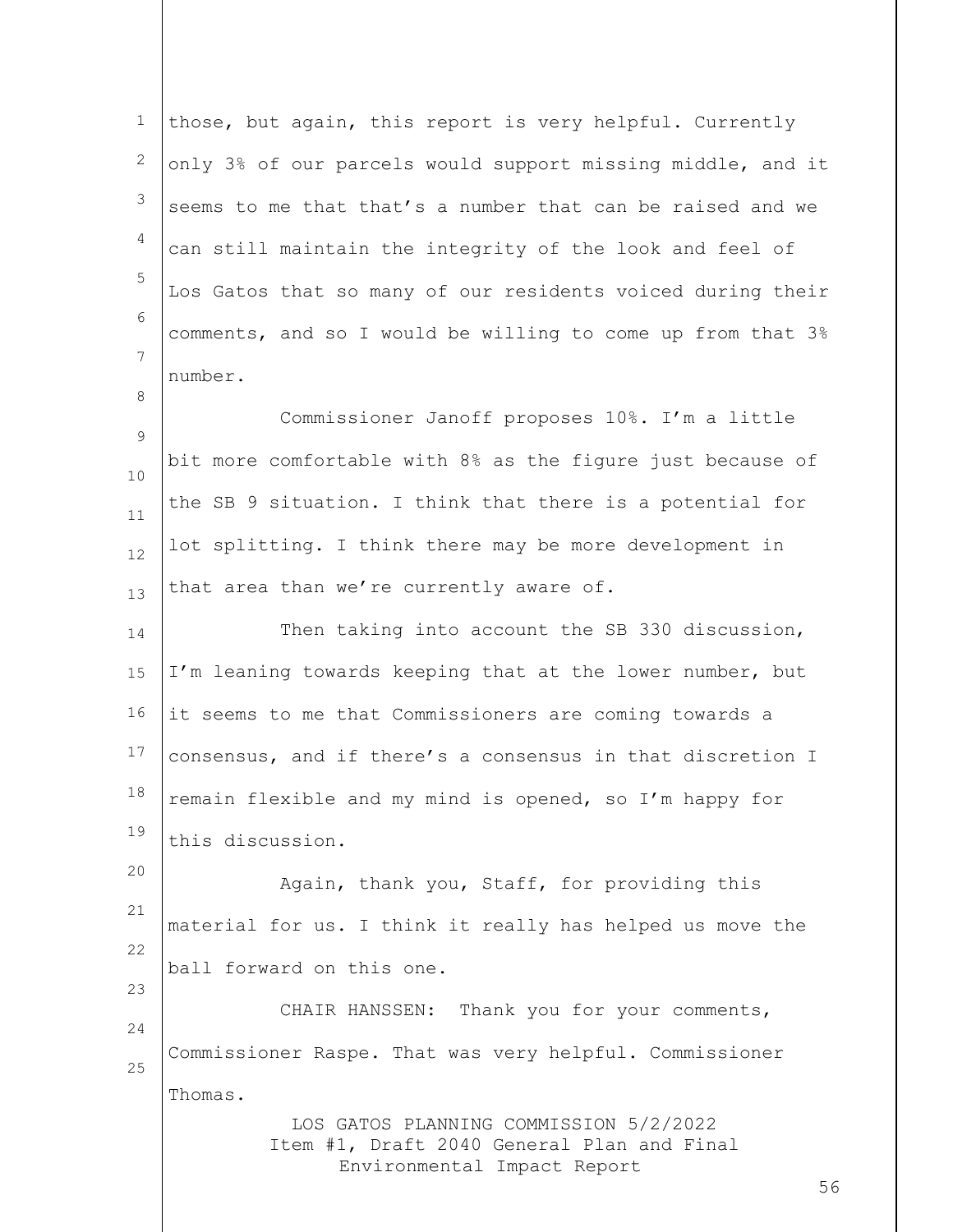those, but again, this report is very helpful. Currently only 3% of our parcels would support missing middle, and it seems to me that that's a number that can be raised and we can still maintain the integrity of the look and feel of Los Gatos that so many of our residents voiced during their comments, and so I would be willing to come up from that 3% number.

Commissioner Janoff proposes 10%. I'm a little bit more comfortable with 8% as the figure just because of the SB 9 situation. I think that there is a potential for lot splitting. I think there may be more development in that area than we're currently aware of.

Then taking into account the SB 330 discussion, I'm leaning towards keeping that at the lower number, but it seems to me that Commissioners are coming towards a consensus, and if there's a consensus in that discretion I remain flexible and my mind is opened, so I'm happy for this discussion.

Again, thank you, Staff, for providing this material for us. I think it really has helped us move the ball forward on this one.

CHAIR HANSSEN: Thank you for your comments, Commissioner Raspe. That was very helpful. Commissioner Thomas.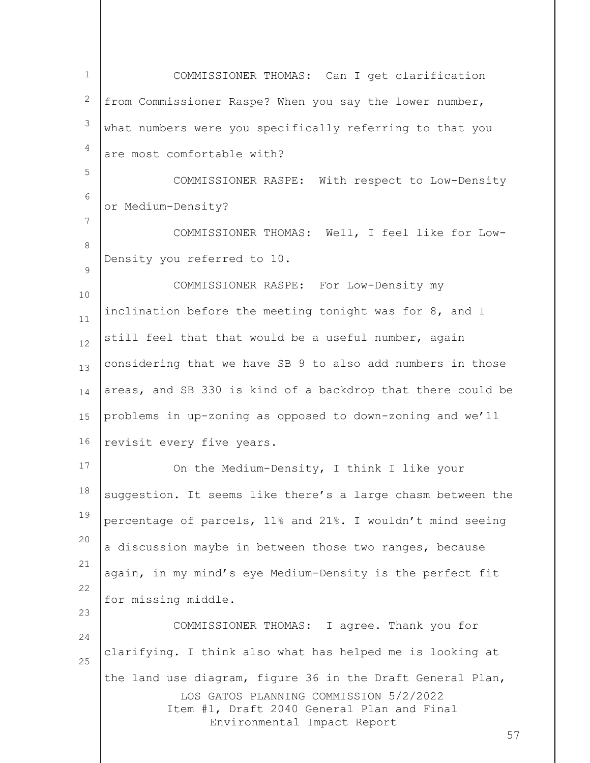COMMISSIONER THOMAS: Can I get clarification from Commissioner Raspe? When you say the lower number, what numbers were you specifically referring to that you are most comfortable with?

COMMISSIONER RASPE: With respect to Low-Density or Medium-Density?

COMMISSIONER THOMAS: Well, I feel like for Low-Density you referred to 10.

COMMISSIONER RASPE: For Low-Density my inclination before the meeting tonight was for 8, and I still feel that that would be a useful number, again considering that we have SB 9 to also add numbers in those areas, and SB 330 is kind of a backdrop that there could be problems in up-zoning as opposed to down-zoning and we'll revisit every five years.

On the Medium-Density, I think I like your suggestion. It seems like there's a large chasm between the percentage of parcels, 11% and 21%. I wouldn't mind seeing a discussion maybe in between those two ranges, because again, in my mind's eye Medium-Density is the perfect fit for missing middle.

COMMISSIONER THOMAS: I agree. Thank you for clarifying. I think also what has helped me is looking at the land use diagram, figure 36 in the Draft General Plan,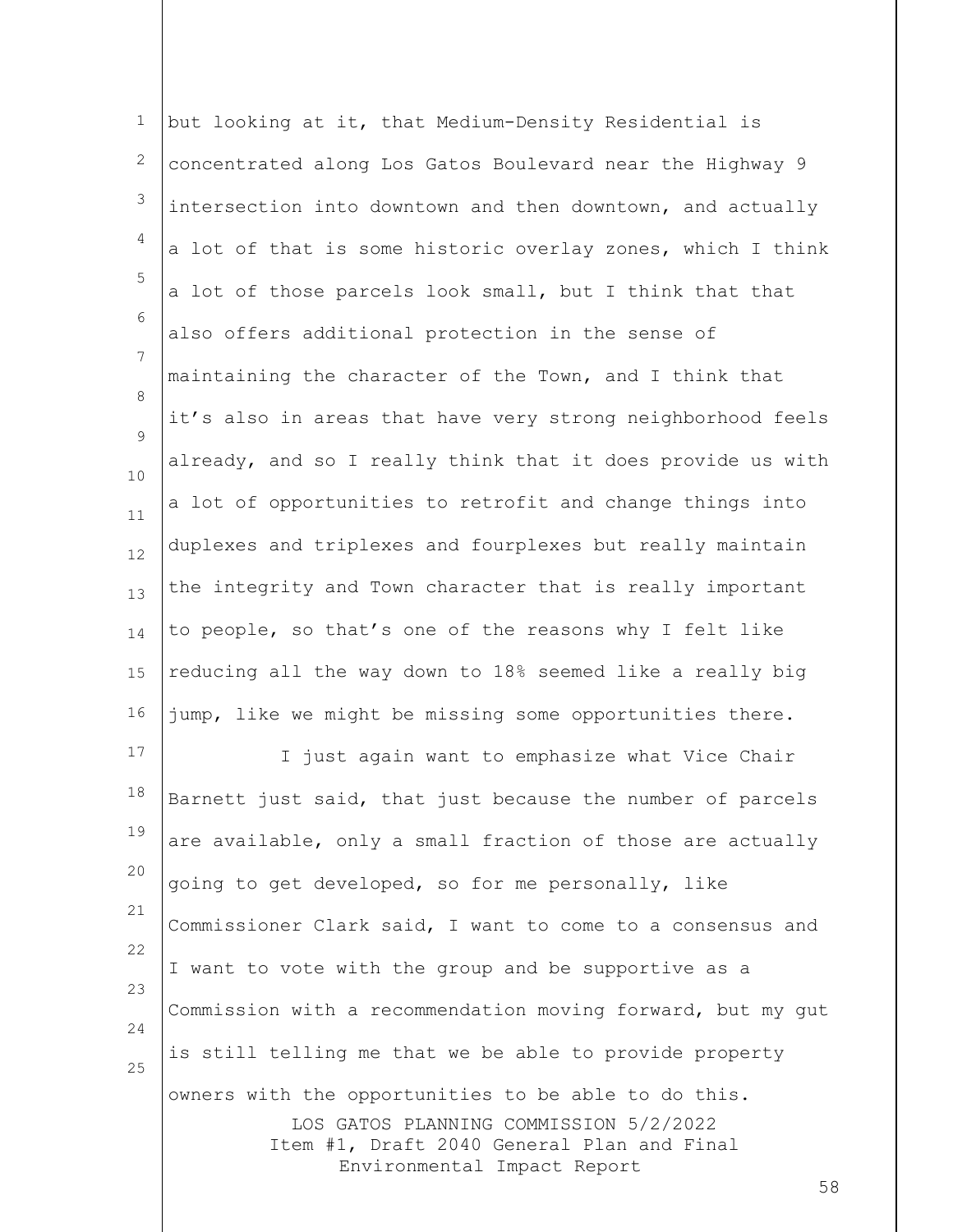but looking at it, that Medium-Density Residential is concentrated along Los Gatos Boulevard near the Highway 9 intersection into downtown and then downtown, and actually a lot of that is some historic overlay zones, which I think a lot of those parcels look small, but I think that that also offers additional protection in the sense of maintaining the character of the Town, and I think that it's also in areas that have very strong neighborhood feels already, and so I really think that it does provide us with a lot of opportunities to retrofit and change things into duplexes and triplexes and fourplexes but really maintain the integrity and Town character that is really important to people, so that's one of the reasons why I felt like reducing all the way down to 18% seemed like a really big jump, like we might be missing some opportunities there.

I just again want to emphasize what Vice Chair Barnett just said, that just because the number of parcels are available, only a small fraction of those are actually going to get developed, so for me personally, like Commissioner Clark said, I want to come to a consensus and I want to vote with the group and be supportive as a Commission with a recommendation moving forward, but my gut is still telling me that we be able to provide property owners with the opportunities to be able to do this.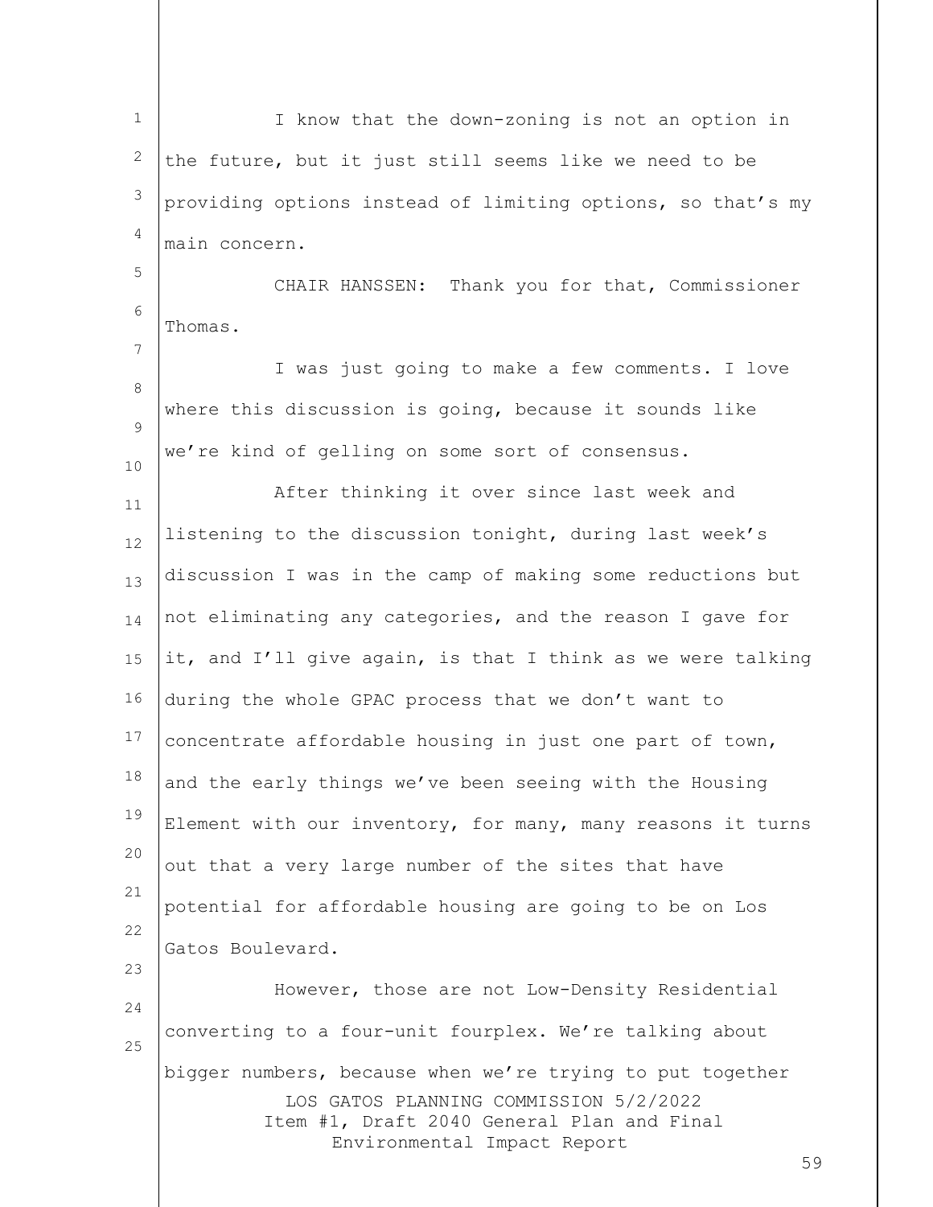I know that the down-zoning is not an option in the future, but it just still seems like we need to be providing options instead of limiting options, so that's my main concern.

CHAIR HANSSEN: Thank you for that, Commissioner Thomas.

I was just going to make a few comments. I love where this discussion is going, because it sounds like we're kind of gelling on some sort of consensus.

After thinking it over since last week and listening to the discussion tonight, during last week's discussion I was in the camp of making some reductions but not eliminating any categories, and the reason I gave for it, and I'll give again, is that I think as we were talking during the whole GPAC process that we don't want to concentrate affordable housing in just one part of town, and the early things we've been seeing with the Housing Element with our inventory, for many, many reasons it turns out that a very large number of the sites that have potential for affordable housing are going to be on Los Gatos Boulevard.

However, those are not Low-Density Residential converting to a four-unit fourplex. We're talking about bigger numbers, because when we're trying to put together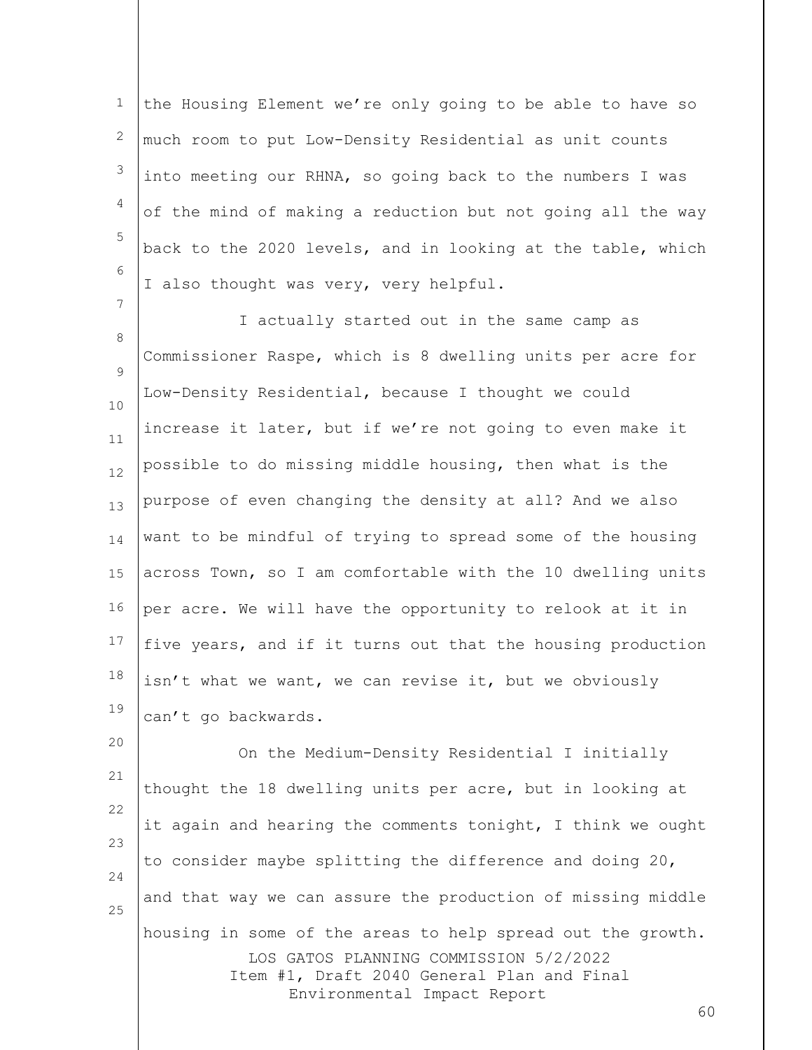the Housing Element we're only going to be able to have so much room to put Low-Density Residential as unit counts into meeting our RHNA, so going back to the numbers I was of the mind of making a reduction but not going all the way back to the 2020 levels, and in looking at the table, which I also thought was very, very helpful.

I actually started out in the same camp as Commissioner Raspe, which is 8 dwelling units per acre for Low-Density Residential, because I thought we could increase it later, but if we're not going to even make it possible to do missing middle housing, then what is the purpose of even changing the density at all? And we also want to be mindful of trying to spread some of the housing across Town, so I am comfortable with the 10 dwelling units per acre. We will have the opportunity to relook at it in five years, and if it turns out that the housing production isn't what we want, we can revise it, but we obviously can't go backwards.

On the Medium-Density Residential I initially thought the 18 dwelling units per acre, but in looking at it again and hearing the comments tonight, I think we ought to consider maybe splitting the difference and doing 20, and that way we can assure the production of missing middle housing in some of the areas to help spread out the growth.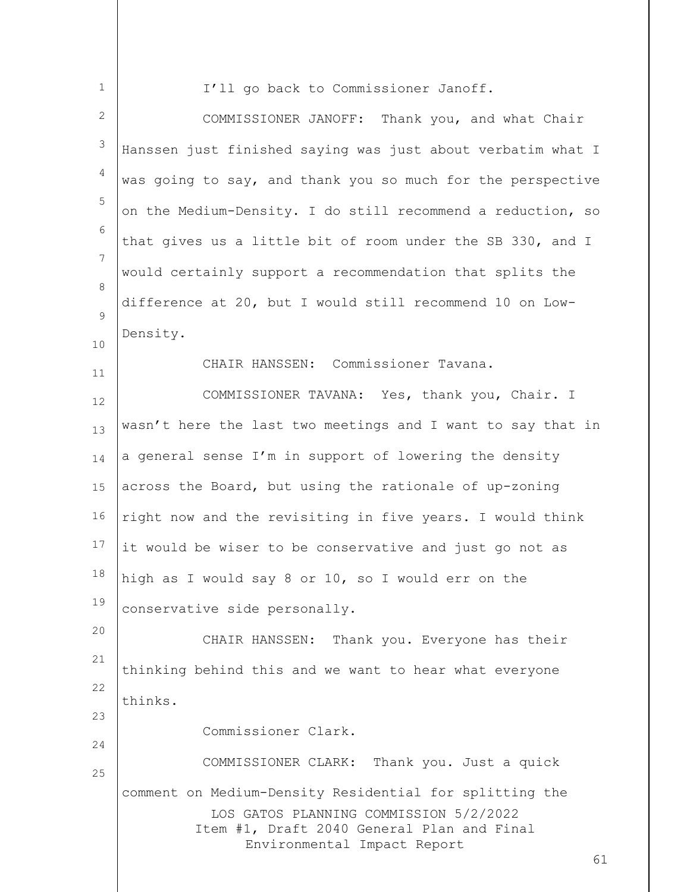I'll go back to Commissioner Janoff.

COMMISSIONER JANOFF: Thank you, and what Chair Hanssen just finished saying was just about verbatim what I was going to say, and thank you so much for the perspective on the Medium-Density. I do still recommend a reduction, so that gives us a little bit of room under the SB 330, and I would certainly support a recommendation that splits the difference at 20, but I would still recommend 10 on Low-Density.

CHAIR HANSSEN: Commissioner Tavana.

COMMISSIONER TAVANA: Yes, thank you, Chair. I wasn't here the last two meetings and I want to say that in a general sense I'm in support of lowering the density across the Board, but using the rationale of up-zoning right now and the revisiting in five years. I would think it would be wiser to be conservative and just go not as high as I would say 8 or 10, so I would err on the conservative side personally.

CHAIR HANSSEN: Thank you. Everyone has their thinking behind this and we want to hear what everyone thinks.

Commissioner Clark.

COMMISSIONER CLARK: Thank you. Just a quick comment on Medium-Density Residential for splitting the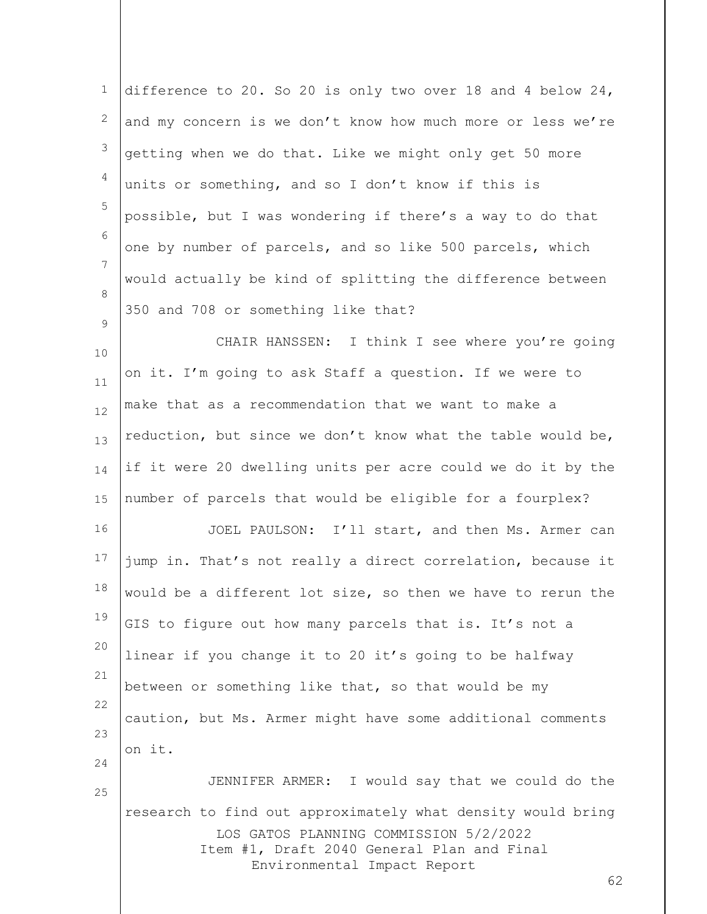difference to 20. So 20 is only two over 18 and 4 below 24, and my concern is we don't know how much more or less we're getting when we do that. Like we might only get 50 more units or something, and so I don't know if this is possible, but I was wondering if there's a way to do that one by number of parcels, and so like 500 parcels, which would actually be kind of splitting the difference between 350 and 708 or something like that?

CHAIR HANSSEN: I think I see where you're going on it. I'm going to ask Staff a question. If we were to make that as a recommendation that we want to make a reduction, but since we don't know what the table would be, if it were 20 dwelling units per acre could we do it by the number of parcels that would be eligible for a fourplex?

JOEL PAULSON: I'll start, and then Ms. Armer can jump in. That's not really a direct correlation, because it would be a different lot size, so then we have to rerun the GIS to figure out how many parcels that is. It's not a linear if you change it to 20 it's going to be halfway between or something like that, so that would be my caution, but Ms. Armer might have some additional comments on it.

JENNIFER ARMER: I would say that we could do the research to find out approximately what density would bring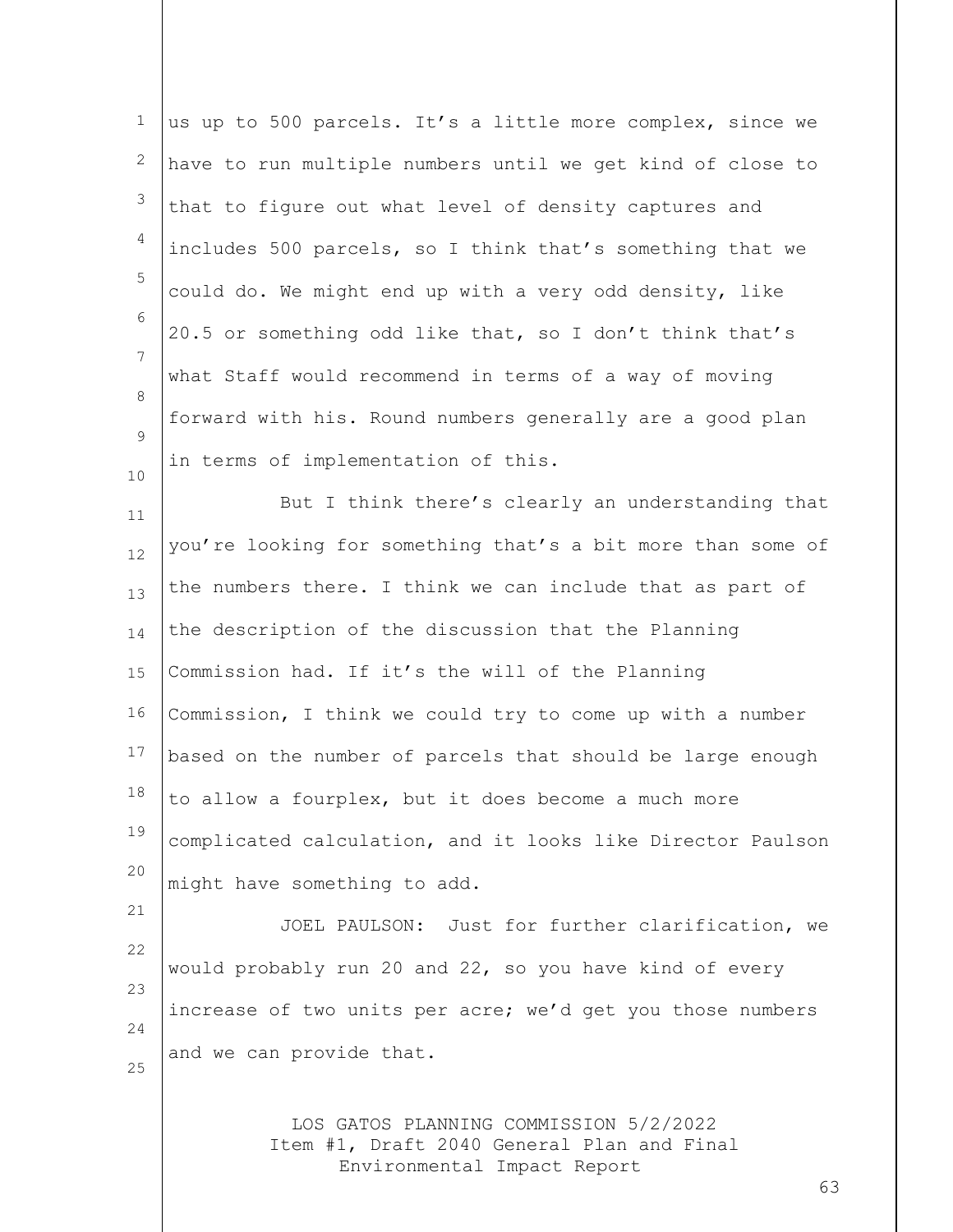us up to 500 parcels. It's a little more complex, since we have to run multiple numbers until we get kind of close to that to figure out what level of density captures and includes 500 parcels, so I think that's something that we could do. We might end up with a very odd density, like 20.5 or something odd like that, so I don't think that's what Staff would recommend in terms of a way of moving forward with his. Round numbers generally are a good plan in terms of implementation of this.

But I think there's clearly an understanding that you're looking for something that's a bit more than some of the numbers there. I think we can include that as part of the description of the discussion that the Planning Commission had. If it's the will of the Planning Commission, I think we could try to come up with a number based on the number of parcels that should be large enough to allow a fourplex, but it does become a much more complicated calculation, and it looks like Director Paulson might have something to add.

JOEL PAULSON: Just for further clarification, we would probably run 20 and 22, so you have kind of every increase of two units per acre; we'd get you those numbers and we can provide that.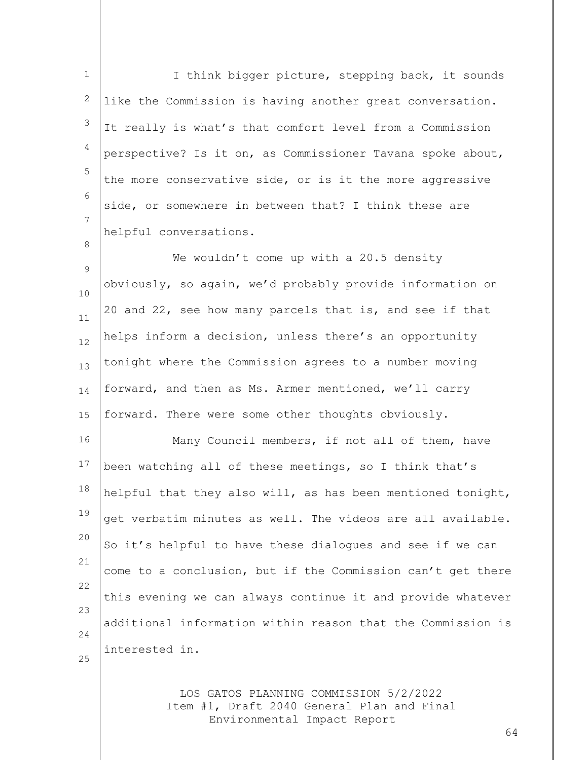I think bigger picture, stepping back, it sounds like the Commission is having another great conversation. It really is what's that comfort level from a Commission perspective? Is it on, as Commissioner Tavana spoke about, the more conservative side, or is it the more aggressive side, or somewhere in between that? I think these are helpful conversations.

We wouldn't come up with a 20.5 density obviously, so again, we'd probably provide information on 20 and 22, see how many parcels that is, and see if that helps inform a decision, unless there's an opportunity tonight where the Commission agrees to a number moving forward, and then as Ms. Armer mentioned, we'll carry forward. There were some other thoughts obviously.

Many Council members, if not all of them, have been watching all of these meetings, so I think that's helpful that they also will, as has been mentioned tonight, get verbatim minutes as well. The videos are all available. So it's helpful to have these dialogues and see if we can come to a conclusion, but if the Commission can't get there this evening we can always continue it and provide whatever additional information within reason that the Commission is interested in.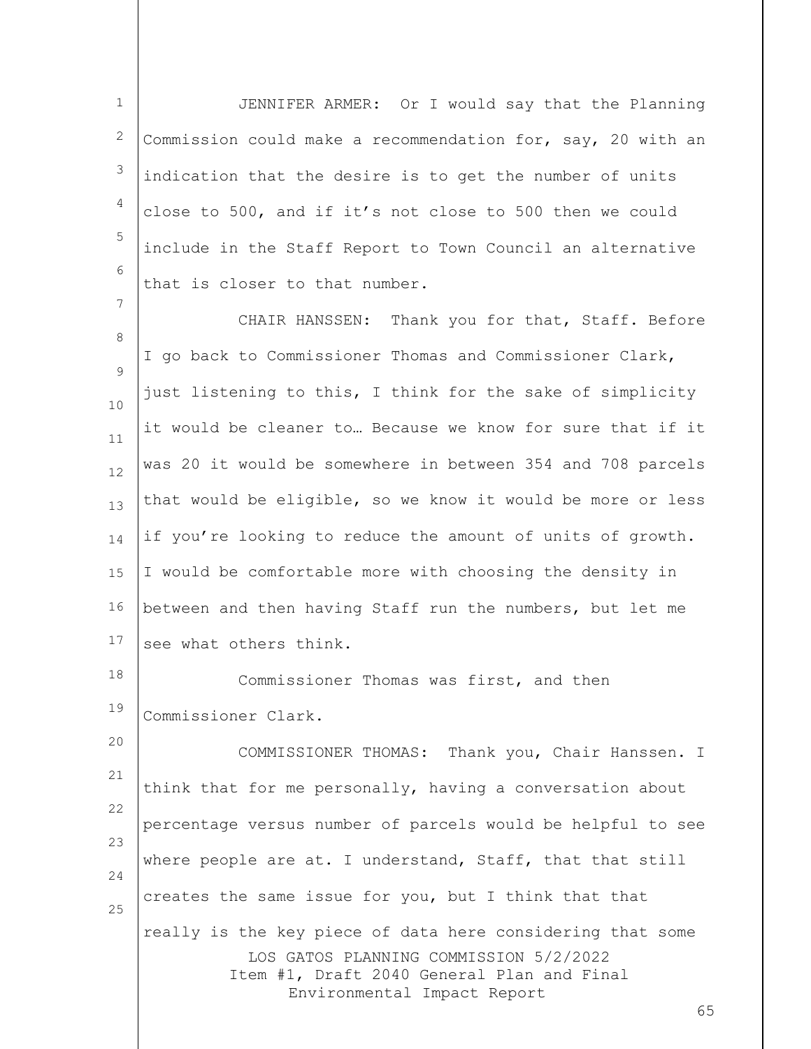JENNIFER ARMER: Or I would say that the Planning Commission could make a recommendation for, say, 20 with an indication that the desire is to get the number of units close to 500, and if it's not close to 500 then we could include in the Staff Report to Town Council an alternative that is closer to that number.

CHAIR HANSSEN: Thank you for that, Staff. Before I go back to Commissioner Thomas and Commissioner Clark, just listening to this, I think for the sake of simplicity it would be cleaner to… Because we know for sure that if it was 20 it would be somewhere in between 354 and 708 parcels that would be eligible, so we know it would be more or less if you're looking to reduce the amount of units of growth. I would be comfortable more with choosing the density in between and then having Staff run the numbers, but let me see what others think.

Commissioner Thomas was first, and then Commissioner Clark.

COMMISSIONER THOMAS: Thank you, Chair Hanssen. I think that for me personally, having a conversation about percentage versus number of parcels would be helpful to see where people are at. I understand, Staff, that that still creates the same issue for you, but I think that that really is the key piece of data here considering that some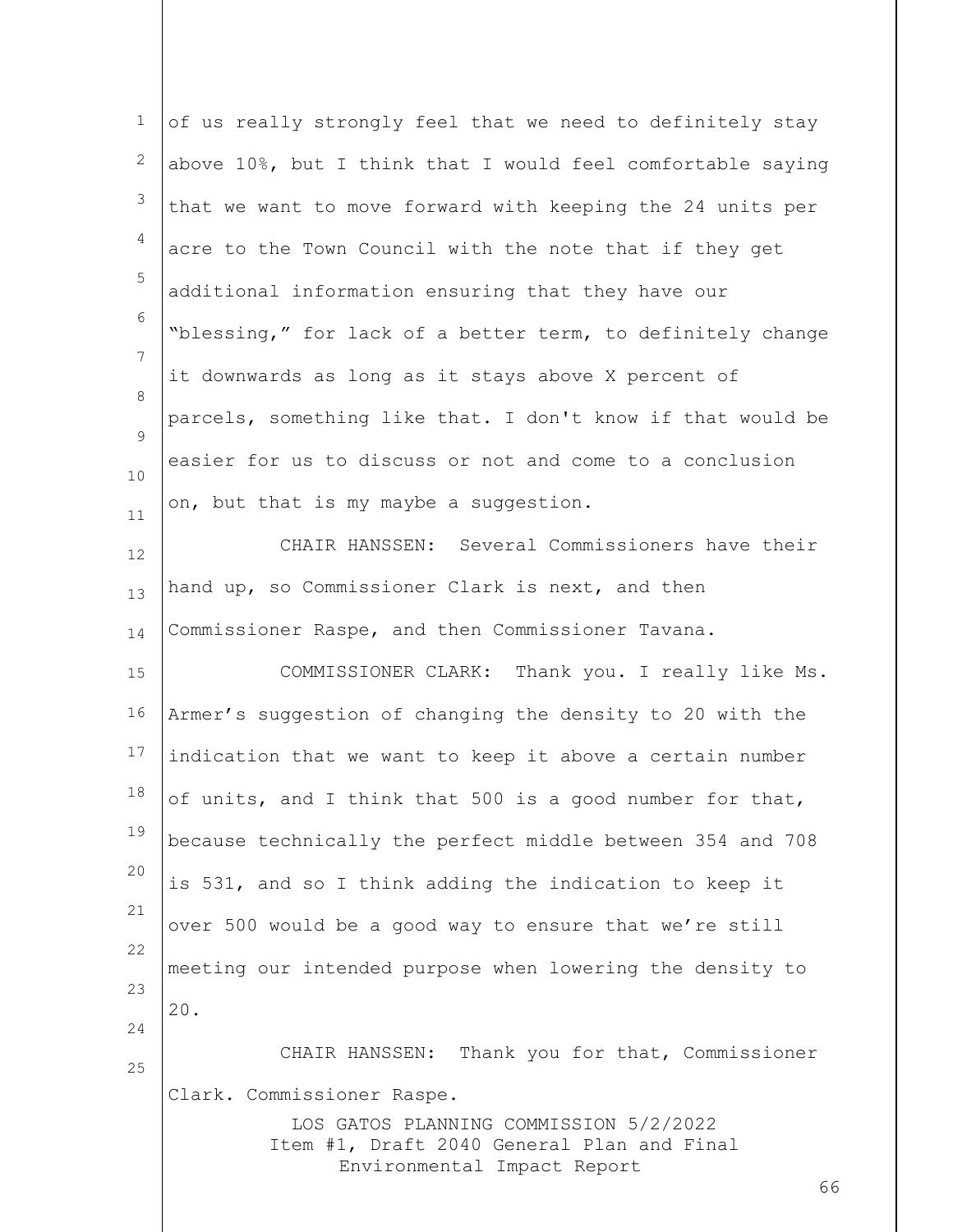of us really strongly feel that we need to definitely stay above 10%, but I think that I would feel comfortable saying that we want to move forward with keeping the 24 units per acre to the Town Council with the note that if they get additional information ensuring that they have our "blessing," for lack of a better term, to definitely change it downwards as long as it stays above X percent of parcels, something like that. I don't know if that would be easier for us to discuss or not and come to a conclusion on, but that is my maybe a suggestion.

CHAIR HANSSEN: Several Commissioners have their hand up, so Commissioner Clark is next, and then Commissioner Raspe, and then Commissioner Tavana.

COMMISSIONER CLARK: Thank you. I really like Ms. Armer's suggestion of changing the density to 20 with the indication that we want to keep it above a certain number of units, and I think that 500 is a good number for that, because technically the perfect middle between 354 and 708 is 531, and so I think adding the indication to keep it over 500 would be a good way to ensure that we're still meeting our intended purpose when lowering the density to 20.

CHAIR HANSSEN: Thank you for that, Commissioner Clark. Commissioner Raspe.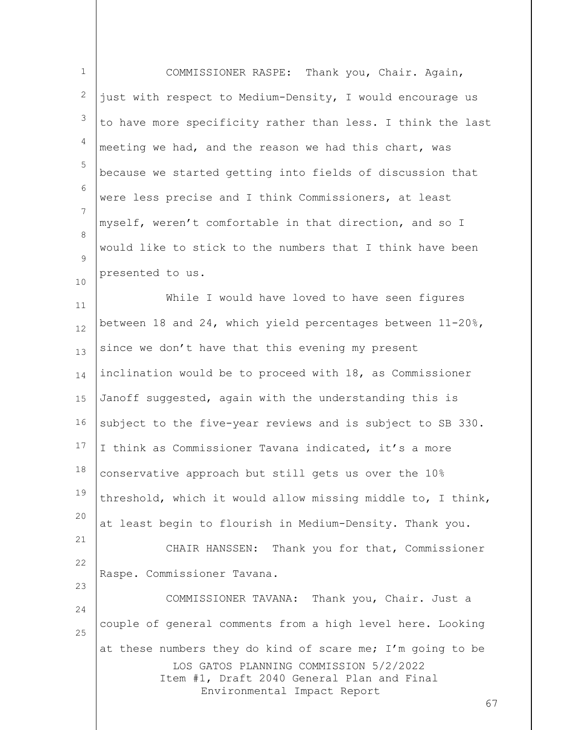COMMISSIONER RASPE: Thank you, Chair. Again, just with respect to Medium-Density, I would encourage us to have more specificity rather than less. I think the last meeting we had, and the reason we had this chart, was because we started getting into fields of discussion that were less precise and I think Commissioners, at least myself, weren't comfortable in that direction, and so I would like to stick to the numbers that I think have been presented to us.

While I would have loved to have seen figures between 18 and 24, which yield percentages between 11-20%, since we don't have that this evening my present inclination would be to proceed with 18, as Commissioner Janoff suggested, again with the understanding this is subject to the five-year reviews and is subject to SB 330. I think as Commissioner Tavana indicated, it's a more conservative approach but still gets us over the 10% threshold, which it would allow missing middle to, I think, at least begin to flourish in Medium-Density. Thank you.

CHAIR HANSSEN: Thank you for that, Commissioner Raspe. Commissioner Tavana.

COMMISSIONER TAVANA: Thank you, Chair. Just a couple of general comments from a high level here. Looking at these numbers they do kind of scare me; I'm going to be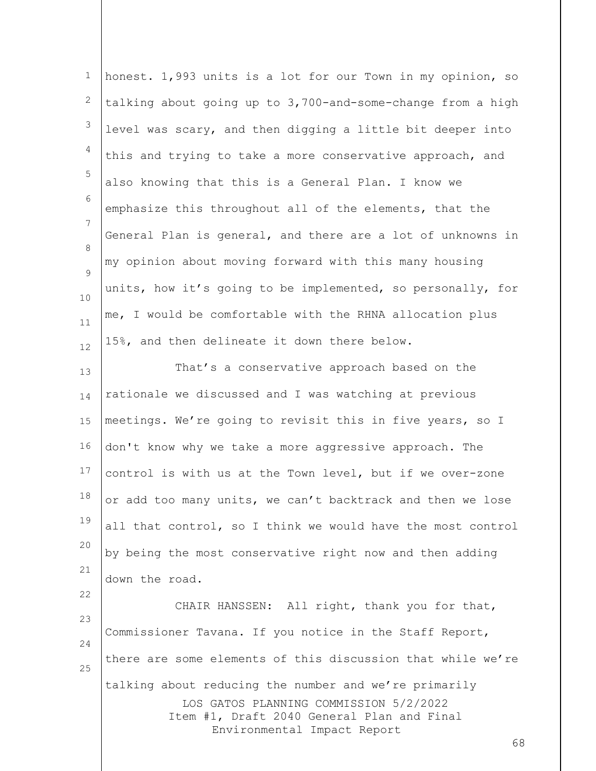honest. 1,993 units is a lot for our Town in my opinion, so talking about going up to 3,700-and-some-change from a high level was scary, and then digging a little bit deeper into this and trying to take a more conservative approach, and also knowing that this is a General Plan. I know we emphasize this throughout all of the elements, that the General Plan is general, and there are a lot of unknowns in my opinion about moving forward with this many housing units, how it's going to be implemented, so personally, for me, I would be comfortable with the RHNA allocation plus 15%, and then delineate it down there below.

That's a conservative approach based on the rationale we discussed and I was watching at previous meetings. We're going to revisit this in five years, so I don't know why we take a more aggressive approach. The control is with us at the Town level, but if we over-zone or add too many units, we can't backtrack and then we lose all that control, so I think we would have the most control by being the most conservative right now and then adding down the road.

CHAIR HANSSEN: All right, thank you for that, Commissioner Tavana. If you notice in the Staff Report, there are some elements of this discussion that while we're talking about reducing the number and we're primarily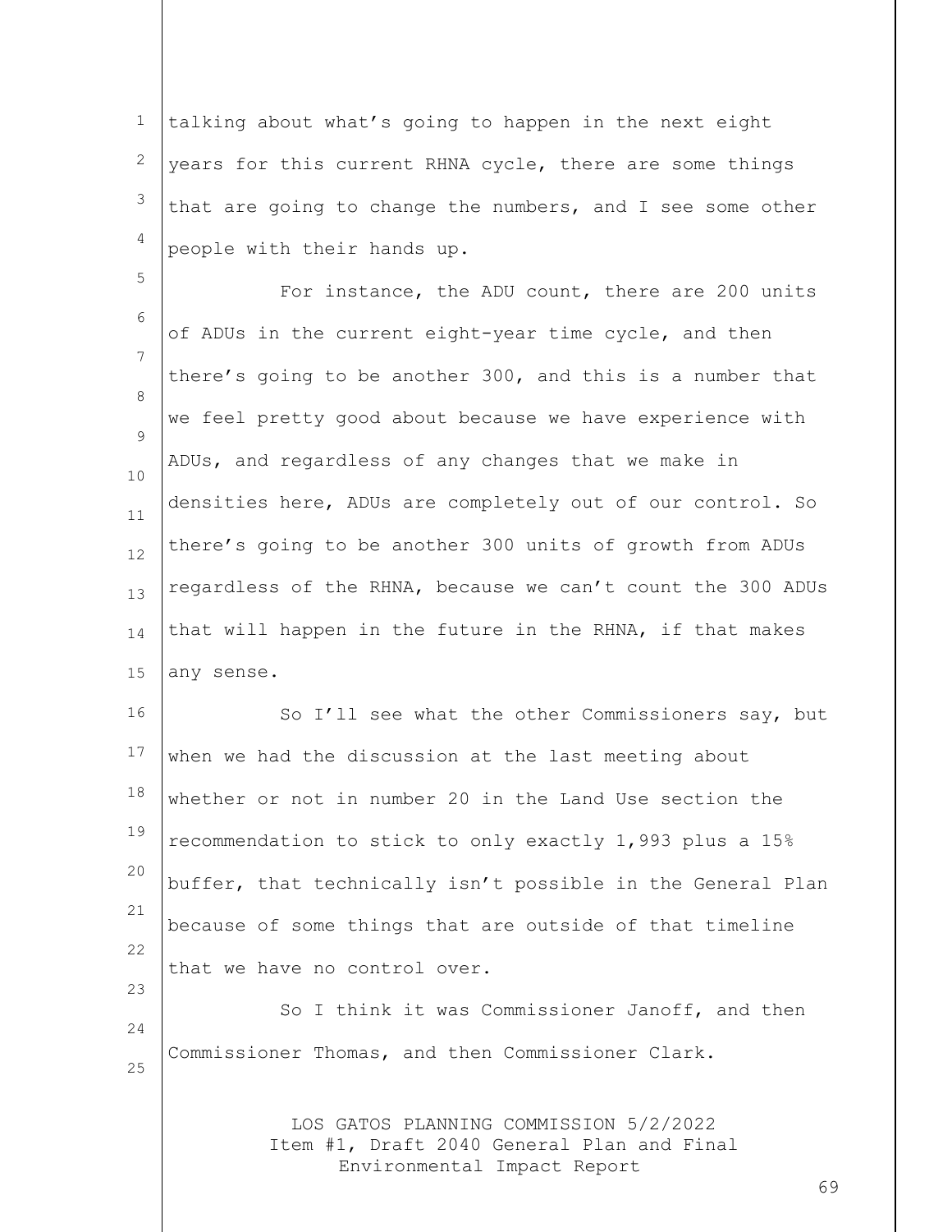talking about what's going to happen in the next eight years for this current RHNA cycle, there are some things that are going to change the numbers, and I see some other people with their hands up.

For instance, the ADU count, there are 200 units of ADUs in the current eight-year time cycle, and then there's going to be another 300, and this is a number that we feel pretty good about because we have experience with ADUs, and regardless of any changes that we make in densities here, ADUs are completely out of our control. So there's going to be another 300 units of growth from ADUs regardless of the RHNA, because we can't count the 300 ADUs that will happen in the future in the RHNA, if that makes any sense.

So I'll see what the other Commissioners say, but when we had the discussion at the last meeting about whether or not in number 20 in the Land Use section the recommendation to stick to only exactly 1,993 plus a 15% buffer, that technically isn't possible in the General Plan because of some things that are outside of that timeline that we have no control over.

So I think it was Commissioner Janoff, and then Commissioner Thomas, and then Commissioner Clark.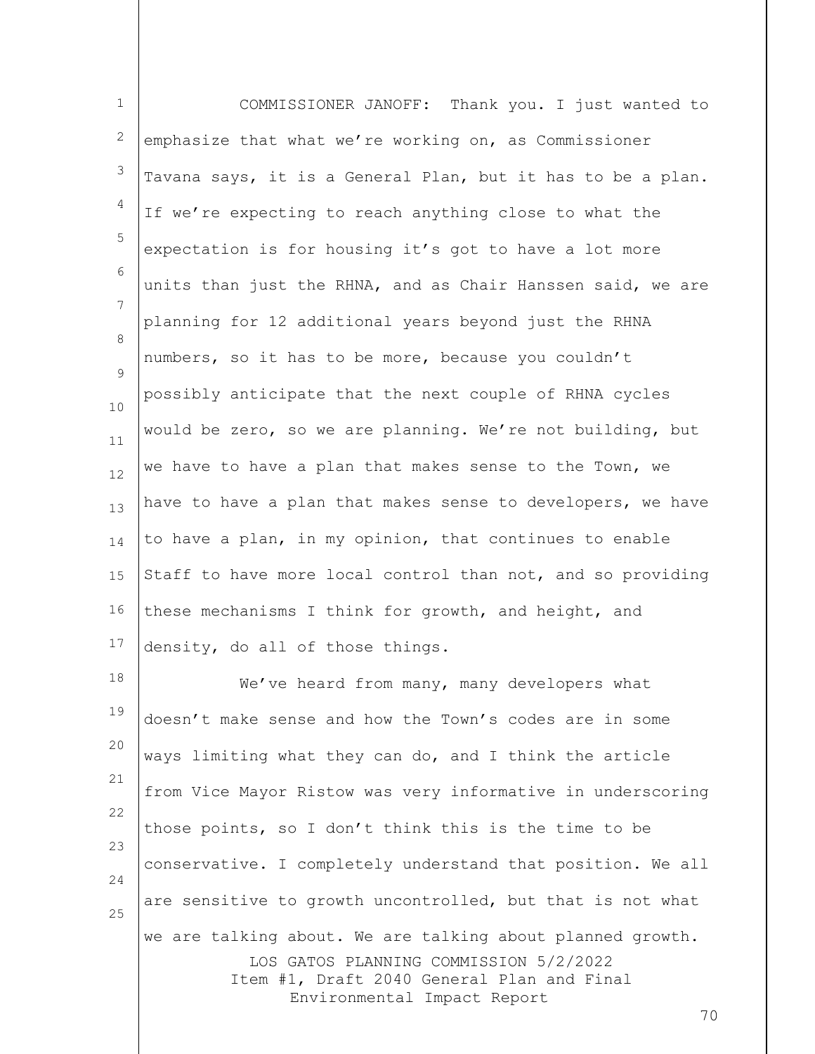COMMISSIONER JANOFF: Thank you. I just wanted to emphasize that what we're working on, as Commissioner Tavana says, it is a General Plan, but it has to be a plan. If we're expecting to reach anything close to what the expectation is for housing it's got to have a lot more units than just the RHNA, and as Chair Hanssen said, we are planning for 12 additional years beyond just the RHNA numbers, so it has to be more, because you couldn't possibly anticipate that the next couple of RHNA cycles would be zero, so we are planning. We're not building, but we have to have a plan that makes sense to the Town, we have to have a plan that makes sense to developers, we have to have a plan, in my opinion, that continues to enable Staff to have more local control than not, and so providing these mechanisms I think for growth, and height, and density, do all of those things.

We've heard from many, many developers what doesn't make sense and how the Town's codes are in some ways limiting what they can do, and I think the article from Vice Mayor Ristow was very informative in underscoring those points, so I don't think this is the time to be conservative. I completely understand that position. We all are sensitive to growth uncontrolled, but that is not what we are talking about. We are talking about planned growth.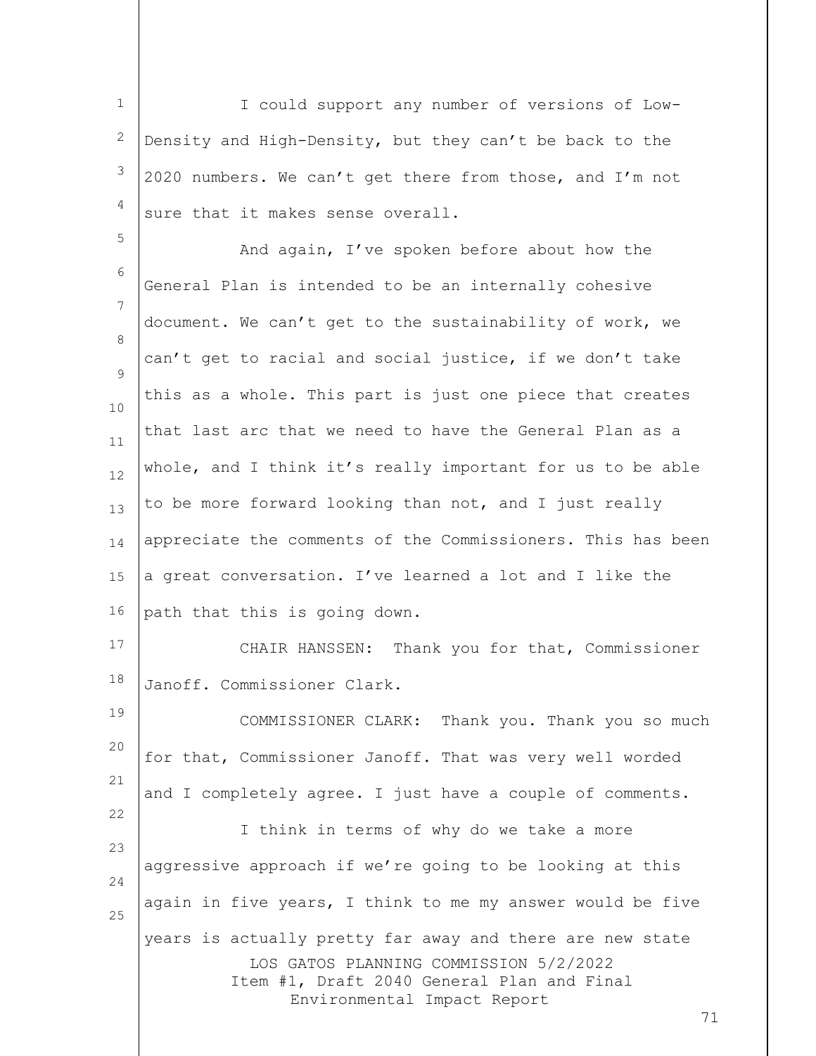I could support any number of versions of Low-Density and High-Density, but they can't be back to the 2020 numbers. We can't get there from those, and I'm not sure that it makes sense overall.

And again, I've spoken before about how the General Plan is intended to be an internally cohesive document. We can't get to the sustainability of work, we can't get to racial and social justice, if we don't take this as a whole. This part is just one piece that creates that last arc that we need to have the General Plan as a whole, and I think it's really important for us to be able to be more forward looking than not, and I just really appreciate the comments of the Commissioners. This has been a great conversation. I've learned a lot and I like the path that this is going down.

CHAIR HANSSEN: Thank you for that, Commissioner Janoff. Commissioner Clark.

COMMISSIONER CLARK: Thank you. Thank you so much for that, Commissioner Janoff. That was very well worded and I completely agree. I just have a couple of comments.

I think in terms of why do we take a more aggressive approach if we're going to be looking at this again in five years, I think to me my answer would be five years is actually pretty far away and there are new state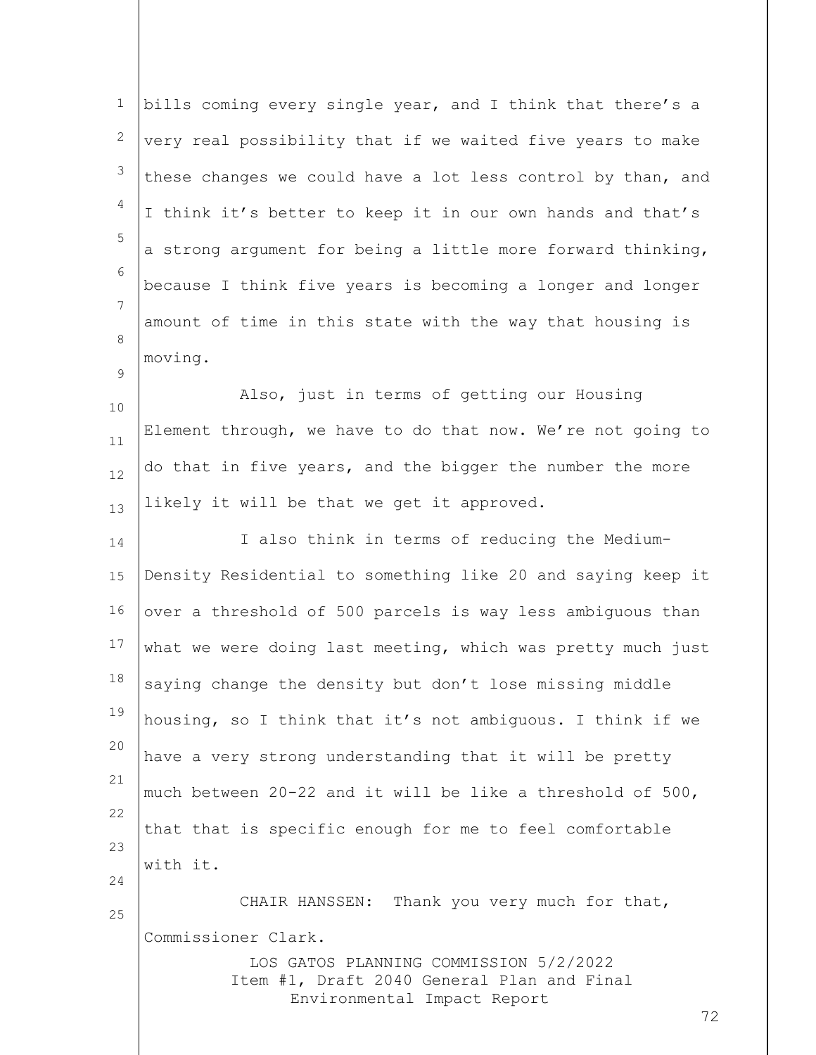bills coming every single year, and I think that there's a very real possibility that if we waited five years to make these changes we could have a lot less control by than, and I think it's better to keep it in our own hands and that's a strong argument for being a little more forward thinking, because I think five years is becoming a longer and longer amount of time in this state with the way that housing is moving.

Also, just in terms of getting our Housing Element through, we have to do that now. We're not going to do that in five years, and the bigger the number the more likely it will be that we get it approved.

I also think in terms of reducing the Medium-Density Residential to something like 20 and saying keep it over a threshold of 500 parcels is way less ambiguous than what we were doing last meeting, which was pretty much just saying change the density but don't lose missing middle housing, so I think that it's not ambiguous. I think if we have a very strong understanding that it will be pretty much between 20-22 and it will be like a threshold of 500, that that is specific enough for me to feel comfortable with it.

CHAIR HANSSEN: Thank you very much for that, Commissioner Clark.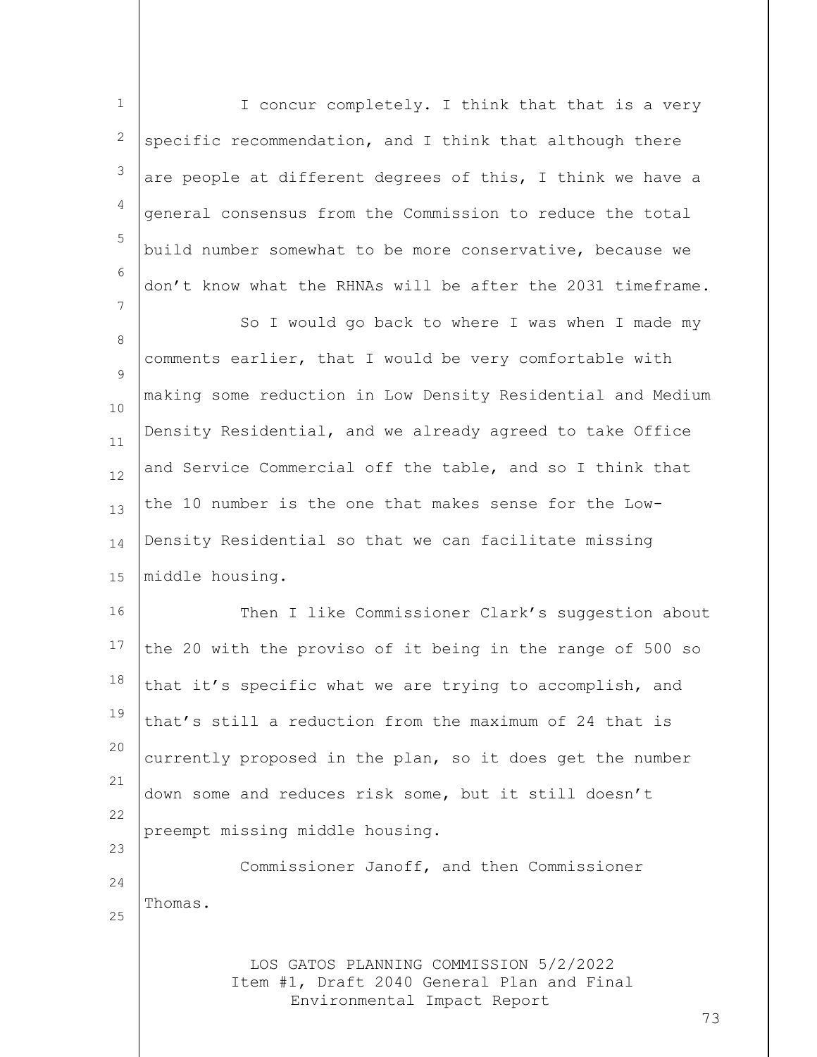I concur completely. I think that that is a very specific recommendation, and I think that although there are people at different degrees of this, I think we have a general consensus from the Commission to reduce the total build number somewhat to be more conservative, because we don't know what the RHNAs will be after the 2031 timeframe.

So I would go back to where I was when I made my comments earlier, that I would be very comfortable with making some reduction in Low Density Residential and Medium Density Residential, and we already agreed to take Office and Service Commercial off the table, and so I think that the 10 number is the one that makes sense for the Low-Density Residential so that we can facilitate missing middle housing.

Then I like Commissioner Clark's suggestion about the 20 with the proviso of it being in the range of 500 so that it's specific what we are trying to accomplish, and that's still a reduction from the maximum of 24 that is currently proposed in the plan, so it does get the number down some and reduces risk some, but it still doesn't preempt missing middle housing.

Commissioner Janoff, and then Commissioner Thomas.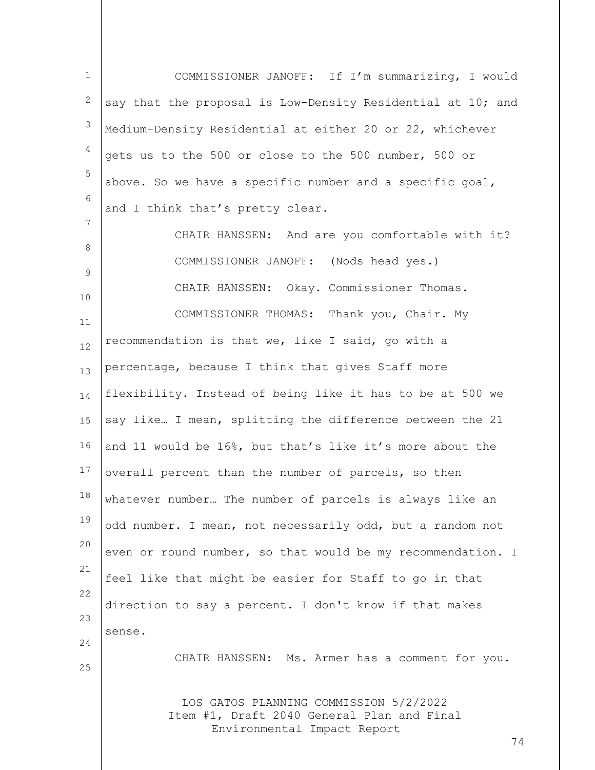COMMISSIONER JANOFF: If I'm summarizing, I would say that the proposal is Low-Density Residential at 10; and Medium-Density Residential at either 20 or 22, whichever gets us to the 500 or close to the 500 number, 500 or above. So we have a specific number and a specific goal, and I think that's pretty clear.

CHAIR HANSSEN: And are you comfortable with it?

COMMISSIONER JANOFF: (Nods head yes.)

CHAIR HANSSEN: Okay. Commissioner Thomas.

COMMISSIONER THOMAS: Thank you, Chair. My recommendation is that we, like I said, go with a percentage, because I think that gives Staff more flexibility. Instead of being like it has to be at 500 we say like… I mean, splitting the difference between the 21 and 11 would be 16%, but that's like it's more about the overall percent than the number of parcels, so then whatever number… The number of parcels is always like an odd number. I mean, not necessarily odd, but a random not even or round number, so that would be my recommendation. I feel like that might be easier for Staff to go in that direction to say a percent. I don't know if that makes sense.

CHAIR HANSSEN: Ms. Armer has a comment for you.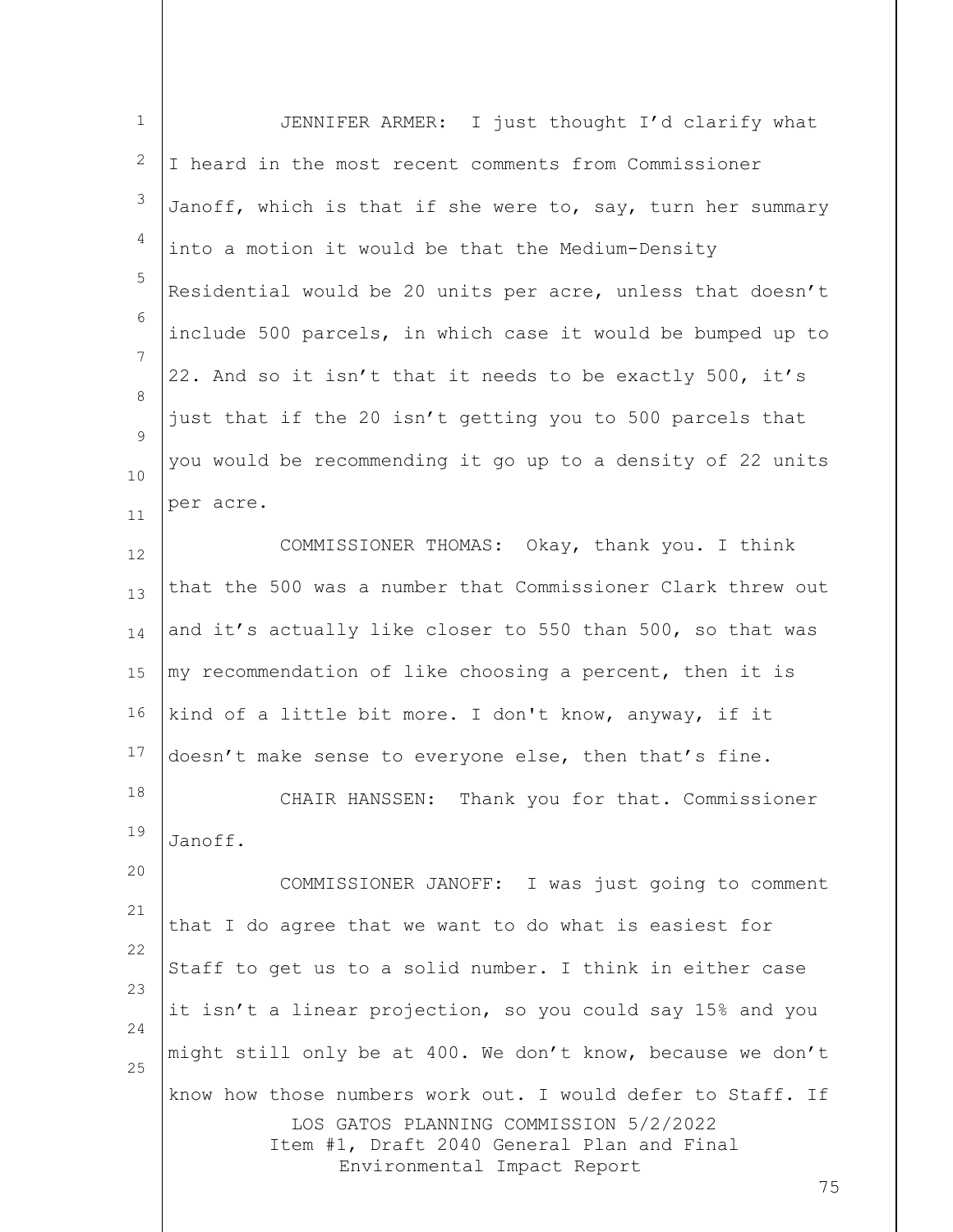JENNIFER ARMER: I just thought I'd clarify what I heard in the most recent comments from Commissioner Janoff, which is that if she were to, say, turn her summary into a motion it would be that the Medium-Density Residential would be 20 units per acre, unless that doesn't include 500 parcels, in which case it would be bumped up to 22. And so it isn't that it needs to be exactly 500, it's just that if the 20 isn't getting you to 500 parcels that you would be recommending it go up to a density of 22 units per acre.

COMMISSIONER THOMAS: Okay, thank you. I think that the 500 was a number that Commissioner Clark threw out and it's actually like closer to 550 than 500, so that was my recommendation of like choosing a percent, then it is kind of a little bit more. I don't know, anyway, if it doesn't make sense to everyone else, then that's fine.

CHAIR HANSSEN: Thank you for that. Commissioner Janoff.

COMMISSIONER JANOFF: I was just going to comment that I do agree that we want to do what is easiest for Staff to get us to a solid number. I think in either case it isn't a linear projection, so you could say 15% and you might still only be at 400. We don't know, because we don't know how those numbers work out. I would defer to Staff. If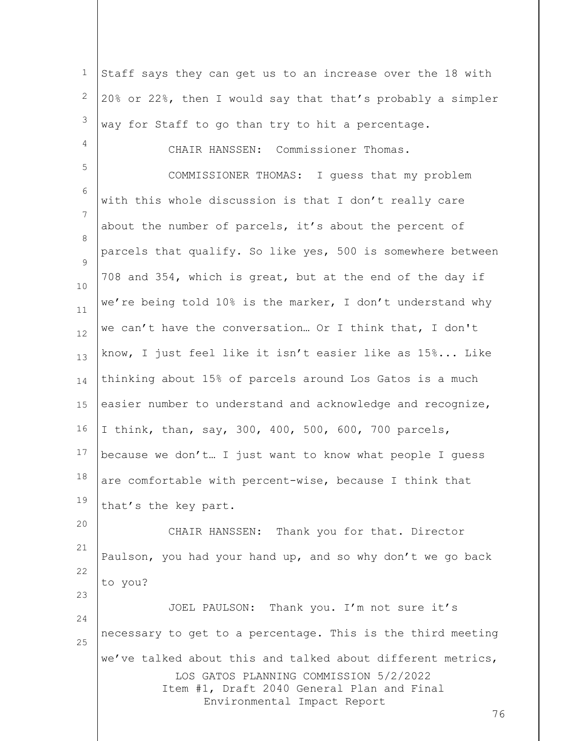Staff says they can get us to an increase over the 18 with 20% or 22%, then I would say that that's probably a simpler way for Staff to go than try to hit a percentage.

CHAIR HANSSEN: Commissioner Thomas.

COMMISSIONER THOMAS: I guess that my problem with this whole discussion is that I don't really care about the number of parcels, it's about the percent of parcels that qualify. So like yes, 500 is somewhere between 708 and 354, which is great, but at the end of the day if we're being told 10% is the marker, I don't understand why we can't have the conversation… Or I think that, I don't know, I just feel like it isn't easier like as 15%... Like thinking about 15% of parcels around Los Gatos is a much easier number to understand and acknowledge and recognize, I think, than, say, 300, 400, 500, 600, 700 parcels, because we don't… I just want to know what people I guess are comfortable with percent-wise, because I think that that's the key part.

CHAIR HANSSEN: Thank you for that. Director Paulson, you had your hand up, and so why don't we go back to you?

JOEL PAULSON: Thank you. I'm not sure it's necessary to get to a percentage. This is the third meeting we've talked about this and talked about different metrics,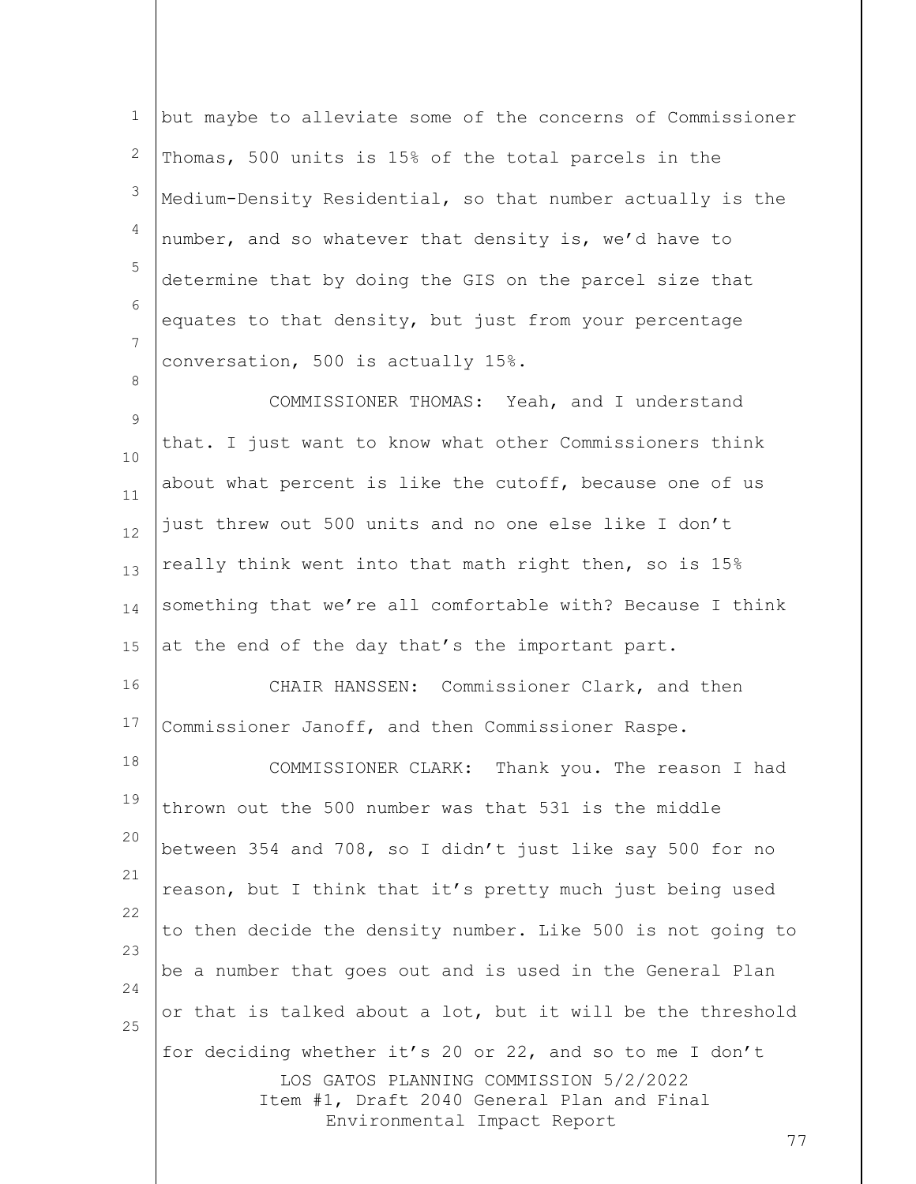but maybe to alleviate some of the concerns of Commissioner Thomas, 500 units is 15% of the total parcels in the Medium-Density Residential, so that number actually is the number, and so whatever that density is, we'd have to determine that by doing the GIS on the parcel size that equates to that density, but just from your percentage conversation, 500 is actually 15%.

COMMISSIONER THOMAS: Yeah, and I understand that. I just want to know what other Commissioners think about what percent is like the cutoff, because one of us just threw out 500 units and no one else like I don't really think went into that math right then, so is 15% something that we're all comfortable with? Because I think at the end of the day that's the important part.

CHAIR HANSSEN: Commissioner Clark, and then Commissioner Janoff, and then Commissioner Raspe.

COMMISSIONER CLARK: Thank you. The reason I had thrown out the 500 number was that 531 is the middle between 354 and 708, so I didn't just like say 500 for no reason, but I think that it's pretty much just being used to then decide the density number. Like 500 is not going to be a number that goes out and is used in the General Plan or that is talked about a lot, but it will be the threshold for deciding whether it's 20 or 22, and so to me I don't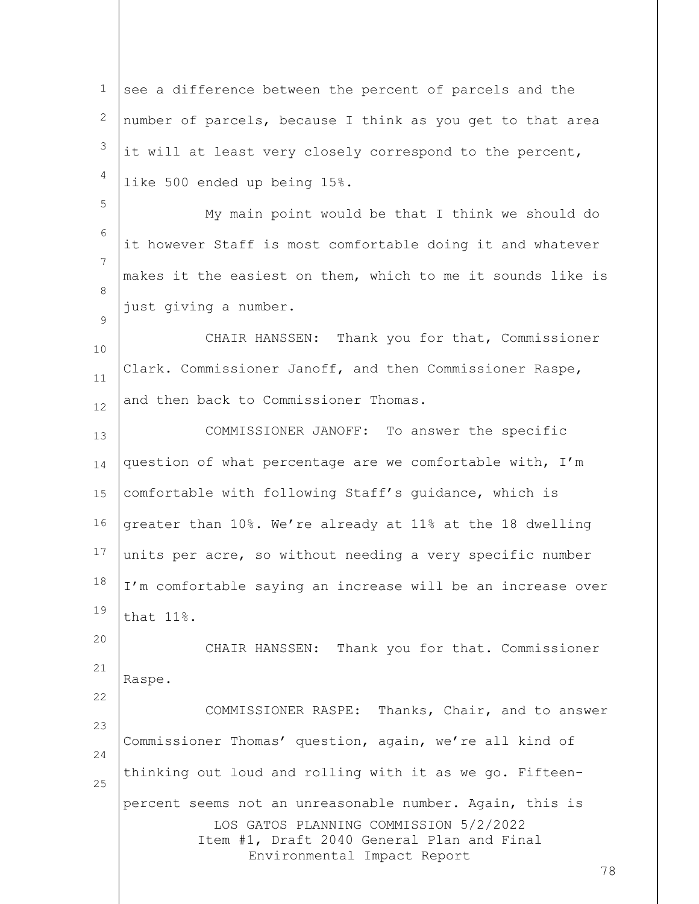see a difference between the percent of parcels and the number of parcels, because I think as you get to that area it will at least very closely correspond to the percent, like 500 ended up being 15%.

My main point would be that I think we should do it however Staff is most comfortable doing it and whatever makes it the easiest on them, which to me it sounds like is just giving a number.

CHAIR HANSSEN: Thank you for that, Commissioner Clark. Commissioner Janoff, and then Commissioner Raspe, and then back to Commissioner Thomas.

COMMISSIONER JANOFF: To answer the specific question of what percentage are we comfortable with, I'm comfortable with following Staff's guidance, which is greater than 10%. We're already at 11% at the 18 dwelling units per acre, so without needing a very specific number I'm comfortable saying an increase will be an increase over that 11%.

CHAIR HANSSEN: Thank you for that. Commissioner Raspe.

COMMISSIONER RASPE: Thanks, Chair, and to answer Commissioner Thomas' question, again, we're all kind of thinking out loud and rolling with it as we go. Fifteen-percent seems not an unreasonable number. Again, this is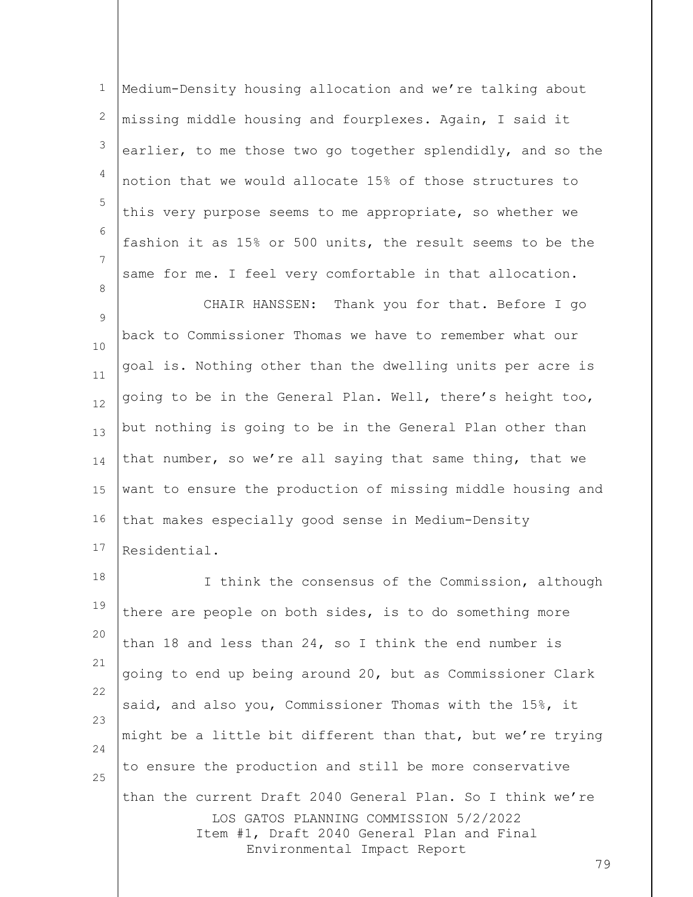Medium-Density housing allocation and we're talking about missing middle housing and fourplexes. Again, I said it earlier, to me those two go together splendidly, and so the notion that we would allocate 15% of those structures to this very purpose seems to me appropriate, so whether we fashion it as 15% or 500 units, the result seems to be the same for me. I feel very comfortable in that allocation.

CHAIR HANSSEN: Thank you for that. Before I go back to Commissioner Thomas we have to remember what our goal is. Nothing other than the dwelling units per acre is going to be in the General Plan. Well, there's height too, but nothing is going to be in the General Plan other than that number, so we're all saying that same thing, that we want to ensure the production of missing middle housing and that makes especially good sense in Medium-Density Residential.

I think the consensus of the Commission, although there are people on both sides, is to do something more than 18 and less than 24, so I think the end number is going to end up being around 20, but as Commissioner Clark said, and also you, Commissioner Thomas with the 15%, it might be a little bit different than that, but we're trying to ensure the production and still be more conservative than the current Draft 2040 General Plan. So I think we're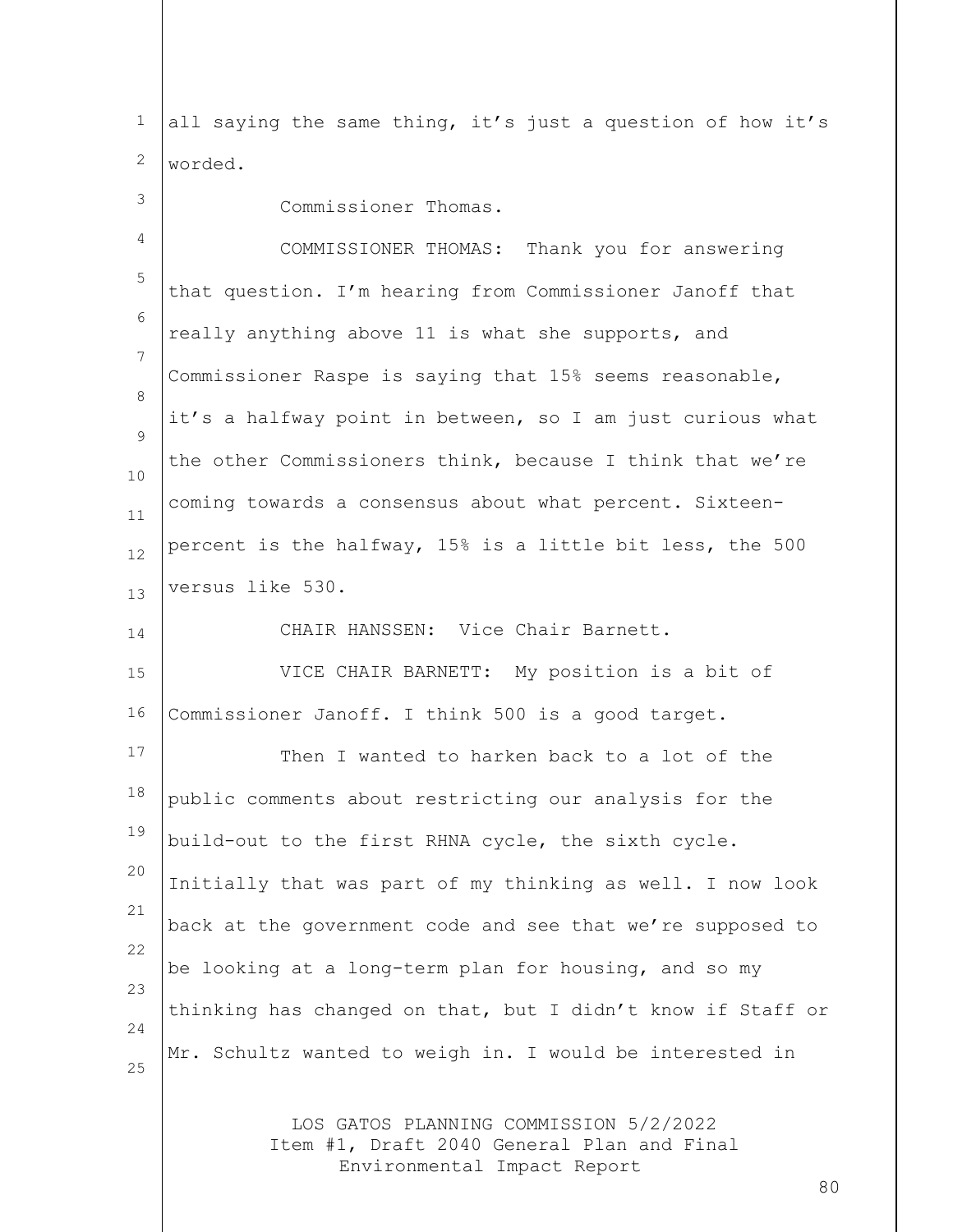all saying the same thing, it's just a question of how it's worded.

Commissioner Thomas.

COMMISSIONER THOMAS: Thank you for answering that question. I'm hearing from Commissioner Janoff that really anything above 11 is what she supports, and Commissioner Raspe is saying that 15% seems reasonable, it's a halfway point in between, so I am just curious what the other Commissioners think, because I think that we're coming towards a consensus about what percent. Sixteen-percent is the halfway, 15% is a little bit less, the 500 versus like 530.

CHAIR HANSSEN: Vice Chair Barnett.

VICE CHAIR BARNETT: My position is a bit of Commissioner Janoff. I think 500 is a good target.

Then I wanted to harken back to a lot of the public comments about restricting our analysis for the build-out to the first RHNA cycle, the sixth cycle. Initially that was part of my thinking as well. I now look back at the government code and see that we're supposed to be looking at a long-term plan for housing, and so my thinking has changed on that, but I didn't know if Staff or Mr. Schultz wanted to weigh in. I would be interested in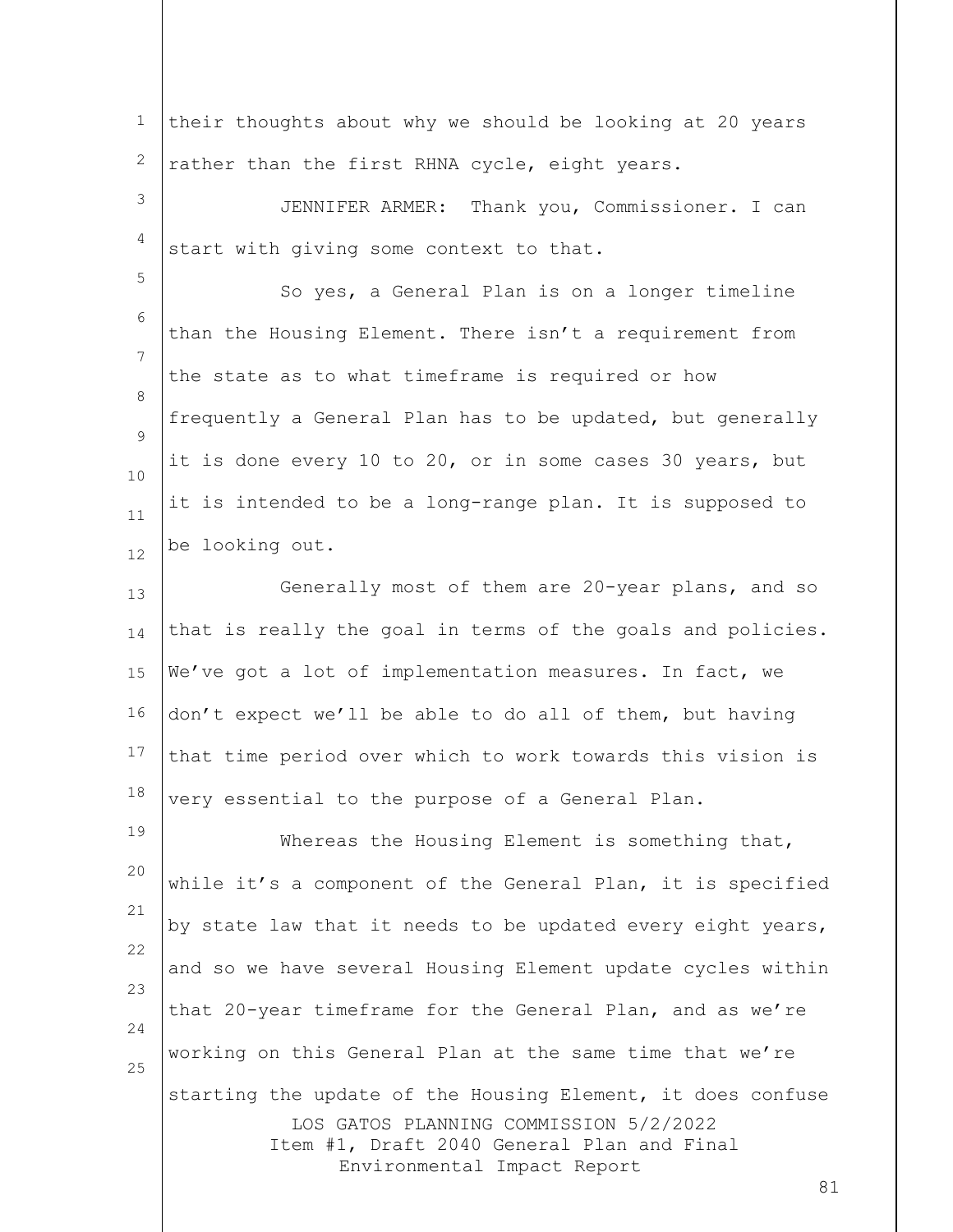their thoughts about why we should be looking at 20 years rather than the first RHNA cycle, eight years.

JENNIFER ARMER: Thank you, Commissioner. I can start with giving some context to that.

So yes, a General Plan is on a longer timeline than the Housing Element. There isn't a requirement from the state as to what timeframe is required or how frequently a General Plan has to be updated, but generally it is done every 10 to 20, or in some cases 30 years, but it is intended to be a long-range plan. It is supposed to be looking out.

Generally most of them are 20-year plans, and so that is really the goal in terms of the goals and policies. We've got a lot of implementation measures. In fact, we don't expect we'll be able to do all of them, but having that time period over which to work towards this vision is very essential to the purpose of a General Plan.

Whereas the Housing Element is something that, while it's a component of the General Plan, it is specified by state law that it needs to be updated every eight years, and so we have several Housing Element update cycles within that 20-year timeframe for the General Plan, and as we're working on this General Plan at the same time that we're starting the update of the Housing Element, it does confuse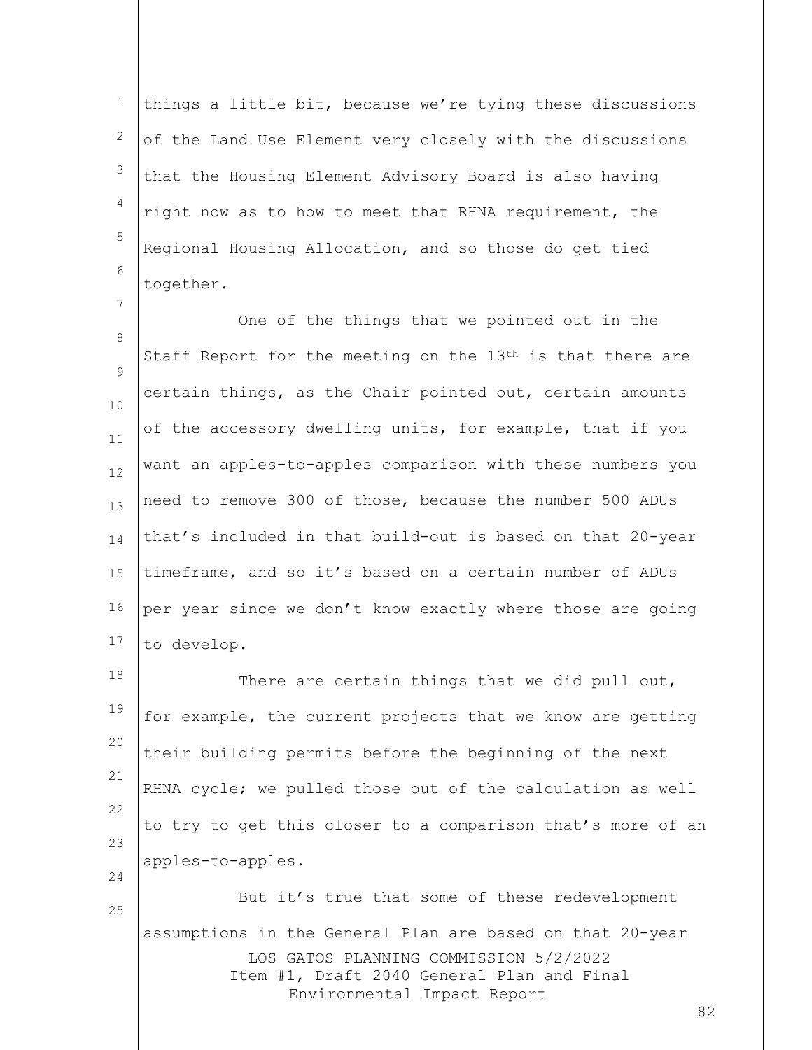things a little bit, because we're tying these discussions of the Land Use Element very closely with the discussions that the Housing Element Advisory Board is also having right now as to how to meet that RHNA requirement, the Regional Housing Allocation, and so those do get tied together.

One of the things that we pointed out in the Staff Report for the meeting on the 13th is that there are certain things, as the Chair pointed out, certain amounts of the accessory dwelling units, for example, that if you want an apples-to-apples comparison with these numbers you need to remove 300 of those, because the number 500 ADUs that's included in that build-out is based on that 20-year timeframe, and so it's based on a certain number of ADUs per year since we don't know exactly where those are going to develop.

There are certain things that we did pull out, for example, the current projects that we know are getting their building permits before the beginning of the next RHNA cycle; we pulled those out of the calculation as well to try to get this closer to a comparison that's more of an apples-to-apples.

But it's true that some of these redevelopment assumptions in the General Plan are based on that 20-year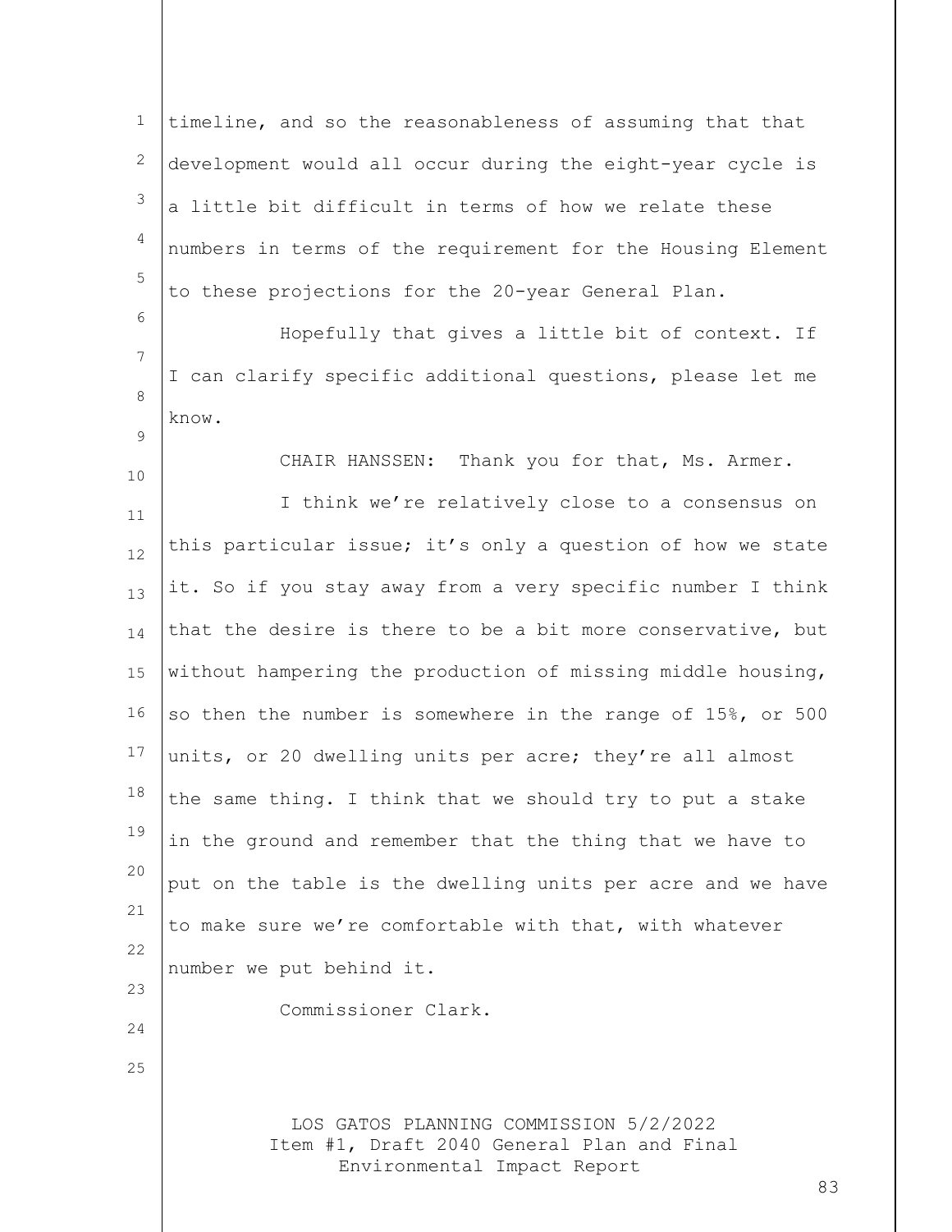timeline, and so the reasonableness of assuming that that development would all occur during the eight-year cycle is a little bit difficult in terms of how we relate these numbers in terms of the requirement for the Housing Element to these projections for the 20-year General Plan.

Hopefully that gives a little bit of context. If I can clarify specific additional questions, please let me know.

CHAIR HANSSEN: Thank you for that, Ms. Armer.

I think we're relatively close to a consensus on this particular issue; it's only a question of how we state it. So if you stay away from a very specific number I think that the desire is there to be a bit more conservative, but without hampering the production of missing middle housing, so then the number is somewhere in the range of 15%, or 500 units, or 20 dwelling units per acre; they're all almost the same thing. I think that we should try to put a stake in the ground and remember that the thing that we have to put on the table is the dwelling units per acre and we have to make sure we're comfortable with that, with whatever number we put behind it.

Commissioner Clark.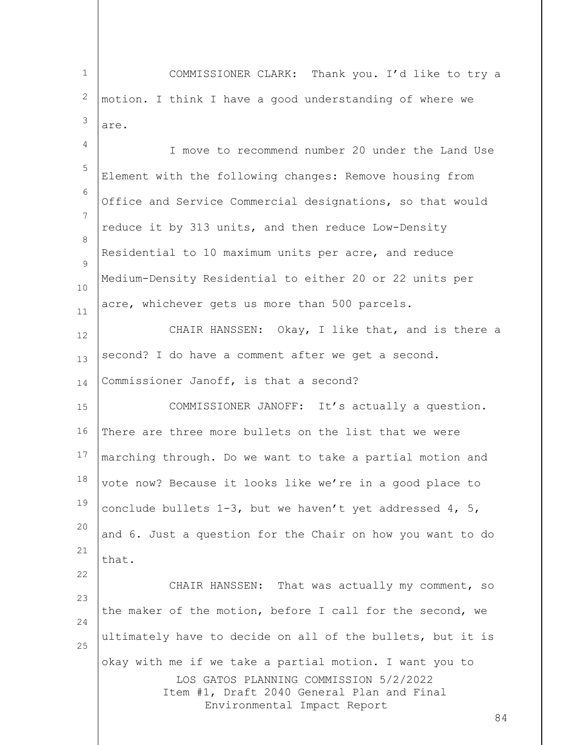COMMISSIONER CLARK: Thank you. I'd like to try a motion. I think I have a good understanding of where we are.

I move to recommend number 20 under the Land Use Element with the following changes: Remove housing from Office and Service Commercial designations, so that would reduce it by 313 units, and then reduce Low-Density Residential to 10 maximum units per acre, and reduce Medium-Density Residential to either 20 or 22 units per acre, whichever gets us more than 500 parcels.

CHAIR HANSSEN: Okay, I like that, and is there a second? I do have a comment after we get a second. Commissioner Janoff, is that a second?

COMMISSIONER JANOFF: It's actually a question. There are three more bullets on the list that we were marching through. Do we want to take a partial motion and vote now? Because it looks like we're in a good place to conclude bullets 1-3, but we haven't yet addressed 4, 5, and 6. Just a question for the Chair on how you want to do that.

CHAIR HANSSEN: That was actually my comment, so the maker of the motion, before I call for the second, we ultimately have to decide on all of the bullets, but it is okay with me if we take a partial motion. I want you to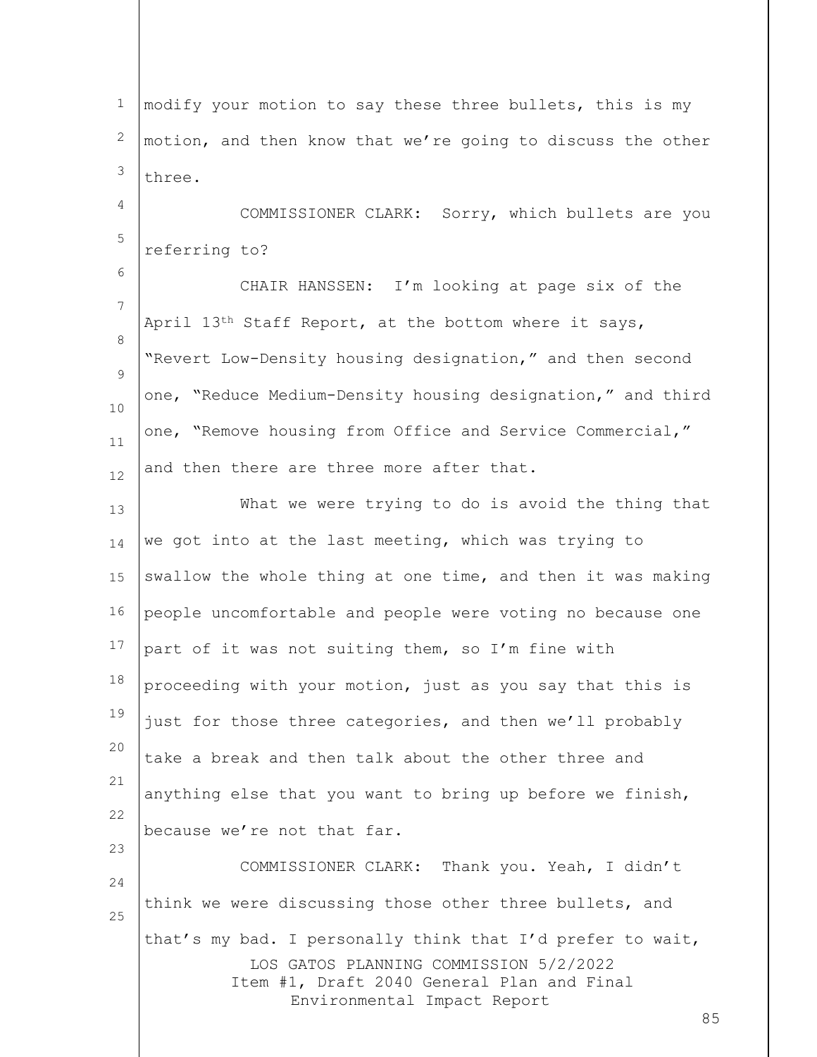modify your motion to say these three bullets, this is my motion, and then know that we're going to discuss the other three.

COMMISSIONER CLARK: Sorry, which bullets are you referring to?

CHAIR HANSSEN: I'm looking at page six of the April 13th Staff Report, at the bottom where it says, "Revert Low-Density housing designation," and then second one, "Reduce Medium-Density housing designation," and third one, "Remove housing from Office and Service Commercial," and then there are three more after that.

What we were trying to do is avoid the thing that we got into at the last meeting, which was trying to swallow the whole thing at one time, and then it was making people uncomfortable and people were voting no because one part of it was not suiting them, so I'm fine with proceeding with your motion, just as you say that this is just for those three categories, and then we'll probably take a break and then talk about the other three and anything else that you want to bring up before we finish, because we're not that far.

COMMISSIONER CLARK: Thank you. Yeah, I didn't think we were discussing those other three bullets, and that's my bad. I personally think that I'd prefer to wait,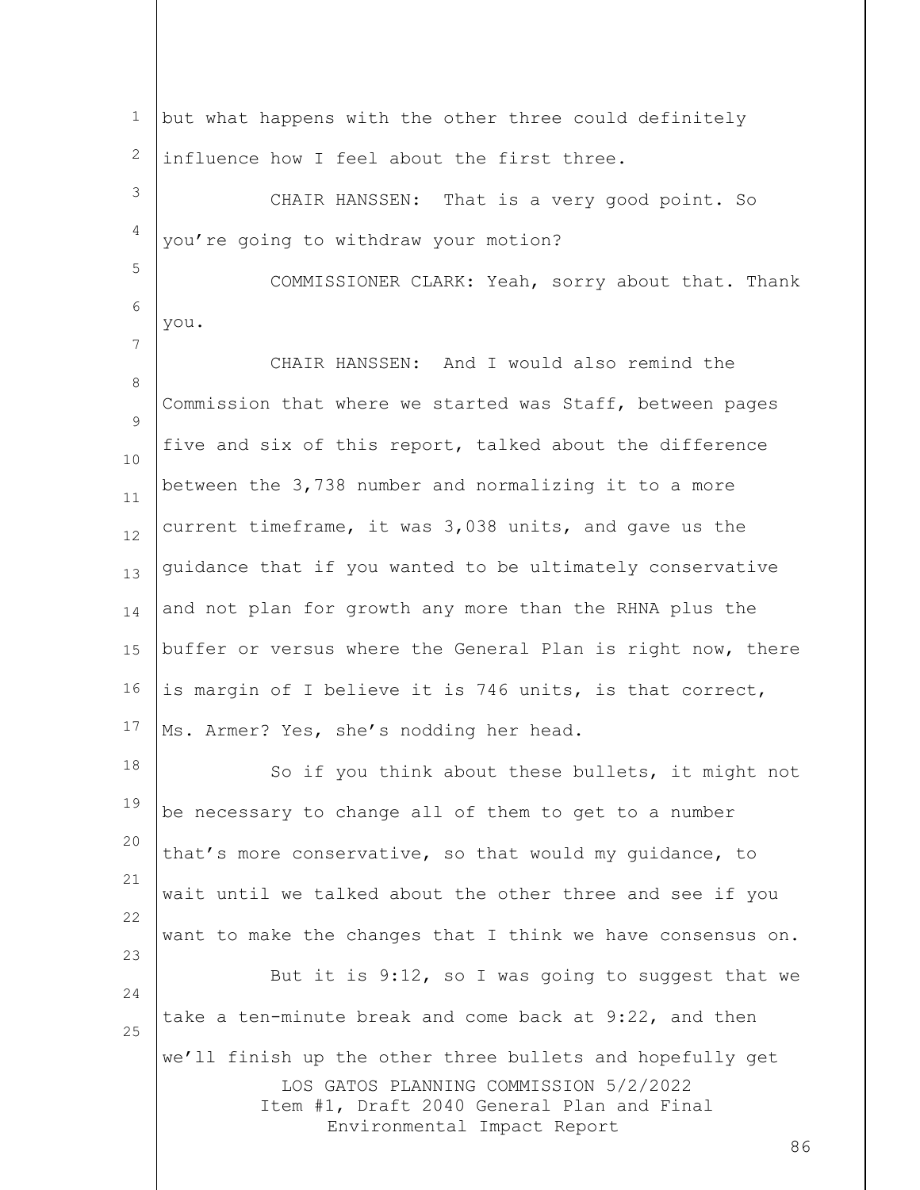but what happens with the other three could definitely influence how I feel about the first three.

CHAIR HANSSEN: That is a very good point. So you're going to withdraw your motion?

COMMISSIONER CLARK: Yeah, sorry about that. Thank you.

CHAIR HANSSEN: And I would also remind the Commission that where we started was Staff, between pages five and six of this report, talked about the difference between the 3,738 number and normalizing it to a more current timeframe, it was 3,038 units, and gave us the guidance that if you wanted to be ultimately conservative and not plan for growth any more than the RHNA plus the buffer or versus where the General Plan is right now, there is margin of I believe it is 746 units, is that correct, Ms. Armer? Yes, she's nodding her head.

So if you think about these bullets, it might not be necessary to change all of them to get to a number that's more conservative, so that would my guidance, to wait until we talked about the other three and see if you want to make the changes that I think we have consensus on.

But it is 9:12, so I was going to suggest that we take a ten-minute break and come back at 9:22, and then we'll finish up the other three bullets and hopefully get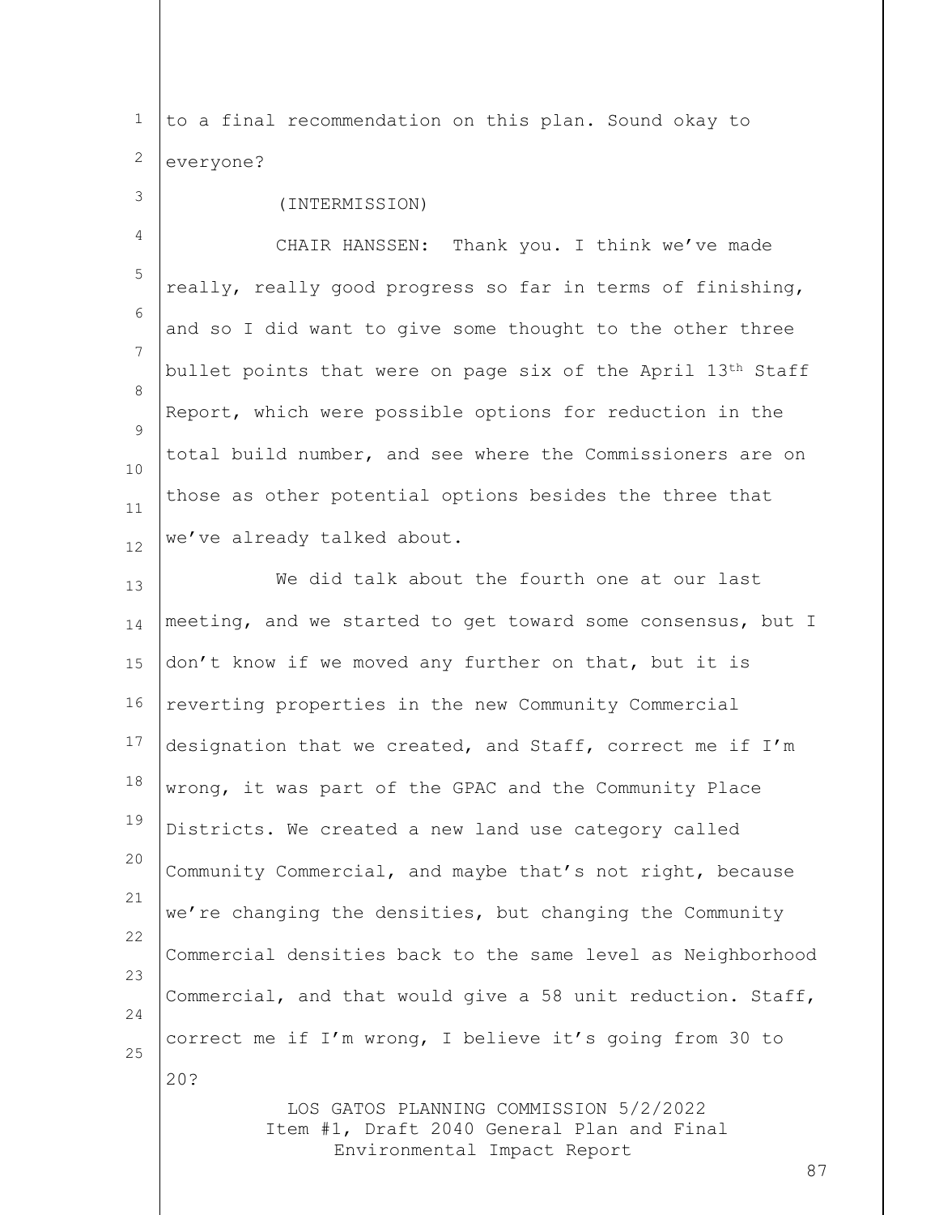to a final recommendation on this plan. Sound okay to everyone?

(INTERMISSION)

CHAIR HANSSEN: Thank you. I think we've made really, really good progress so far in terms of finishing, and so I did want to give some thought to the other three bullet points that were on page six of the April 13th Staff Report, which were possible options for reduction in the total build number, and see where the Commissioners are on those as other potential options besides the three that we've already talked about.

We did talk about the fourth one at our last meeting, and we started to get toward some consensus, but I don't know if we moved any further on that, but it is reverting properties in the new Community Commercial designation that we created, and Staff, correct me if I'm wrong, it was part of the GPAC and the Community Place Districts. We created a new land use category called Community Commercial, and maybe that's not right, because we're changing the densities, but changing the Community Commercial densities back to the same level as Neighborhood Commercial, and that would give a 58 unit reduction. Staff, correct me if I'm wrong, I believe it's going from 30 to 20?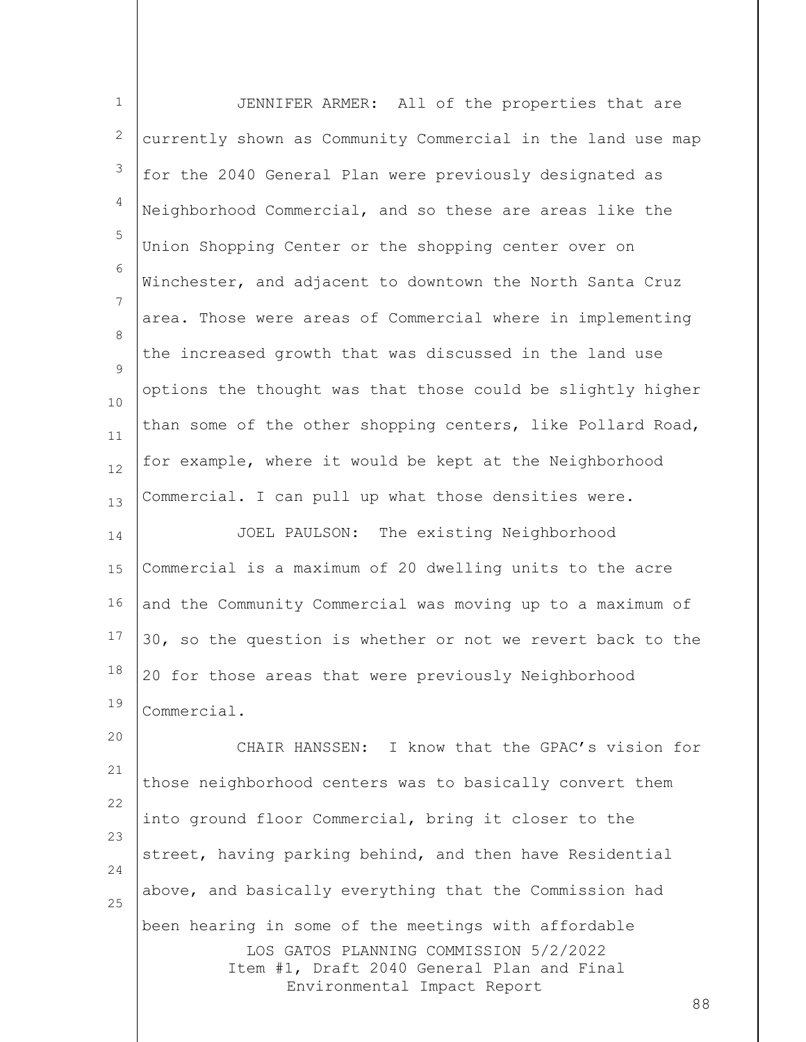JENNIFER ARMER: All of the properties that are currently shown as Community Commercial in the land use map for the 2040 General Plan were previously designated as Neighborhood Commercial, and so these are areas like the Union Shopping Center or the shopping center over on Winchester, and adjacent to downtown the North Santa Cruz area. Those were areas of Commercial where in implementing the increased growth that was discussed in the land use options the thought was that those could be slightly higher than some of the other shopping centers, like Pollard Road, for example, where it would be kept at the Neighborhood Commercial. I can pull up what those densities were.

JOEL PAULSON: The existing Neighborhood Commercial is a maximum of 20 dwelling units to the acre and the Community Commercial was moving up to a maximum of 30, so the question is whether or not we revert back to the 20 for those areas that were previously Neighborhood Commercial.

CHAIR HANSSEN: I know that the GPAC's vision for those neighborhood centers was to basically convert them into ground floor Commercial, bring it closer to the street, having parking behind, and then have Residential above, and basically everything that the Commission had been hearing in some of the meetings with affordable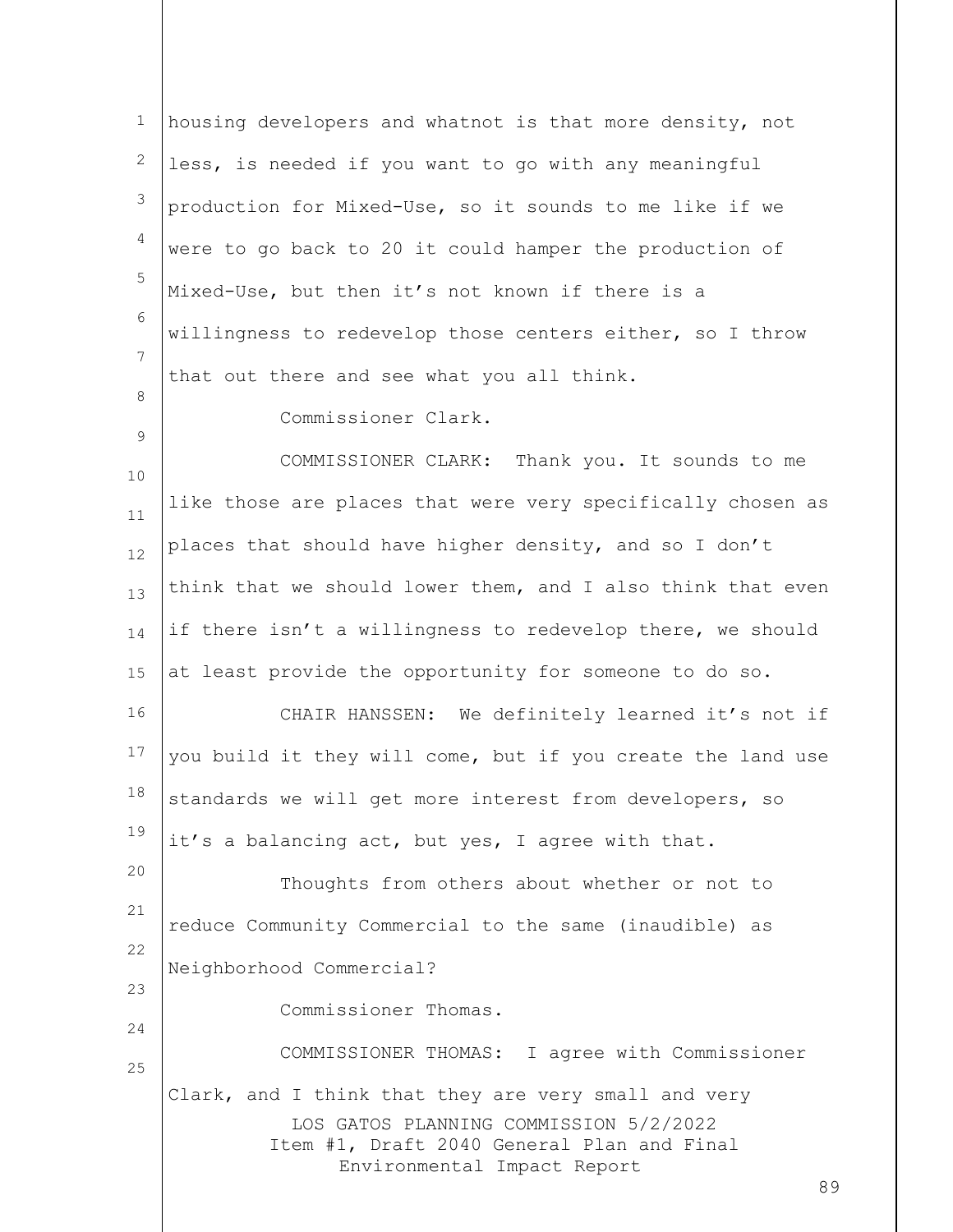housing developers and whatnot is that more density, not less, is needed if you want to go with any meaningful production for Mixed-Use, so it sounds to me like if we were to go back to 20 it could hamper the production of Mixed-Use, but then it's not known if there is a willingness to redevelop those centers either, so I throw that out there and see what you all think.

Commissioner Clark.

COMMISSIONER CLARK: Thank you. It sounds to me like those are places that were very specifically chosen as places that should have higher density, and so I don't think that we should lower them, and I also think that even if there isn't a willingness to redevelop there, we should at least provide the opportunity for someone to do so.

CHAIR HANSSEN: We definitely learned it's not if you build it they will come, but if you create the land use standards we will get more interest from developers, so it's a balancing act, but yes, I agree with that.

Thoughts from others about whether or not to reduce Community Commercial to the same (inaudible) as Neighborhood Commercial?

Commissioner Thomas.

COMMISSIONER THOMAS: I agree with Commissioner Clark, and I think that they are very small and very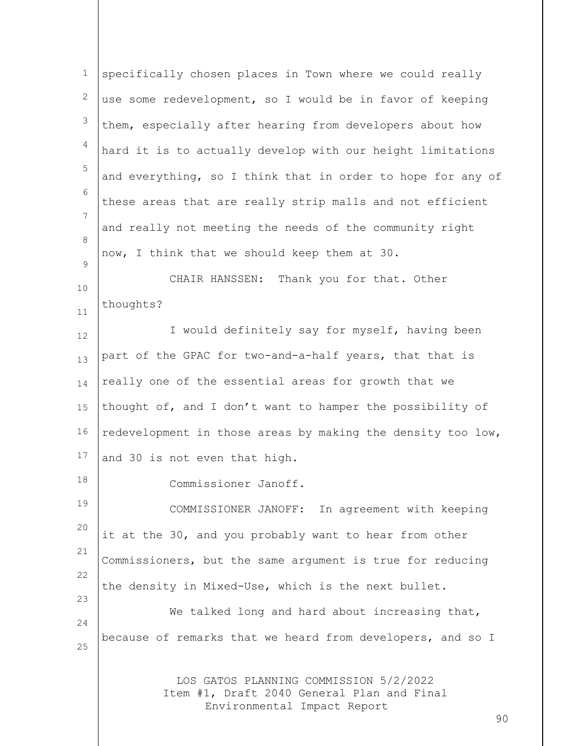specifically chosen places in Town where we could really use some redevelopment, so I would be in favor of keeping them, especially after hearing from developers about how hard it is to actually develop with our height limitations and everything, so I think that in order to hope for any of these areas that are really strip malls and not efficient and really not meeting the needs of the community right now, I think that we should keep them at 30.

CHAIR HANSSEN: Thank you for that. Other thoughts?

I would definitely say for myself, having been part of the GPAC for two-and-a-half years, that that is really one of the essential areas for growth that we thought of, and I don't want to hamper the possibility of redevelopment in those areas by making the density too low, and 30 is not even that high.

Commissioner Janoff.

COMMISSIONER JANOFF: In agreement with keeping it at the 30, and you probably want to hear from other Commissioners, but the same argument is true for reducing the density in Mixed-Use, which is the next bullet.

We talked long and hard about increasing that, because of remarks that we heard from developers, and so I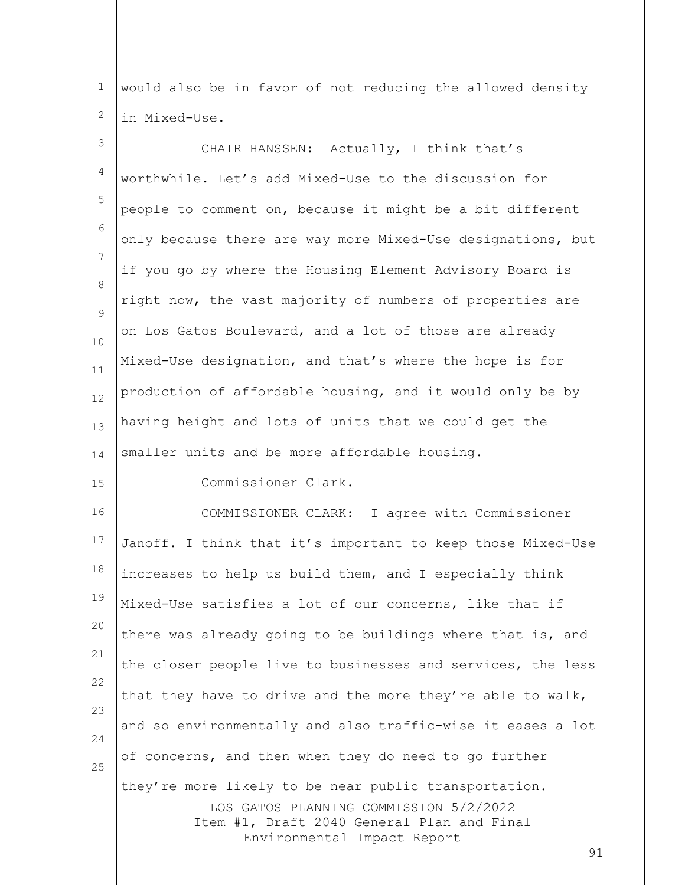would also be in favor of not reducing the allowed density in Mixed-Use.

CHAIR HANSSEN: Actually, I think that's worthwhile. Let's add Mixed-Use to the discussion for people to comment on, because it might be a bit different only because there are way more Mixed-Use designations, but if you go by where the Housing Element Advisory Board is right now, the vast majority of numbers of properties are on Los Gatos Boulevard, and a lot of those are already Mixed-Use designation, and that's where the hope is for production of affordable housing, and it would only be by having height and lots of units that we could get the smaller units and be more affordable housing.

Commissioner Clark.

COMMISSIONER CLARK: I agree with Commissioner Janoff. I think that it's important to keep those Mixed-Use increases to help us build them, and I especially think Mixed-Use satisfies a lot of our concerns, like that if there was already going to be buildings where that is, and the closer people live to businesses and services, the less that they have to drive and the more they're able to walk, and so environmentally and also traffic-wise it eases a lot of concerns, and then when they do need to go further they're more likely to be near public transportation.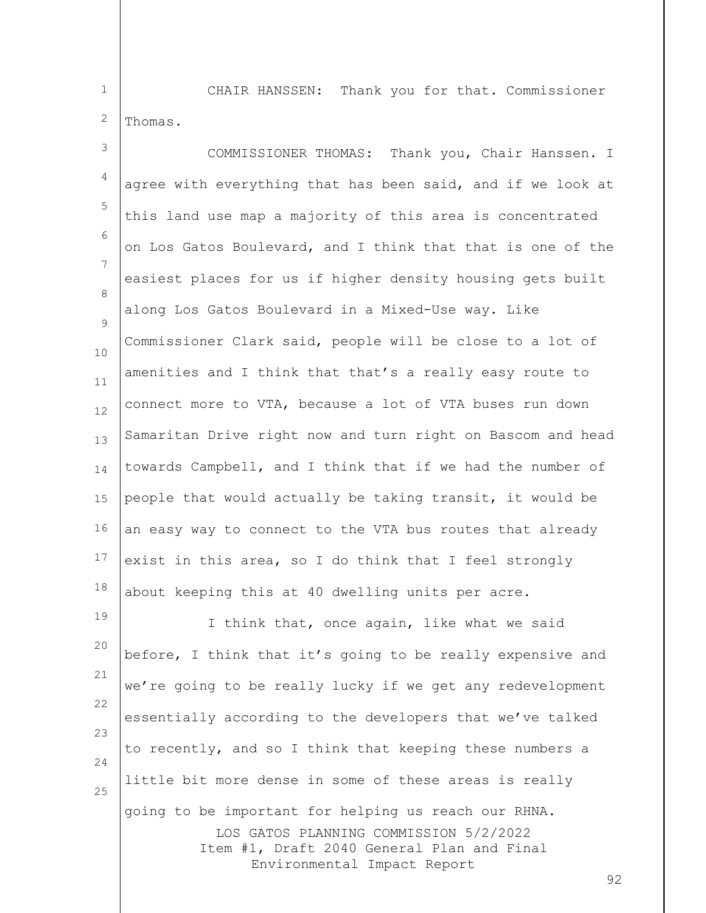CHAIR HANSSEN: Thank you for that. Commissioner Thomas.

COMMISSIONER THOMAS: Thank you, Chair Hanssen. I agree with everything that has been said, and if we look at this land use map a majority of this area is concentrated on Los Gatos Boulevard, and I think that that is one of the easiest places for us if higher density housing gets built along Los Gatos Boulevard in a Mixed-Use way. Like Commissioner Clark said, people will be close to a lot of amenities and I think that that's a really easy route to connect more to VTA, because a lot of VTA buses run down Samaritan Drive right now and turn right on Bascom and head towards Campbell, and I think that if we had the number of people that would actually be taking transit, it would be an easy way to connect to the VTA bus routes that already exist in this area, so I do think that I feel strongly about keeping this at 40 dwelling units per acre.

I think that, once again, like what we said before, I think that it's going to be really expensive and we're going to be really lucky if we get any redevelopment essentially according to the developers that we've talked to recently, and so I think that keeping these numbers a little bit more dense in some of these areas is really going to be important for helping us reach our RHNA.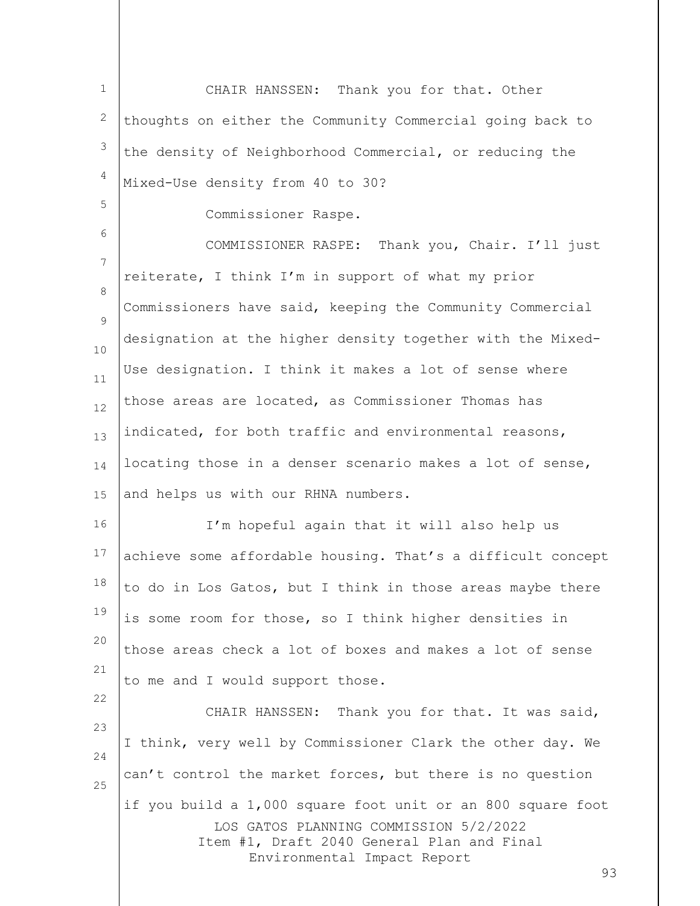CHAIR HANSSEN: Thank you for that. Other thoughts on either the Community Commercial going back to the density of Neighborhood Commercial, or reducing the Mixed-Use density from 40 to 30?

Commissioner Raspe.

COMMISSIONER RASPE: Thank you, Chair. I'll just reiterate, I think I'm in support of what my prior Commissioners have said, keeping the Community Commercial designation at the higher density together with the Mixed-Use designation. I think it makes a lot of sense where those areas are located, as Commissioner Thomas has indicated, for both traffic and environmental reasons, locating those in a denser scenario makes a lot of sense, and helps us with our RHNA numbers.

I'm hopeful again that it will also help us achieve some affordable housing. That's a difficult concept to do in Los Gatos, but I think in those areas maybe there is some room for those, so I think higher densities in those areas check a lot of boxes and makes a lot of sense to me and I would support those.

CHAIR HANSSEN: Thank you for that. It was said, I think, very well by Commissioner Clark the other day. We can't control the market forces, but there is no question if you build a 1,000 square foot unit or an 800 square foot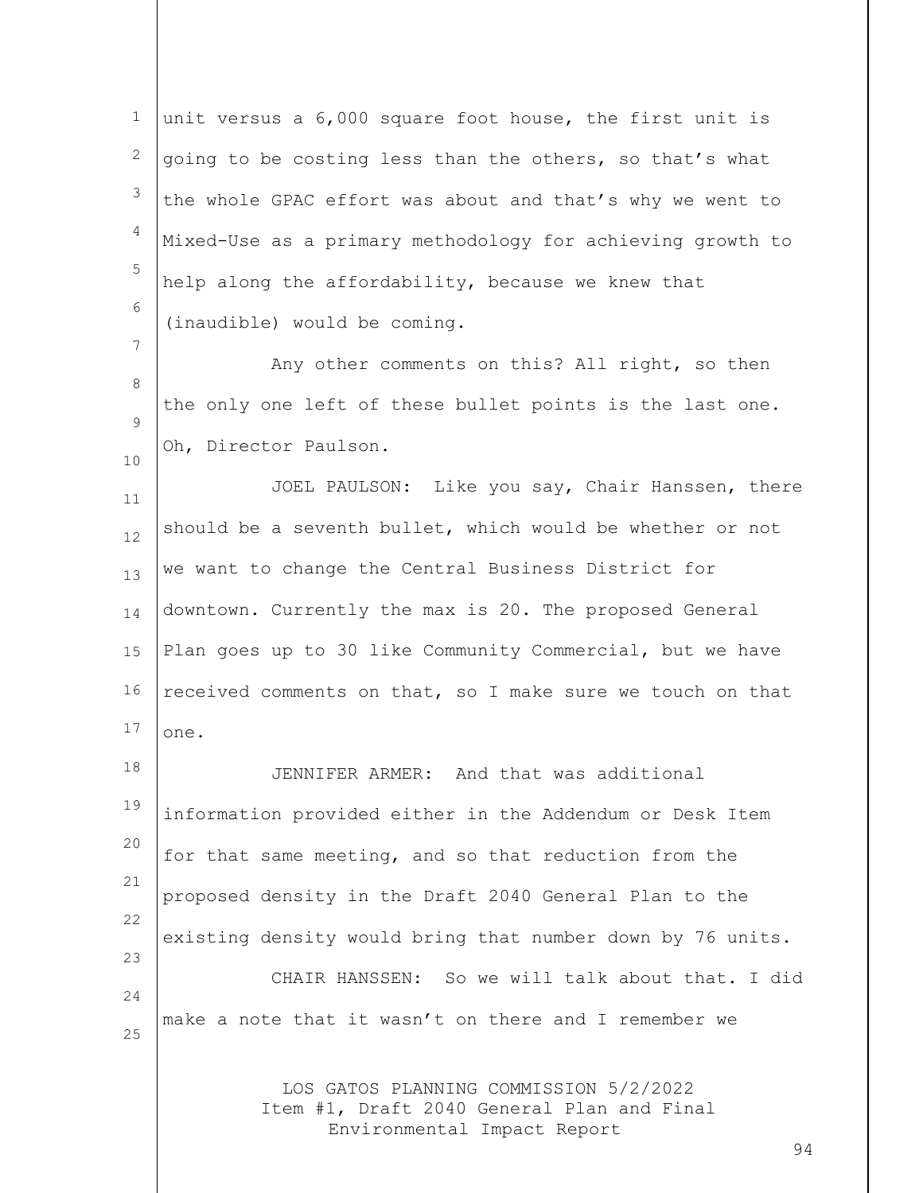unit versus a 6,000 square foot house, the first unit is going to be costing less than the others, so that's what the whole GPAC effort was about and that's why we went to Mixed-Use as a primary methodology for achieving growth to help along the affordability, because we knew that (inaudible) would be coming.

Any other comments on this? All right, so then the only one left of these bullet points is the last one. Oh, Director Paulson.

JOEL PAULSON: Like you say, Chair Hanssen, there should be a seventh bullet, which would be whether or not we want to change the Central Business District for downtown. Currently the max is 20. The proposed General Plan goes up to 30 like Community Commercial, but we have received comments on that, so I make sure we touch on that one.

JENNIFER ARMER: And that was additional information provided either in the Addendum or Desk Item for that same meeting, and so that reduction from the proposed density in the Draft 2040 General Plan to the existing density would bring that number down by 76 units.

CHAIR HANSSEN: So we will talk about that. I did make a note that it wasn't on there and I remember we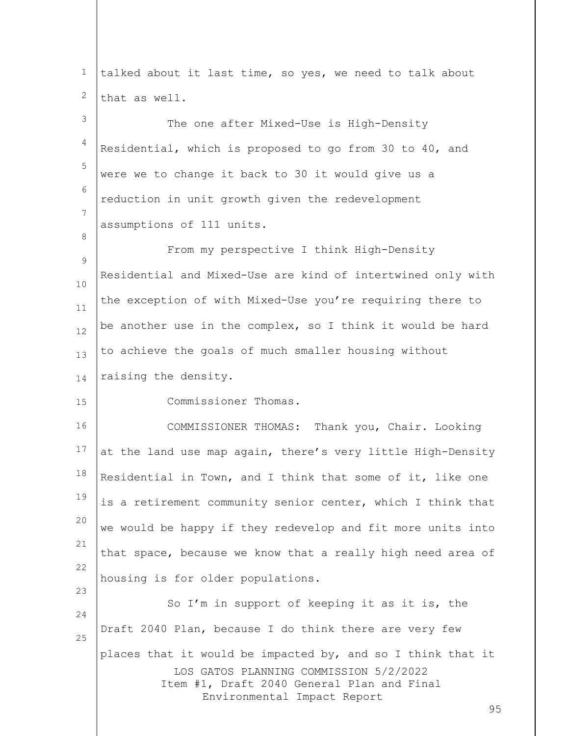talked about it last time, so yes, we need to talk about that as well.

The one after Mixed-Use is High-Density Residential, which is proposed to go from 30 to 40, and were we to change it back to 30 it would give us a reduction in unit growth given the redevelopment assumptions of 111 units.

From my perspective I think High-Density Residential and Mixed-Use are kind of intertwined only with the exception of with Mixed-Use you're requiring there to be another use in the complex, so I think it would be hard to achieve the goals of much smaller housing without raising the density.

Commissioner Thomas.

COMMISSIONER THOMAS: Thank you, Chair. Looking at the land use map again, there's very little High-Density Residential in Town, and I think that some of it, like one is a retirement community senior center, which I think that we would be happy if they redevelop and fit more units into that space, because we know that a really high need area of housing is for older populations.

So I'm in support of keeping it as it is, the Draft 2040 Plan, because I do think there are very few places that it would be impacted by, and so I think that it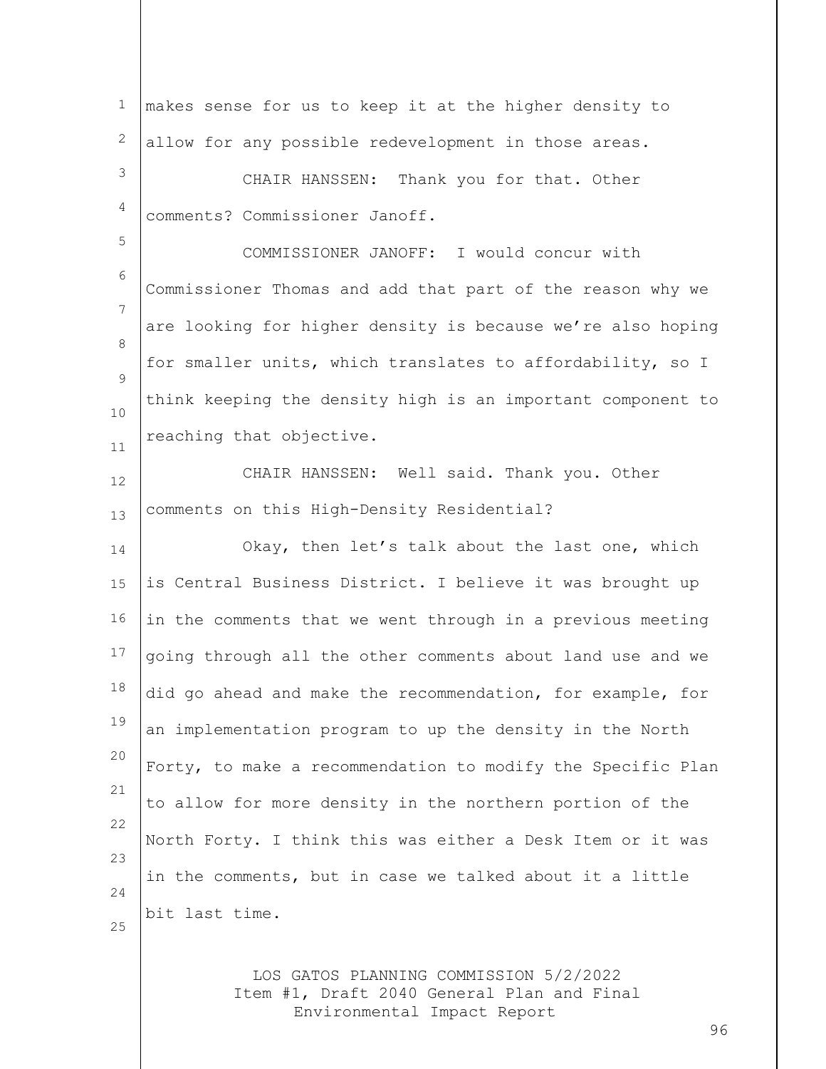makes sense for us to keep it at the higher density to allow for any possible redevelopment in those areas.

CHAIR HANSSEN: Thank you for that. Other comments? Commissioner Janoff.

COMMISSIONER JANOFF: I would concur with Commissioner Thomas and add that part of the reason why we are looking for higher density is because we're also hoping for smaller units, which translates to affordability, so I think keeping the density high is an important component to reaching that objective.

CHAIR HANSSEN: Well said. Thank you. Other comments on this High-Density Residential?

Okay, then let's talk about the last one, which is Central Business District. I believe it was brought up in the comments that we went through in a previous meeting going through all the other comments about land use and we did go ahead and make the recommendation, for example, for an implementation program to up the density in the North Forty, to make a recommendation to modify the Specific Plan to allow for more density in the northern portion of the North Forty. I think this was either a Desk Item or it was in the comments, but in case we talked about it a little bit last time.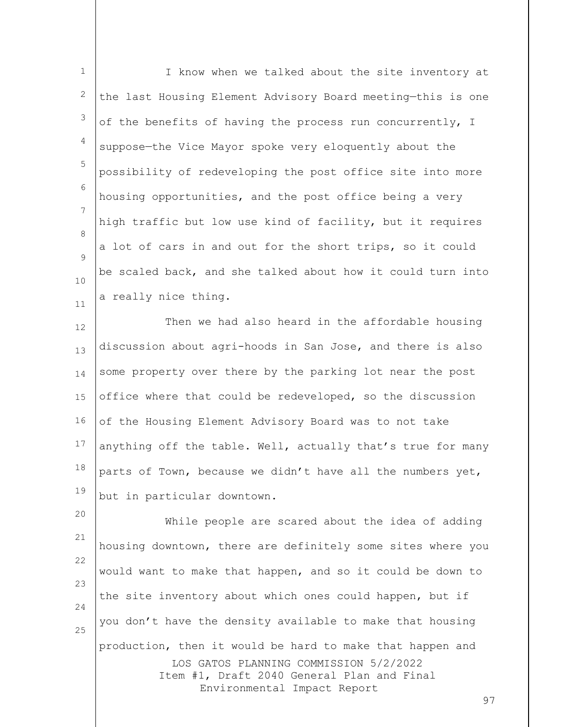I know when we talked about the site inventory at the last Housing Element Advisory Board meeting—this is one of the benefits of having the process run concurrently, I suppose—the Vice Mayor spoke very eloquently about the possibility of redeveloping the post office site into more housing opportunities, and the post office being a very high traffic but low use kind of facility, but it requires a lot of cars in and out for the short trips, so it could be scaled back, and she talked about how it could turn into a really nice thing.

Then we had also heard in the affordable housing discussion about agri-hoods in San Jose, and there is also some property over there by the parking lot near the post office where that could be redeveloped, so the discussion of the Housing Element Advisory Board was to not take anything off the table. Well, actually that's true for many parts of Town, because we didn't have all the numbers yet, but in particular downtown.

While people are scared about the idea of adding housing downtown, there are definitely some sites where you would want to make that happen, and so it could be down to the site inventory about which ones could happen, but if you don't have the density available to make that housing production, then it would be hard to make that happen and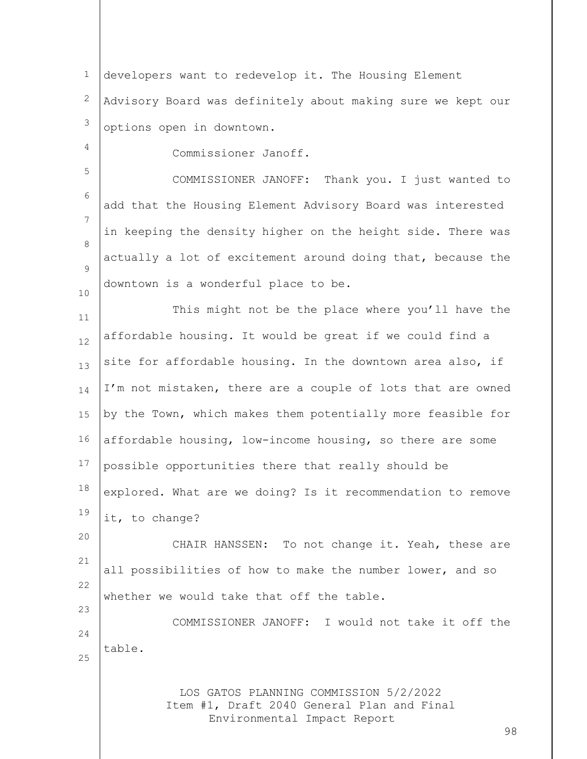developers want to redevelop it. The Housing Element Advisory Board was definitely about making sure we kept our options open in downtown.

Commissioner Janoff.

COMMISSIONER JANOFF: Thank you. I just wanted to add that the Housing Element Advisory Board was interested in keeping the density higher on the height side. There was actually a lot of excitement around doing that, because the downtown is a wonderful place to be.

This might not be the place where you'll have the affordable housing. It would be great if we could find a site for affordable housing. In the downtown area also, if I'm not mistaken, there are a couple of lots that are owned by the Town, which makes them potentially more feasible for affordable housing, low-income housing, so there are some possible opportunities there that really should be explored. What are we doing? Is it recommendation to remove it, to change?

CHAIR HANSSEN: To not change it. Yeah, these are all possibilities of how to make the number lower, and so whether we would take that off the table.

COMMISSIONER JANOFF: I would not take it off the table.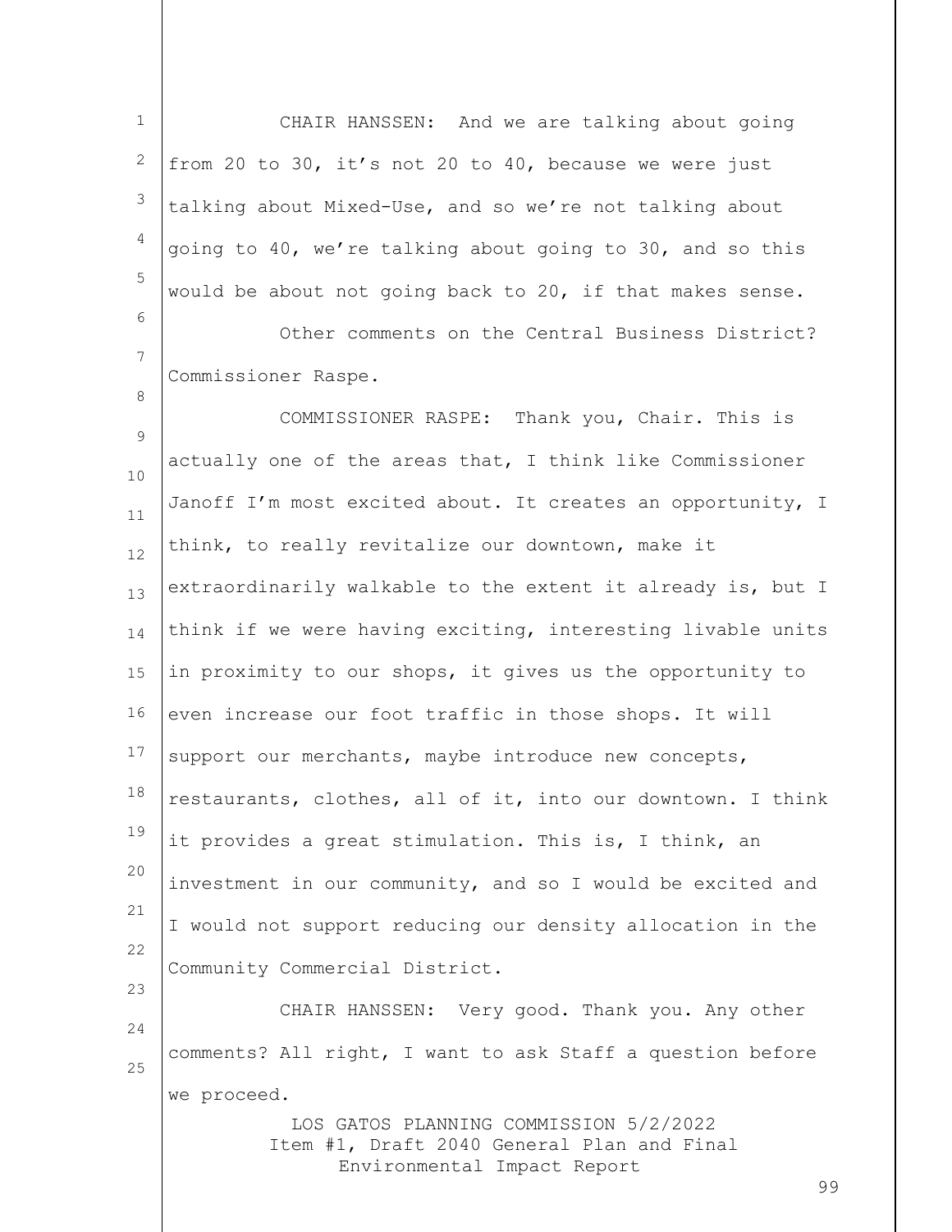CHAIR HANSSEN: And we are talking about going from 20 to 30, it's not 20 to 40, because we were just talking about Mixed-Use, and so we're not talking about going to 40, we're talking about going to 30, and so this would be about not going back to 20, if that makes sense.

Other comments on the Central Business District? Commissioner Raspe.

COMMISSIONER RASPE: Thank you, Chair. This is actually one of the areas that, I think like Commissioner Janoff I'm most excited about. It creates an opportunity, I think, to really revitalize our downtown, make it extraordinarily walkable to the extent it already is, but I think if we were having exciting, interesting livable units in proximity to our shops, it gives us the opportunity to even increase our foot traffic in those shops. It will support our merchants, maybe introduce new concepts, restaurants, clothes, all of it, into our downtown. I think it provides a great stimulation. This is, I think, an investment in our community, and so I would be excited and I would not support reducing our density allocation in the Community Commercial District.

CHAIR HANSSEN: Very good. Thank you. Any other comments? All right, I want to ask Staff a question before we proceed.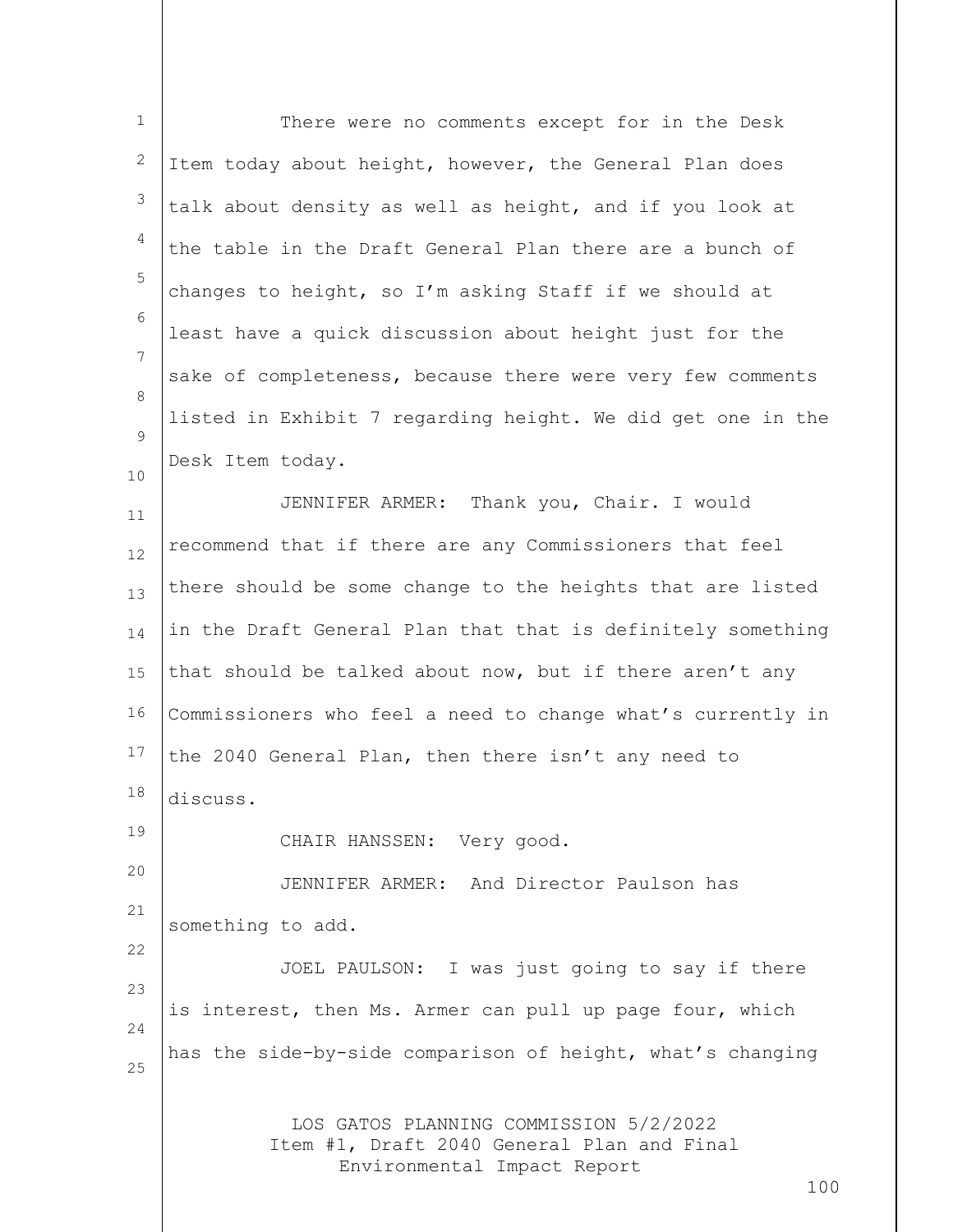There were no comments except for in the Desk Item today about height, however, the General Plan does talk about density as well as height, and if you look at the table in the Draft General Plan there are a bunch of changes to height, so I'm asking Staff if we should at least have a quick discussion about height just for the sake of completeness, because there were very few comments listed in Exhibit 7 regarding height. We did get one in the Desk Item today.

JENNIFER ARMER: Thank you, Chair. I would recommend that if there are any Commissioners that feel there should be some change to the heights that are listed in the Draft General Plan that that is definitely something that should be talked about now, but if there aren't any Commissioners who feel a need to change what's currently in the 2040 General Plan, then there isn't any need to discuss.

CHAIR HANSSEN: Very good.

JENNIFER ARMER: And Director Paulson has something to add.

JOEL PAULSON: I was just going to say if there is interest, then Ms. Armer can pull up page four, which has the side-by-side comparison of height, what's changing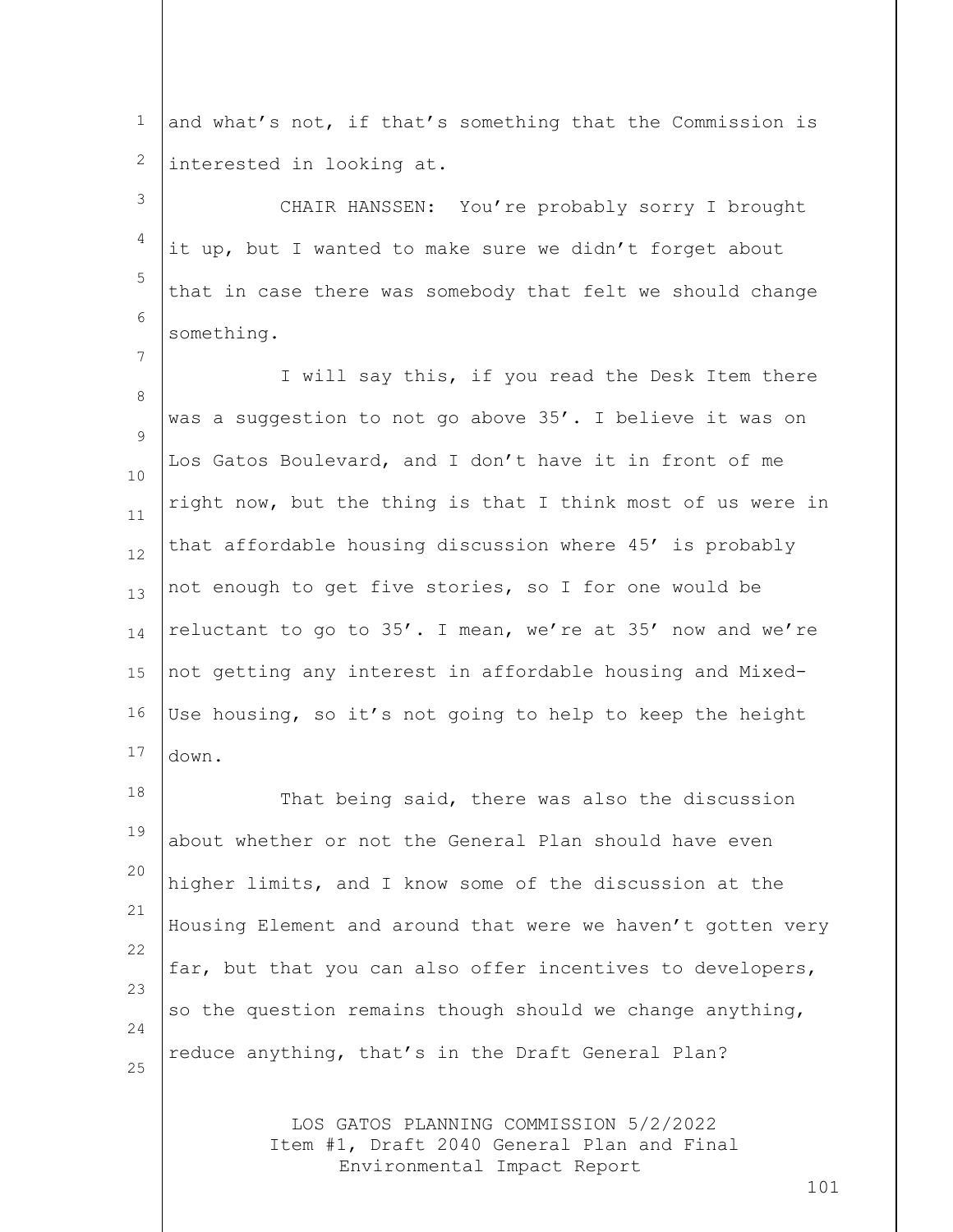and what's not, if that's something that the Commission is interested in looking at.

CHAIR HANSSEN: You're probably sorry I brought it up, but I wanted to make sure we didn't forget about that in case there was somebody that felt we should change something.

I will say this, if you read the Desk Item there was a suggestion to not go above 35'. I believe it was on Los Gatos Boulevard, and I don't have it in front of me right now, but the thing is that I think most of us were in that affordable housing discussion where 45' is probably not enough to get five stories, so I for one would be reluctant to go to 35'. I mean, we're at 35' now and we're not getting any interest in affordable housing and Mixed-Use housing, so it's not going to help to keep the height down.

That being said, there was also the discussion about whether or not the General Plan should have even higher limits, and I know some of the discussion at the Housing Element and around that were we haven't gotten very far, but that you can also offer incentives to developers, so the question remains though should we change anything, reduce anything, that's in the Draft General Plan?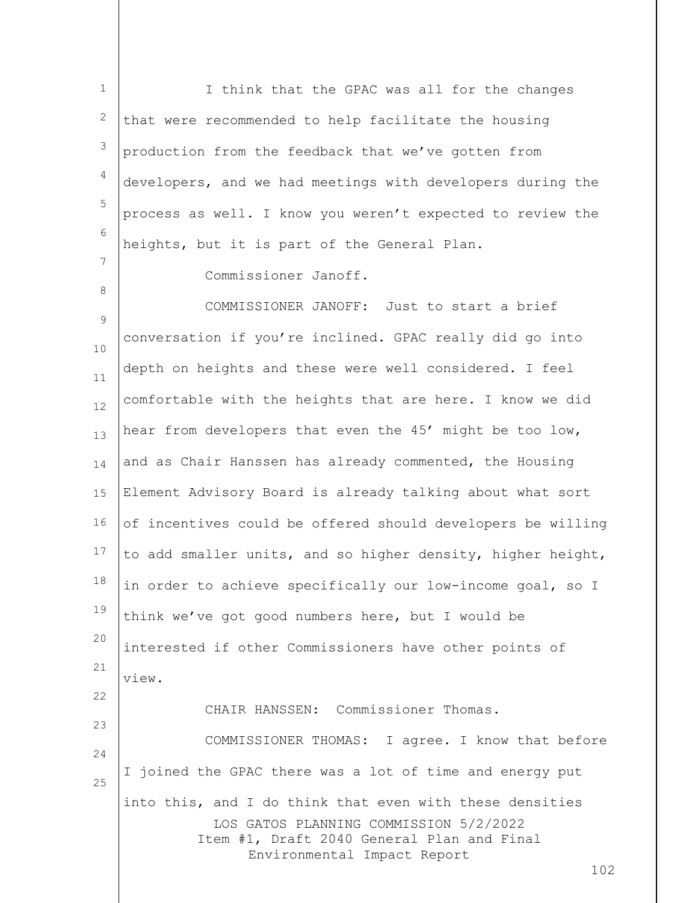I think that the GPAC was all for the changes that were recommended to help facilitate the housing production from the feedback that we've gotten from developers, and we had meetings with developers during the process as well. I know you weren't expected to review the heights, but it is part of the General Plan.

Commissioner Janoff.

COMMISSIONER JANOFF: Just to start a brief conversation if you're inclined. GPAC really did go into depth on heights and these were well considered. I feel comfortable with the heights that are here. I know we did hear from developers that even the 45' might be too low, and as Chair Hanssen has already commented, the Housing Element Advisory Board is already talking about what sort of incentives could be offered should developers be willing to add smaller units, and so higher density, higher height, in order to achieve specifically our low-income goal, so I think we've got good numbers here, but I would be interested if other Commissioners have other points of view.

CHAIR HANSSEN: Commissioner Thomas.

COMMISSIONER THOMAS: I agree. I know that before I joined the GPAC there was a lot of time and energy put into this, and I do think that even with these densities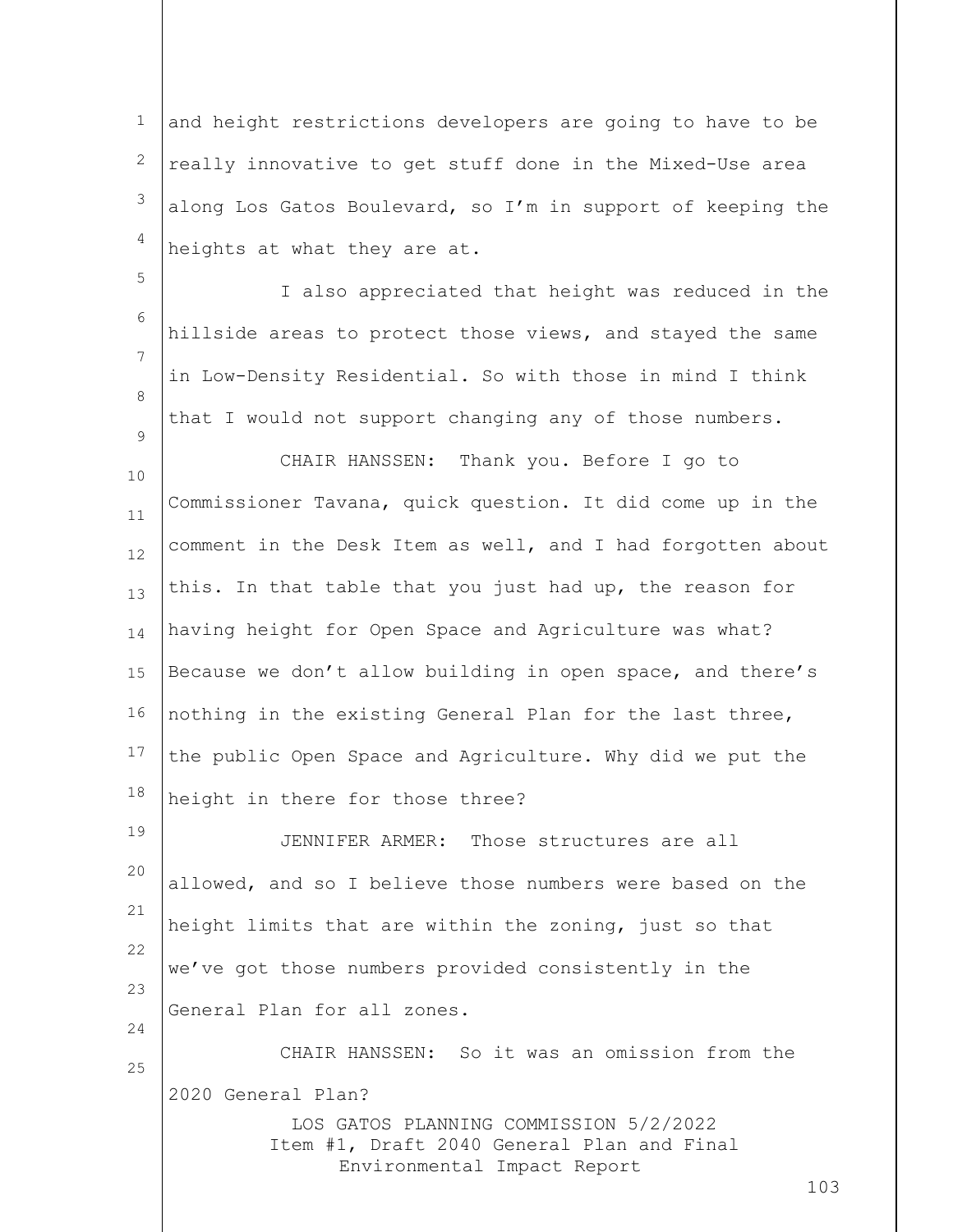and height restrictions developers are going to have to be really innovative to get stuff done in the Mixed-Use area along Los Gatos Boulevard, so I'm in support of keeping the heights at what they are at.

I also appreciated that height was reduced in the hillside areas to protect those views, and stayed the same in Low-Density Residential. So with those in mind I think that I would not support changing any of those numbers.

CHAIR HANSSEN: Thank you. Before I go to Commissioner Tavana, quick question. It did come up in the comment in the Desk Item as well, and I had forgotten about this. In that table that you just had up, the reason for having height for Open Space and Agriculture was what? Because we don't allow building in open space, and there's nothing in the existing General Plan for the last three, the public Open Space and Agriculture. Why did we put the height in there for those three?

JENNIFER ARMER: Those structures are all allowed, and so I believe those numbers were based on the height limits that are within the zoning, just so that we've got those numbers provided consistently in the General Plan for all zones.

CHAIR HANSSEN: So it was an omission from the 2020 General Plan?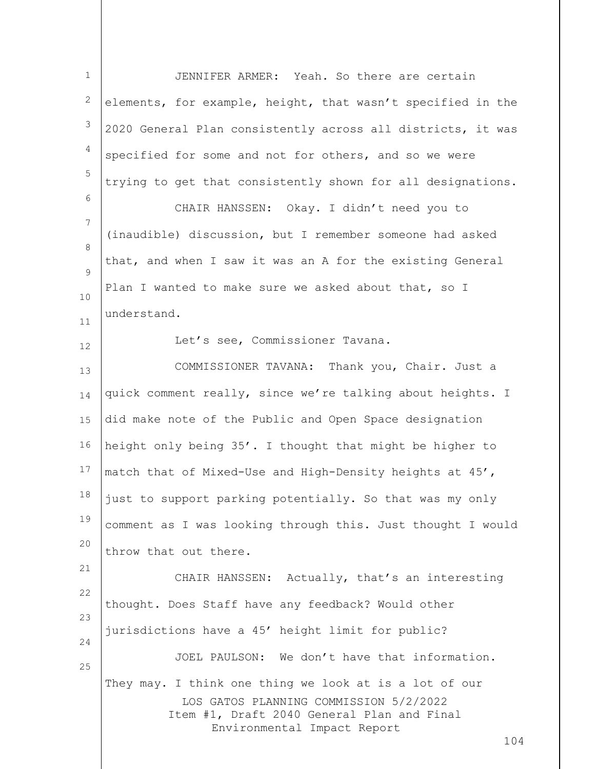JENNIFER ARMER: Yeah. So there are certain elements, for example, height, that wasn't specified in the 2020 General Plan consistently across all districts, it was specified for some and not for others, and so we were trying to get that consistently shown for all designations.

CHAIR HANSSEN: Okay. I didn't need you to (inaudible) discussion, but I remember someone had asked that, and when I saw it was an A for the existing General Plan I wanted to make sure we asked about that, so I understand.

Let's see, Commissioner Tavana.

COMMISSIONER TAVANA: Thank you, Chair. Just a quick comment really, since we're talking about heights. I did make note of the Public and Open Space designation height only being 35'. I thought that might be higher to match that of Mixed-Use and High-Density heights at 45', just to support parking potentially. So that was my only comment as I was looking through this. Just thought I would throw that out there.

CHAIR HANSSEN: Actually, that's an interesting thought. Does Staff have any feedback? Would other jurisdictions have a 45' height limit for public?

JOEL PAULSON: We don't have that information. They may. I think one thing we look at is a lot of our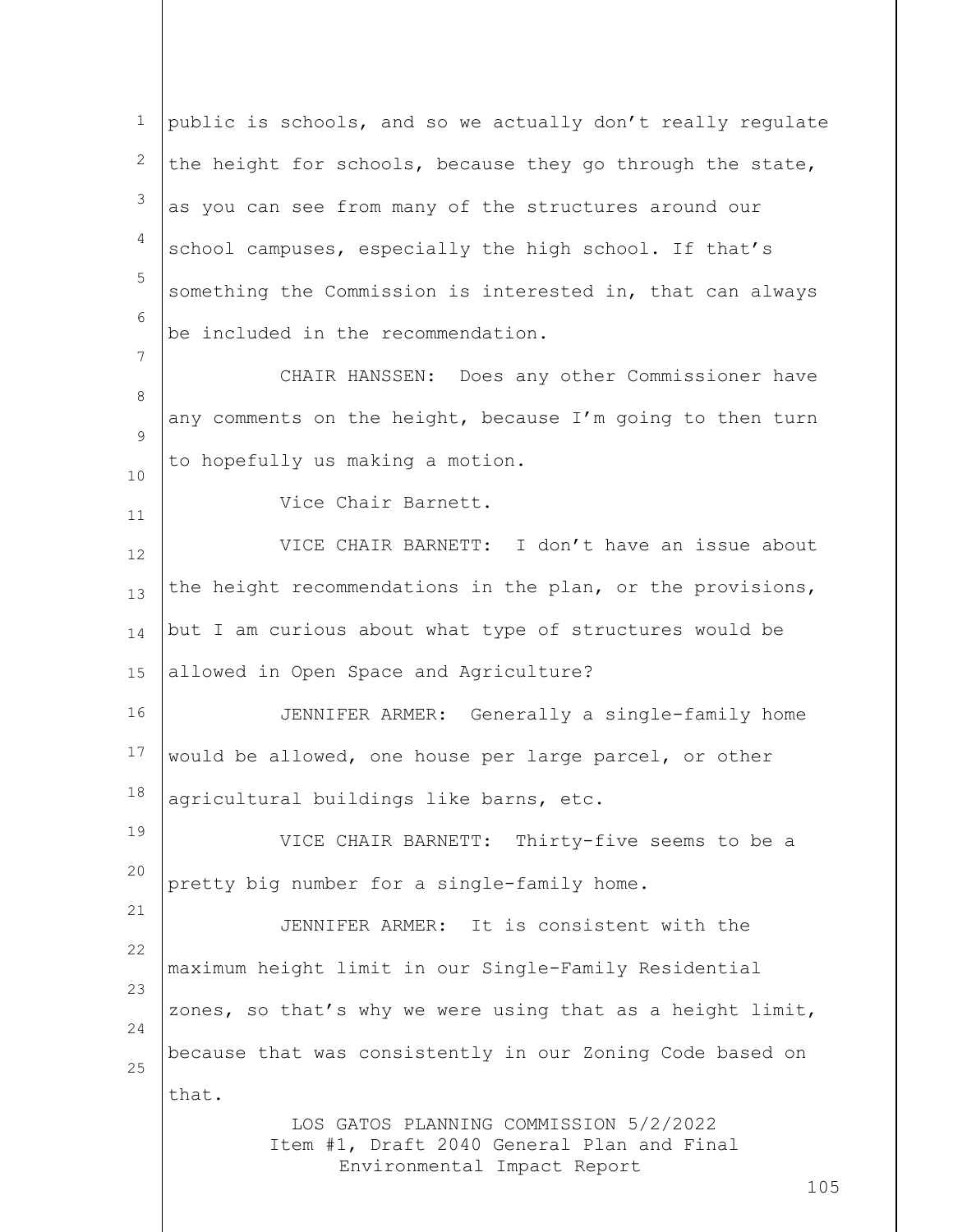public is schools, and so we actually don't really regulate the height for schools, because they go through the state, as you can see from many of the structures around our school campuses, especially the high school. If that's something the Commission is interested in, that can always be included in the recommendation.

CHAIR HANSSEN: Does any other Commissioner have any comments on the height, because I'm going to then turn to hopefully us making a motion.

Vice Chair Barnett.

VICE CHAIR BARNETT: I don't have an issue about the height recommendations in the plan, or the provisions, but I am curious about what type of structures would be allowed in Open Space and Agriculture?

JENNIFER ARMER: Generally a single-family home would be allowed, one house per large parcel, or other agricultural buildings like barns, etc.

VICE CHAIR BARNETT: Thirty-five seems to be a pretty big number for a single-family home.

JENNIFER ARMER: It is consistent with the maximum height limit in our Single-Family Residential zones, so that's why we were using that as a height limit, because that was consistently in our Zoning Code based on that.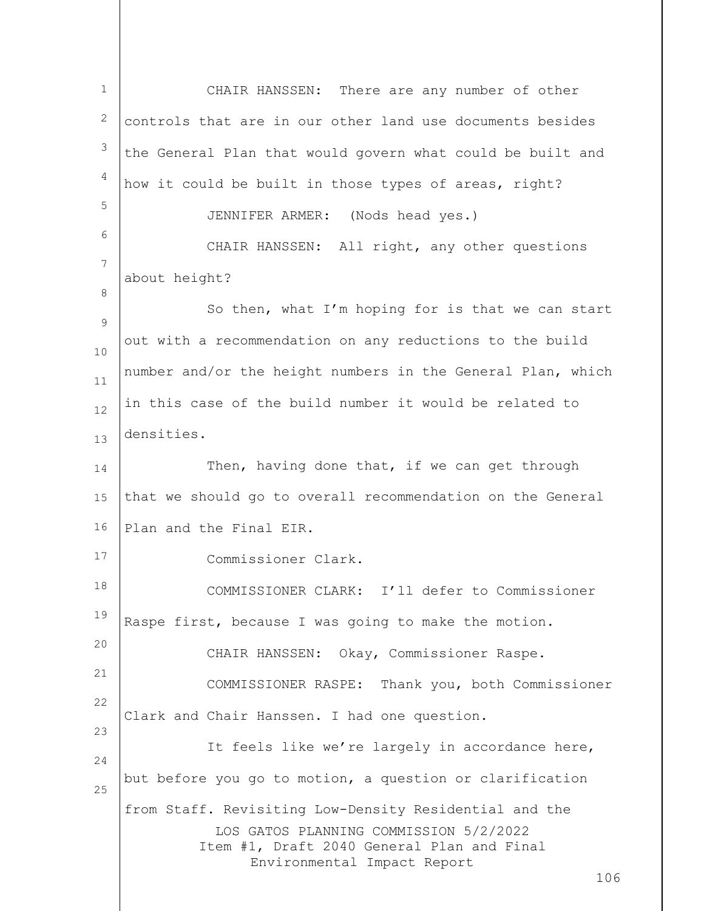CHAIR HANSSEN: There are any number of other controls that are in our other land use documents besides the General Plan that would govern what could be built and how it could be built in those types of areas, right?

JENNIFER ARMER: (Nods head yes.)

CHAIR HANSSEN: All right, any other questions about height?

So then, what I'm hoping for is that we can start out with a recommendation on any reductions to the build number and/or the height numbers in the General Plan, which in this case of the build number it would be related to densities.

Then, having done that, if we can get through that we should go to overall recommendation on the General Plan and the Final EIR.

Commissioner Clark.

COMMISSIONER CLARK: I'll defer to Commissioner Raspe first, because I was going to make the motion.

CHAIR HANSSEN: Okay, Commissioner Raspe.

COMMISSIONER RASPE: Thank you, both Commissioner Clark and Chair Hanssen. I had one question.

It feels like we're largely in accordance here, but before you go to motion, a question or clarification from Staff. Revisiting Low-Density Residential and the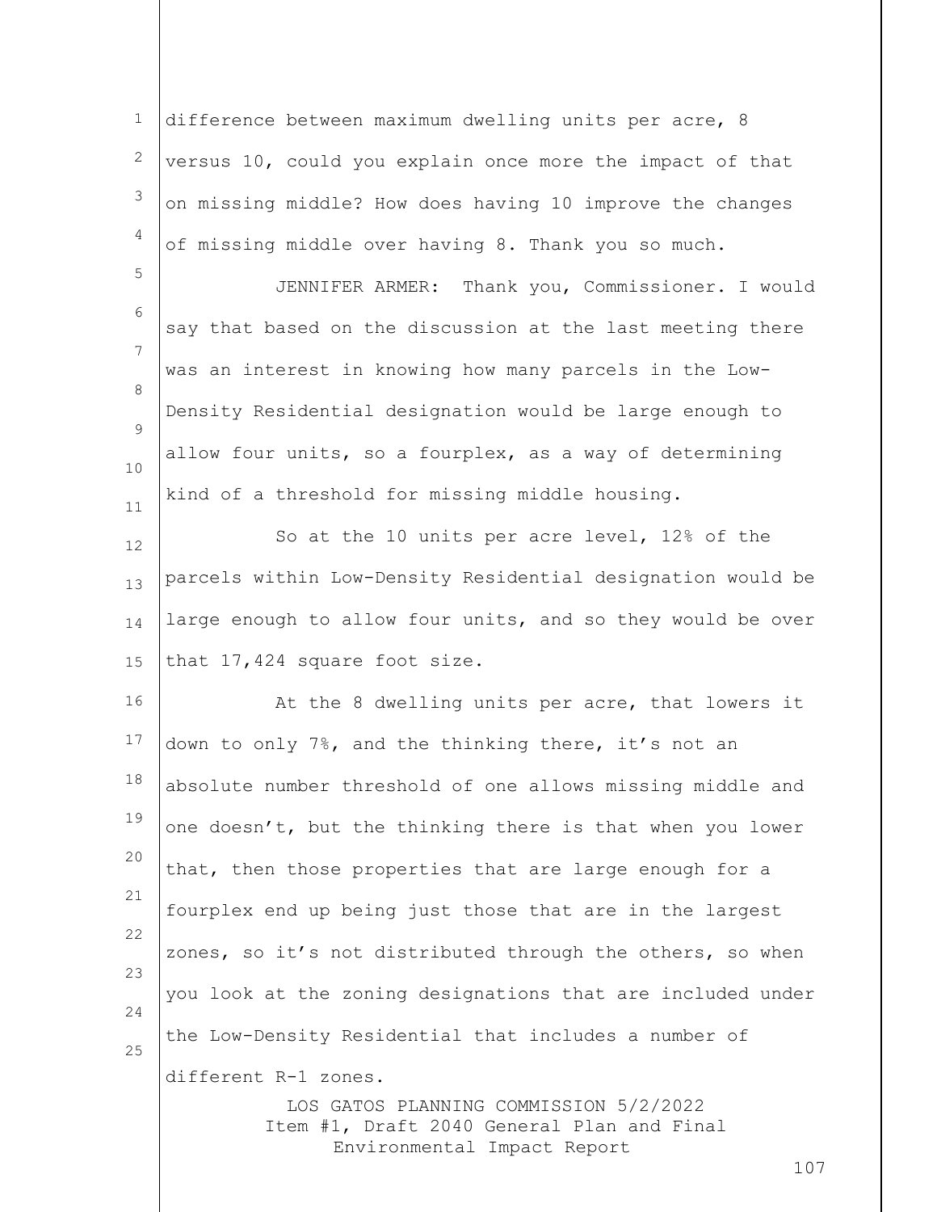difference between maximum dwelling units per acre, 8 versus 10, could you explain once more the impact of that on missing middle? How does having 10 improve the changes of missing middle over having 8. Thank you so much.

JENNIFER ARMER: Thank you, Commissioner. I would say that based on the discussion at the last meeting there was an interest in knowing how many parcels in the Low-Density Residential designation would be large enough to allow four units, so a fourplex, as a way of determining kind of a threshold for missing middle housing.

So at the 10 units per acre level, 12% of the parcels within Low-Density Residential designation would be large enough to allow four units, and so they would be over that 17,424 square foot size.

At the 8 dwelling units per acre, that lowers it down to only 7%, and the thinking there, it's not an absolute number threshold of one allows missing middle and one doesn't, but the thinking there is that when you lower that, then those properties that are large enough for a fourplex end up being just those that are in the largest zones, so it's not distributed through the others, so when you look at the zoning designations that are included under the Low-Density Residential that includes a number of different R-1 zones.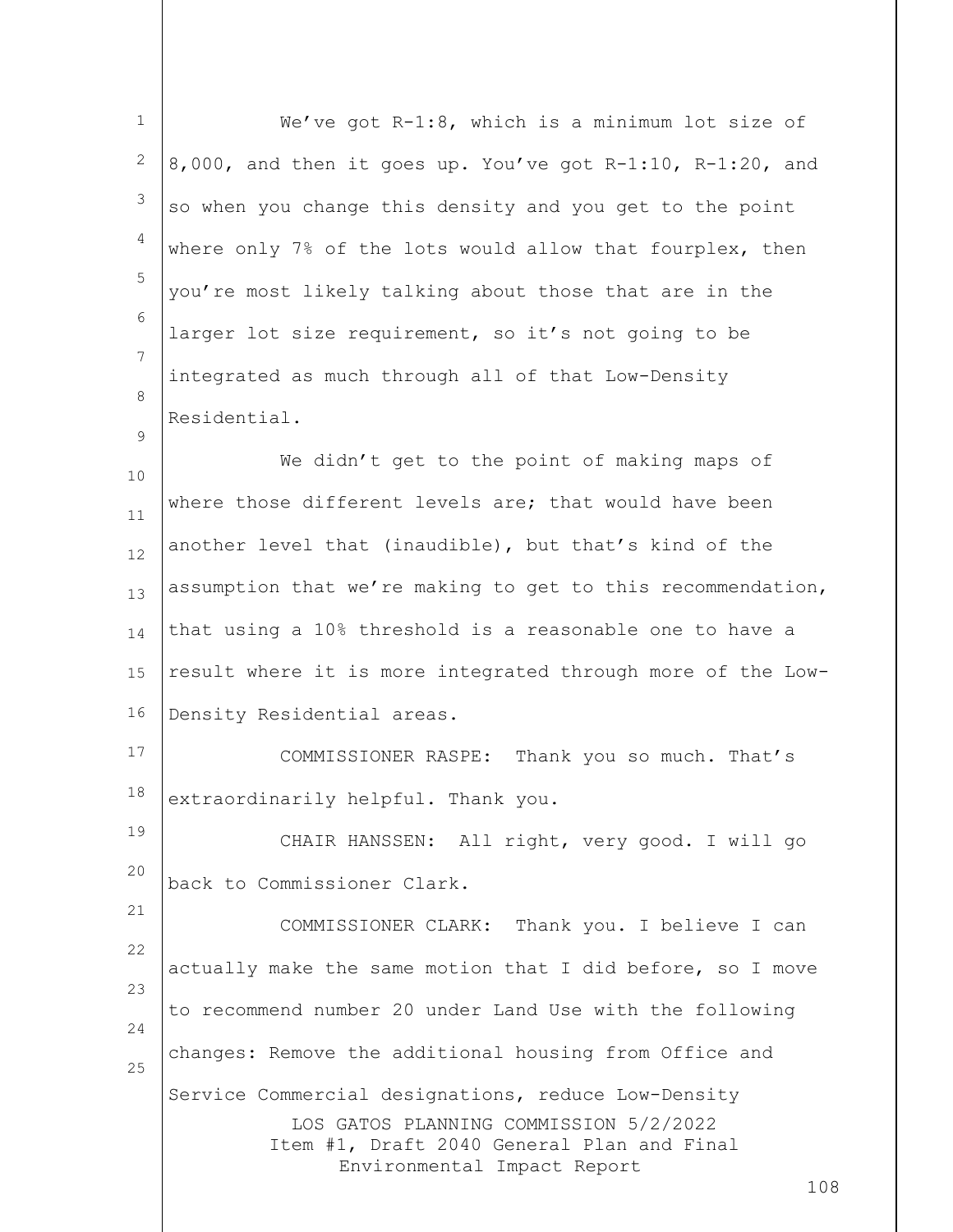We've got R-1:8, which is a minimum lot size of 8,000, and then it goes up. You've got R-1:10, R-1:20, and so when you change this density and you get to the point where only 7% of the lots would allow that fourplex, then you're most likely talking about those that are in the larger lot size requirement, so it's not going to be integrated as much through all of that Low-Density Residential.

We didn't get to the point of making maps of where those different levels are; that would have been another level that (inaudible), but that's kind of the assumption that we're making to get to this recommendation, that using a 10% threshold is a reasonable one to have a result where it is more integrated through more of the Low-Density Residential areas.

COMMISSIONER RASPE: Thank you so much. That's extraordinarily helpful. Thank you.

CHAIR HANSSEN: All right, very good. I will go back to Commissioner Clark.

COMMISSIONER CLARK: Thank you. I believe I can actually make the same motion that I did before, so I move to recommend number 20 under Land Use with the following changes: Remove the additional housing from Office and Service Commercial designations, reduce Low-Density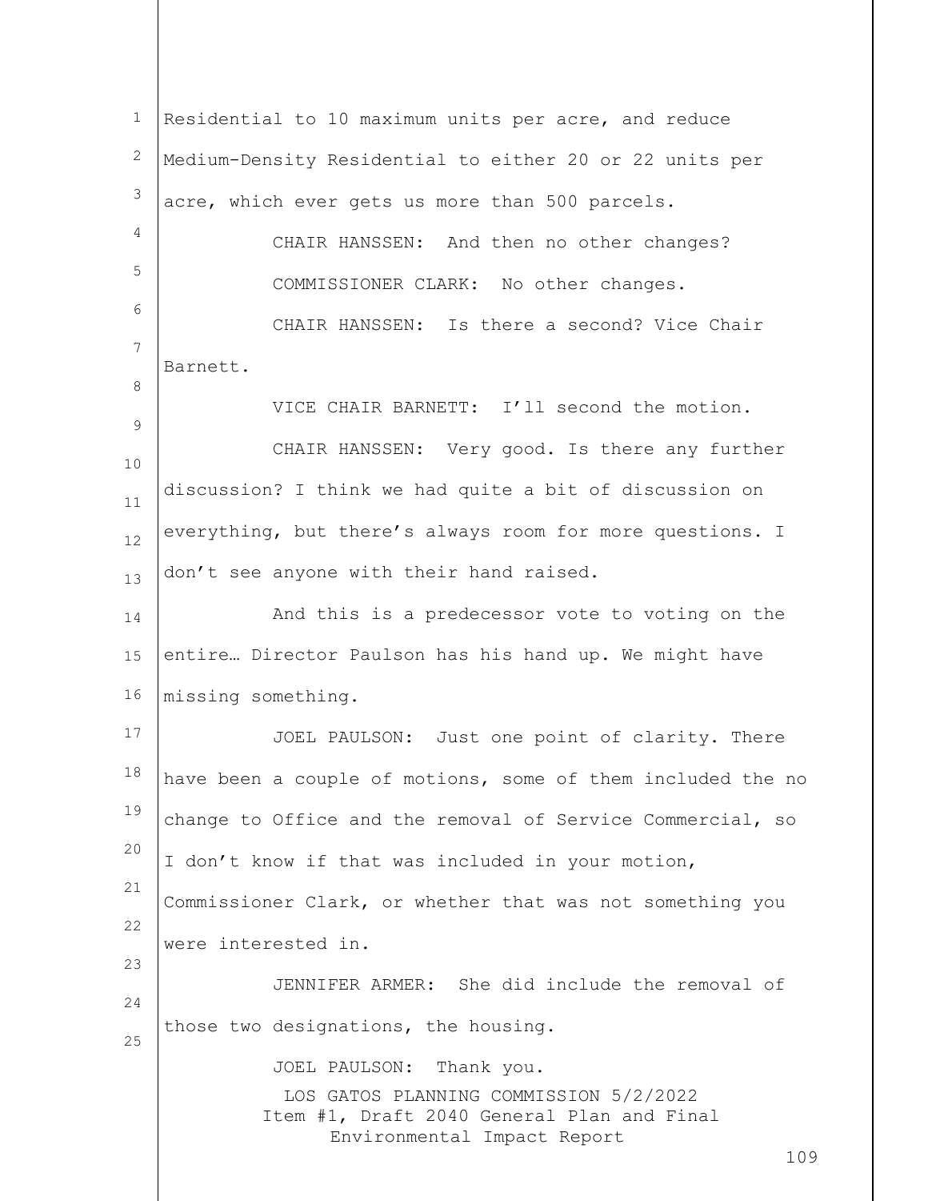Residential to 10 maximum units per acre, and reduce Medium-Density Residential to either 20 or 22 units per acre, which ever gets us more than 500 parcels.

CHAIR HANSSEN: And then no other changes?

COMMISSIONER CLARK: No other changes.

CHAIR HANSSEN: Is there a second? Vice Chair Barnett.

VICE CHAIR BARNETT: I'll second the motion.

CHAIR HANSSEN: Very good. Is there any further discussion? I think we had quite a bit of discussion on everything, but there's always room for more questions. I don't see anyone with their hand raised.

And this is a predecessor vote to voting on the entire… Director Paulson has his hand up. We might have missing something.

JOEL PAULSON: Just one point of clarity. There have been a couple of motions, some of them included the no change to Office and the removal of Service Commercial, so I don't know if that was included in your motion, Commissioner Clark, or whether that was not something you were interested in.

JENNIFER ARMER: She did include the removal of those two designations, the housing.

JOEL PAULSON: Thank you.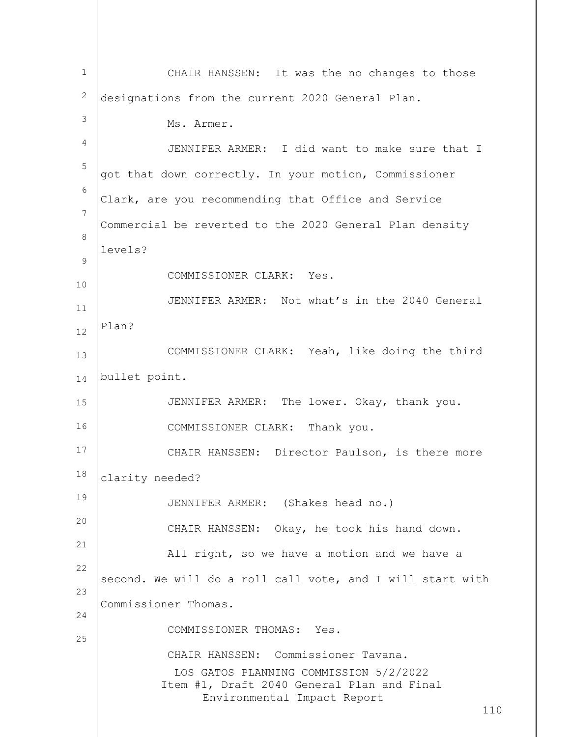CHAIR HANSSEN: It was the no changes to those designations from the current 2020 General Plan.

Ms. Armer.

JENNIFER ARMER: I did want to make sure that I got that down correctly. In your motion, Commissioner Clark, are you recommending that Office and Service Commercial be reverted to the 2020 General Plan density levels?

COMMISSIONER CLARK: Yes.

JENNIFER ARMER: Not what's in the 2040 General Plan?

COMMISSIONER CLARK: Yeah, like doing the third bullet point.

JENNIFER ARMER: The lower. Okay, thank you.

COMMISSIONER CLARK: Thank you.

CHAIR HANSSEN: Director Paulson, is there more clarity needed?

JENNIFER ARMER: (Shakes head no.)

CHAIR HANSSEN: Okay, he took his hand down.

All right, so we have a motion and we have a second. We will do a roll call vote, and I will start with Commissioner Thomas.

COMMISSIONER THOMAS: Yes.

CHAIR HANSSEN: Commissioner Tavana.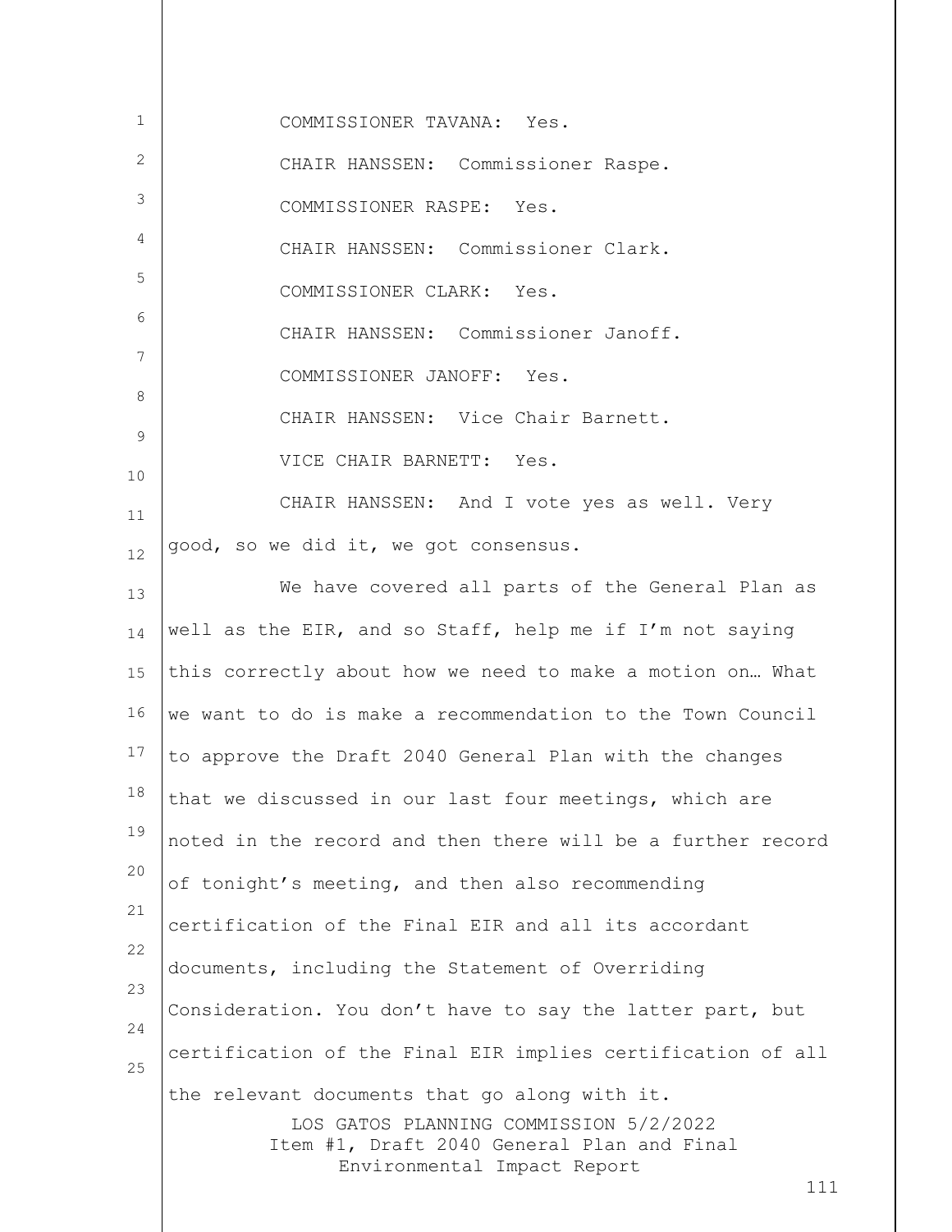COMMISSIONER TAVANA: Yes.

CHAIR HANSSEN: Commissioner Raspe.

COMMISSIONER RASPE: Yes.

CHAIR HANSSEN: Commissioner Clark.

COMMISSIONER CLARK: Yes.

CHAIR HANSSEN: Commissioner Janoff.

COMMISSIONER JANOFF: Yes.

CHAIR HANSSEN: Vice Chair Barnett.

VICE CHAIR BARNETT: Yes.

CHAIR HANSSEN: And I vote yes as well. Very good, so we did it, we got consensus.

We have covered all parts of the General Plan as well as the EIR, and so Staff, help me if I'm not saying this correctly about how we need to make a motion on… What we want to do is make a recommendation to the Town Council to approve the Draft 2040 General Plan with the changes that we discussed in our last four meetings, which are noted in the record and then there will be a further record of tonight's meeting, and then also recommending certification of the Final EIR and all its accordant documents, including the Statement of Overriding Consideration. You don't have to say the latter part, but certification of the Final EIR implies certification of all the relevant documents that go along with it.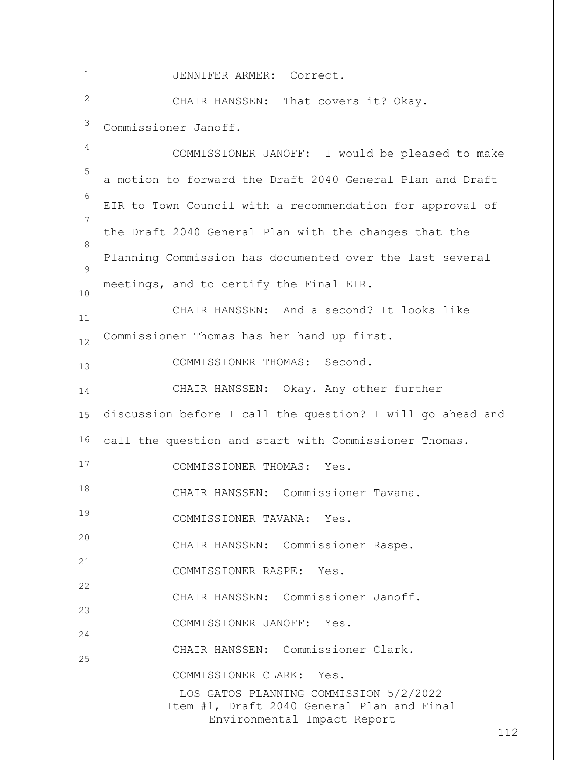JENNIFER ARMER: Correct.

CHAIR HANSSEN: That covers it? Okay. Commissioner Janoff.

COMMISSIONER JANOFF: I would be pleased to make a motion to forward the Draft 2040 General Plan and Draft EIR to Town Council with a recommendation for approval of the Draft 2040 General Plan with the changes that the Planning Commission has documented over the last several meetings, and to certify the Final EIR.

CHAIR HANSSEN: And a second? It looks like Commissioner Thomas has her hand up first.

COMMISSIONER THOMAS: Second.

CHAIR HANSSEN: Okay. Any other further discussion before I call the question? I will go ahead and call the question and start with Commissioner Thomas.

COMMISSIONER THOMAS: Yes.

CHAIR HANSSEN: Commissioner Tavana.

COMMISSIONER TAVANA: Yes.

CHAIR HANSSEN: Commissioner Raspe.

COMMISSIONER RASPE: Yes.

CHAIR HANSSEN: Commissioner Janoff.

COMMISSIONER JANOFF: Yes.

CHAIR HANSSEN: Commissioner Clark.

COMMISSIONER CLARK: Yes.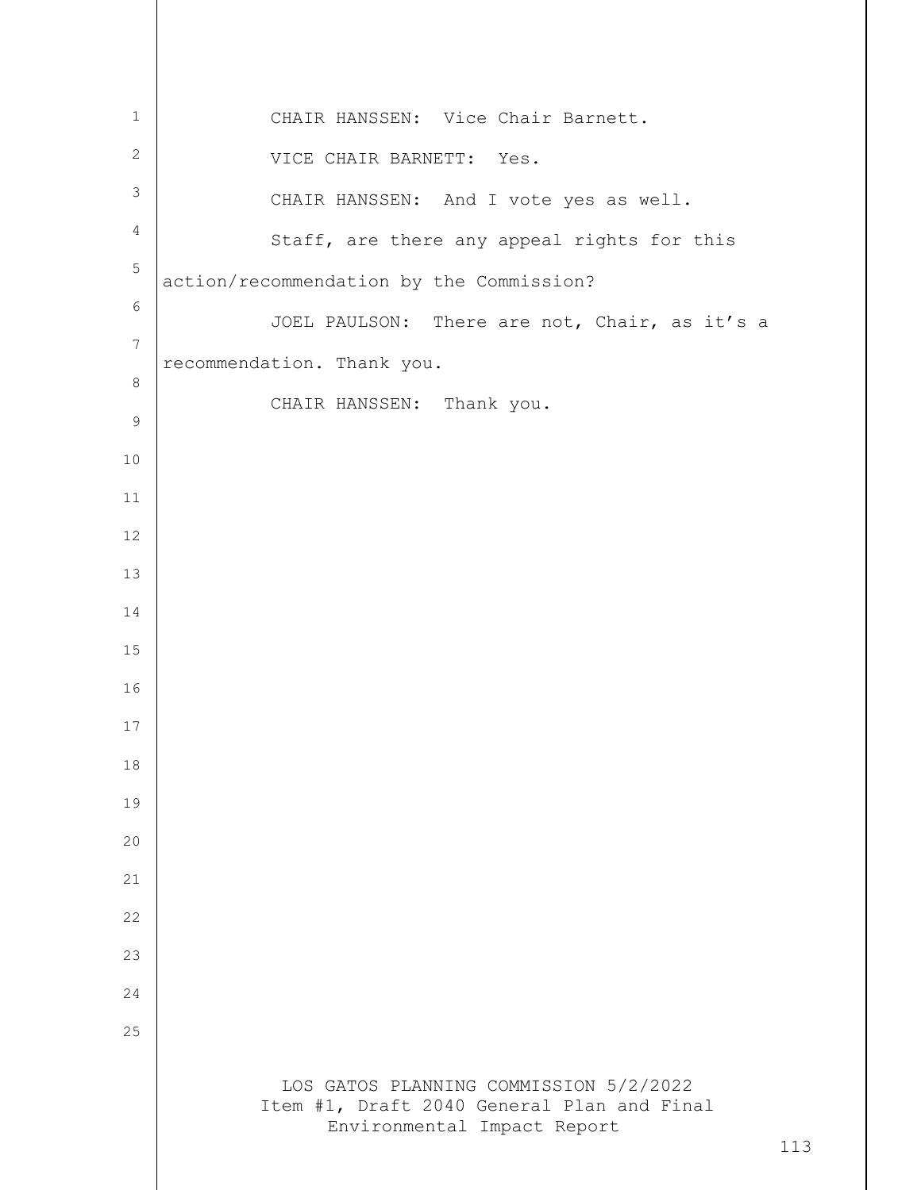CHAIR HANSSEN: Vice Chair Barnett.

VICE CHAIR BARNETT: Yes.

CHAIR HANSSEN: And I vote yes as well.

Staff, are there any appeal rights for this action/recommendation by the Commission?

JOEL PAULSON: There are not, Chair, as it's a recommendation. Thank you.

CHAIR HANSSEN: Thank you.